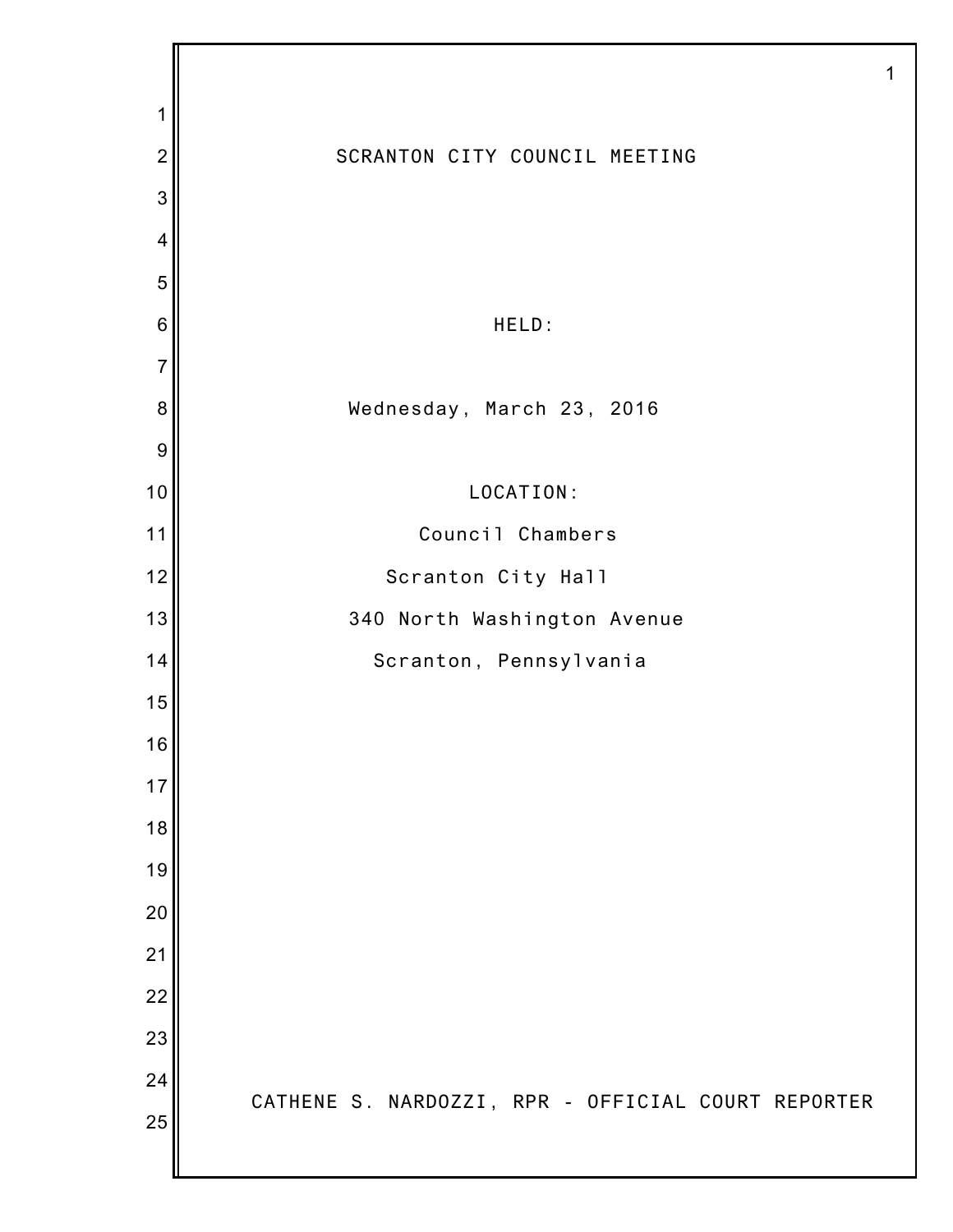# SCRANTON CITY COUNCIL MEETING

HELD:

Wednesday, March 23, 2016

LOCATION:

Council Chambers

Scranton City Hall

340 North Washington Avenue

Scranton, Pennsylvania

CATHENE S. NARDOZZI, RPR - OFFICIAL COURT REPORTER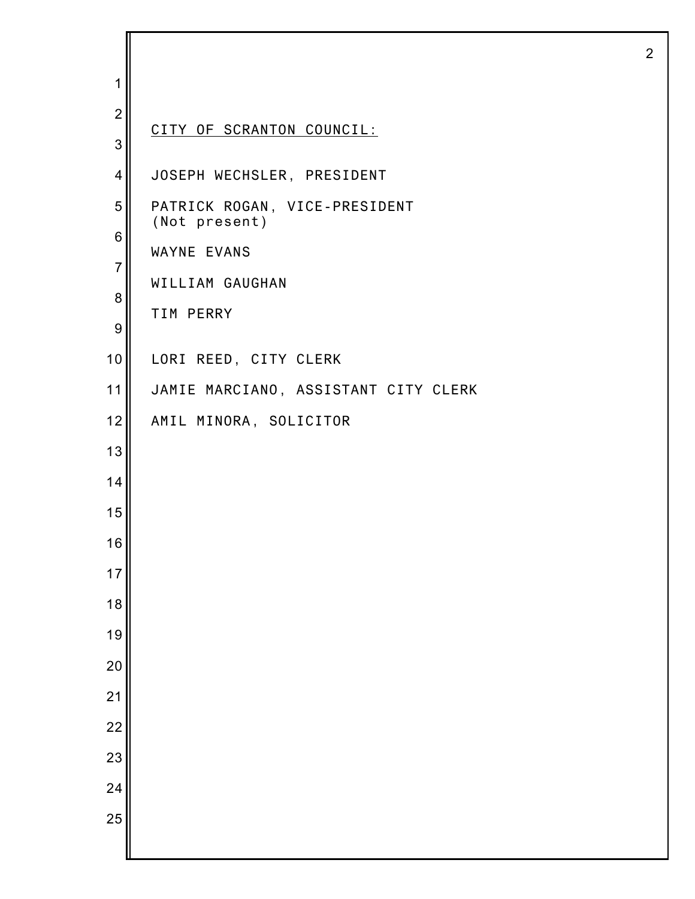CITY OF SCRANTON COUNCIL:

JOSEPH WECHSLER, PRESIDENT

PATRICK ROGAN, VICE-PRESIDENT
(Not present)

WAYNE EVANS

WILLIAM GAUGHAN

TIM PERRY

LORI REED, CITY CLERK

JAMIE MARCIANO, ASSISTANT CITY CLERK

AMIL MINORA, SOLICITOR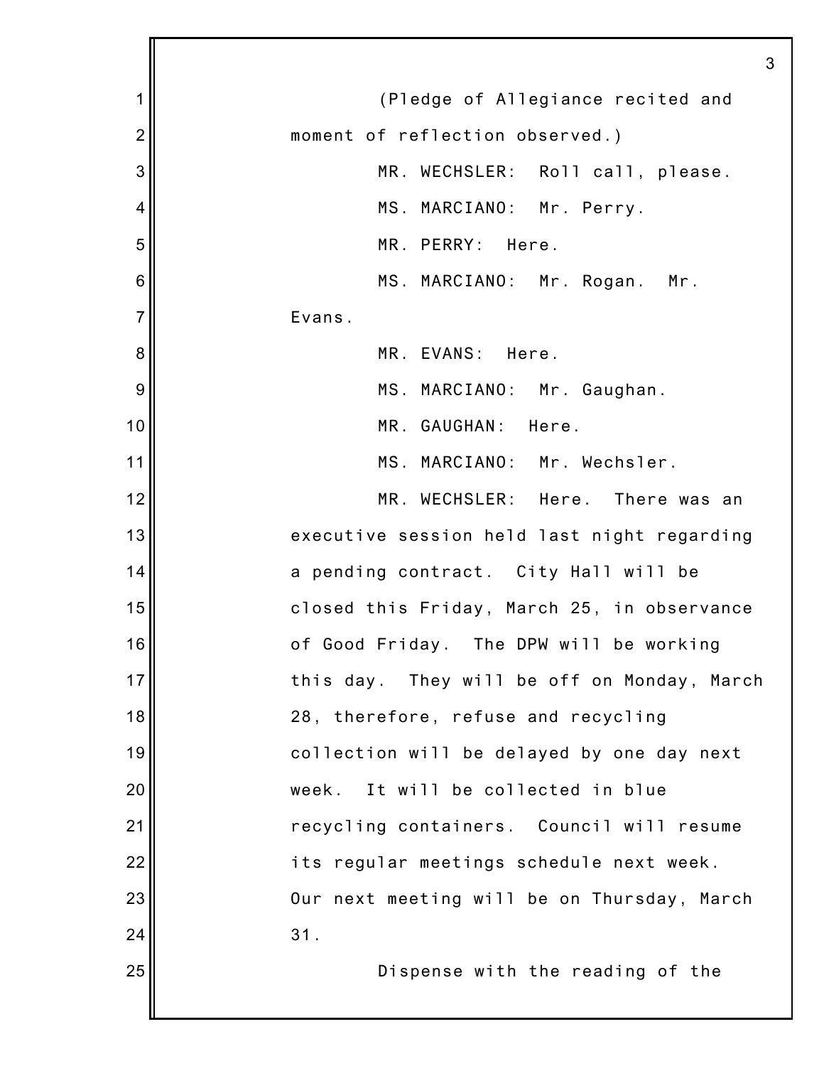(Pledge of Allegiance recited and moment of reflection observed.)

MR. WECHSLER: Roll call, please.

MS. MARCIANO: Mr. Perry.

MR. PERRY: Here.

MS. MARCIANO: Mr. Rogan. Mr. Evans.

MR. EVANS: Here.

MS. MARCIANO: Mr. Gaughan.

MR. GAUGHAN: Here.

MS. MARCIANO: Mr. Wechsler.

MR. WECHSLER: Here. There was an executive session held last night regarding a pending contract. City Hall will be closed this Friday, March 25, in observance of Good Friday. The DPW will be working this day. They will be off on Monday, March 28, therefore, refuse and recycling collection will be delayed by one day next week. It will be collected in blue recycling containers. Council will resume its regular meetings schedule next week. Our next meeting will be on Thursday, March 31.

Dispense with the reading of the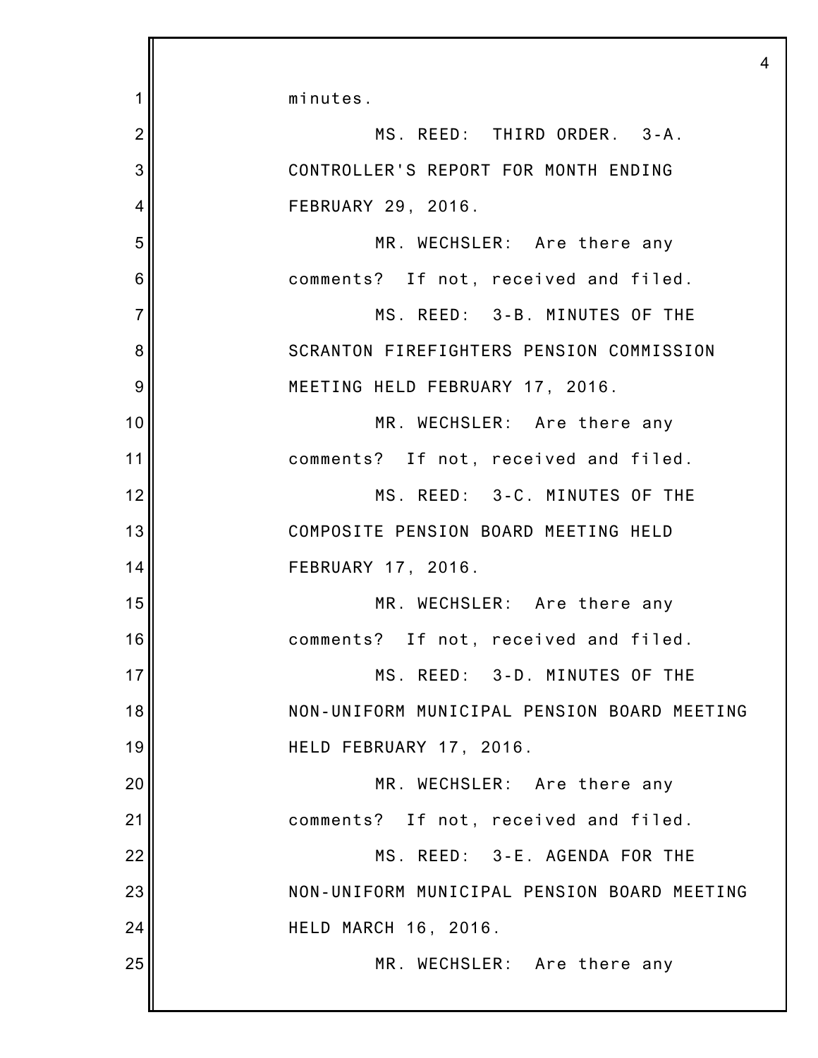minutes.

MS. REED: THIRD ORDER. 3-A. CONTROLLER'S REPORT FOR MONTH ENDING FEBRUARY 29, 2016.

MR. WECHSLER: Are there any comments? If not, received and filed.

MS. REED: 3-B. MINUTES OF THE SCRANTON FIREFIGHTERS PENSION COMMISSION MEETING HELD FEBRUARY 17, 2016.

MR. WECHSLER: Are there any comments? If not, received and filed.

MS. REED: 3-C. MINUTES OF THE COMPOSITE PENSION BOARD MEETING HELD FEBRUARY 17, 2016.

MR. WECHSLER: Are there any comments? If not, received and filed.

MS. REED: 3-D. MINUTES OF THE NON-UNIFORM MUNICIPAL PENSION BOARD MEETING HELD FEBRUARY 17, 2016.

MR. WECHSLER: Are there any comments? If not, received and filed.

MS. REED: 3-E. AGENDA FOR THE NON-UNIFORM MUNICIPAL PENSION BOARD MEETING HELD MARCH 16, 2016.

MR. WECHSLER: Are there any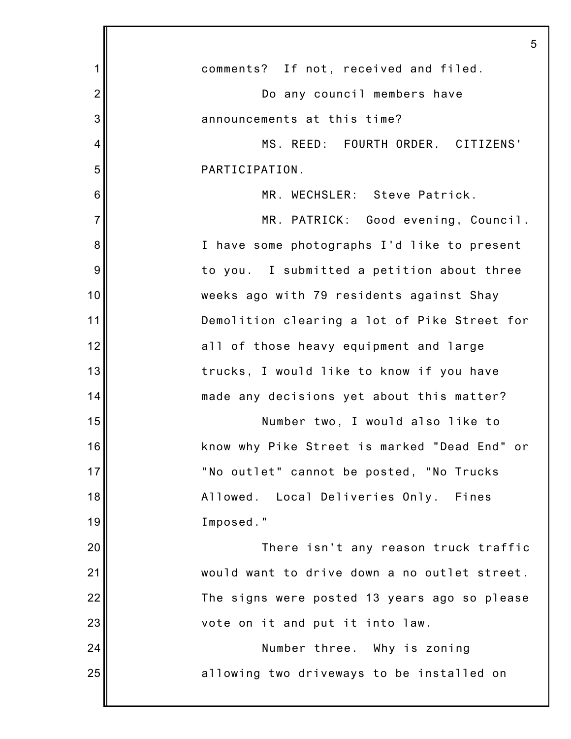comments? If not, received and filed.

Do any council members have announcements at this time?

MS. REED: FOURTH ORDER. CITIZENS' PARTICIPATION.

MR. WECHSLER: Steve Patrick.

MR. PATRICK: Good evening, Council. I have some photographs I'd like to present to you. I submitted a petition about three weeks ago with 79 residents against Shay Demolition clearing a lot of Pike Street for all of those heavy equipment and large trucks, I would like to know if you have made any decisions yet about this matter?

Number two, I would also like to know why Pike Street is marked "Dead End" or "No outlet" cannot be posted, "No Trucks Allowed. Local Deliveries Only. Fines Imposed."

There isn't any reason truck traffic would want to drive down a no outlet street. The signs were posted 13 years ago so please vote on it and put it into law.

Number three. Why is zoning allowing two driveways to be installed on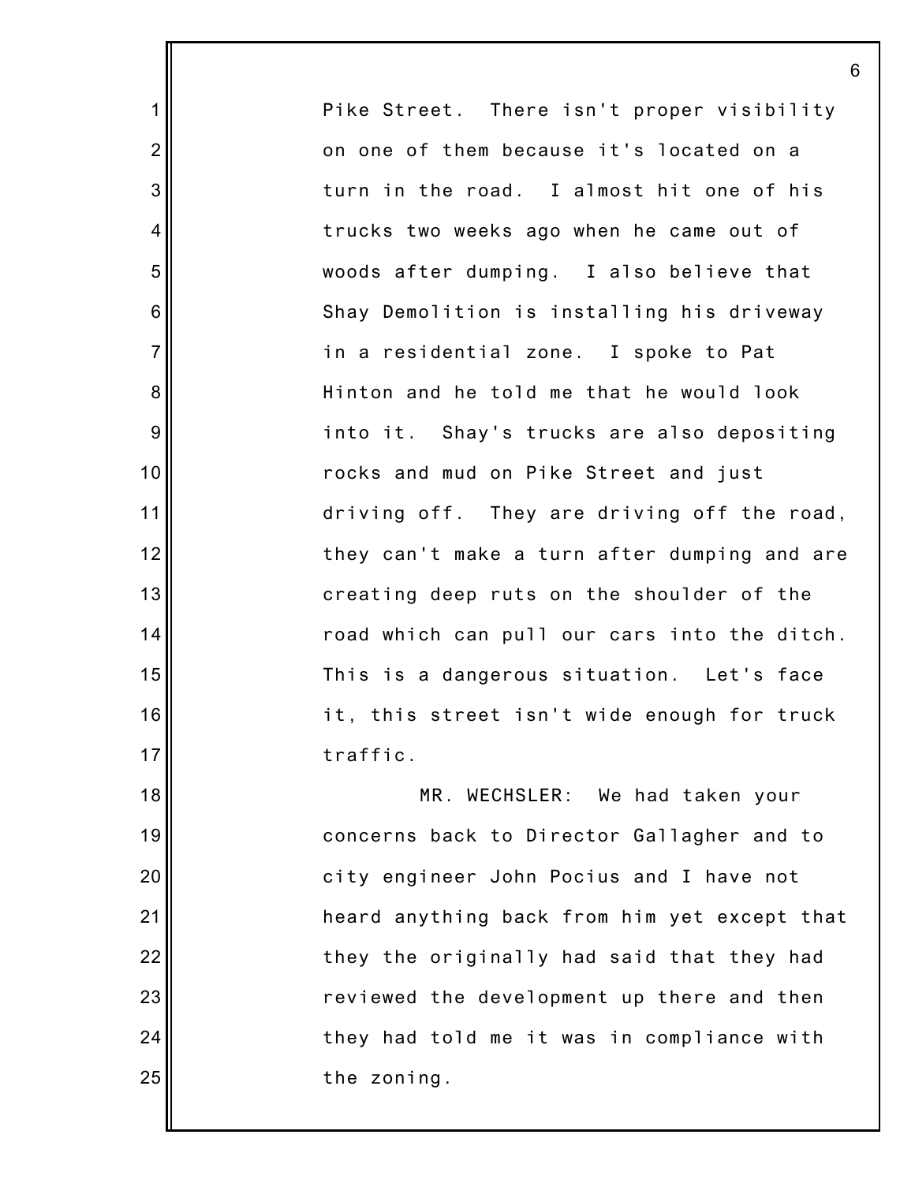Pike Street. There isn't proper visibility on one of them because it's located on a turn in the road. I almost hit one of his trucks two weeks ago when he came out of woods after dumping. I also believe that Shay Demolition is installing his driveway in a residential zone. I spoke to Pat Hinton and he told me that he would look into it. Shay's trucks are also depositing rocks and mud on Pike Street and just driving off. They are driving off the road, they can't make a turn after dumping and are creating deep ruts on the shoulder of the road which can pull our cars into the ditch. This is a dangerous situation. Let's face it, this street isn't wide enough for truck traffic.

MR. WECHSLER: We had taken your concerns back to Director Gallagher and to city engineer John Pocius and I have not heard anything back from him yet except that they the originally had said that they had reviewed the development up there and then they had told me it was in compliance with the zoning.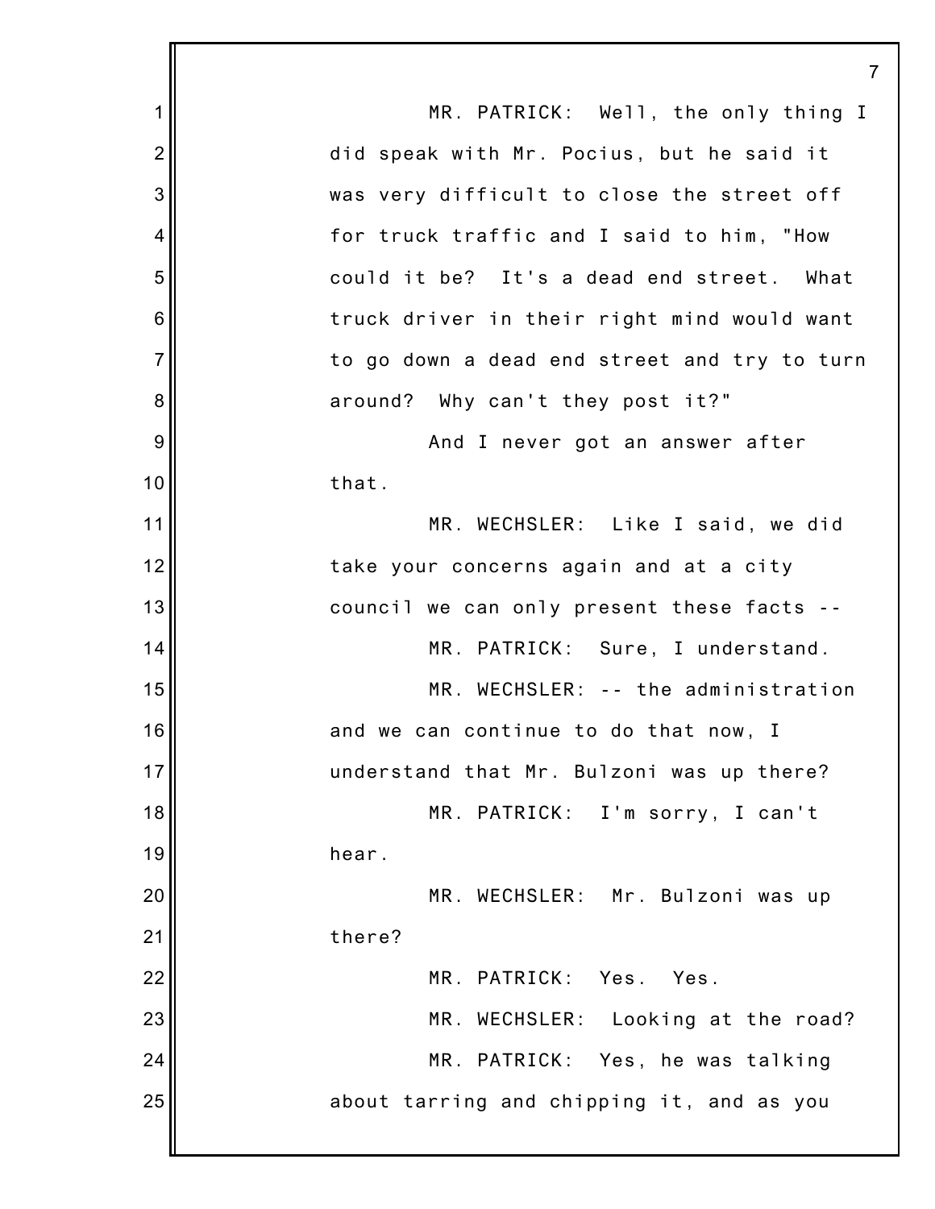MR. PATRICK: Well, the only thing I did speak with Mr. Pocius, but he said it was very difficult to close the street off for truck traffic and I said to him, "How could it be? It's a dead end street. What truck driver in their right mind would want to go down a dead end street and try to turn around? Why can't they post it?"

And I never got an answer after that.

MR. WECHSLER: Like I said, we did take your concerns again and at a city council we can only present these facts --

MR. PATRICK: Sure, I understand.

MR. WECHSLER: -- the administration and we can continue to do that now, I understand that Mr. Bulzoni was up there?

MR. PATRICK: I'm sorry, I can't hear.

MR. WECHSLER: Mr. Bulzoni was up there?

MR. PATRICK: Yes. Yes.

MR. WECHSLER: Looking at the road?

MR. PATRICK: Yes, he was talking about tarring and chipping it, and as you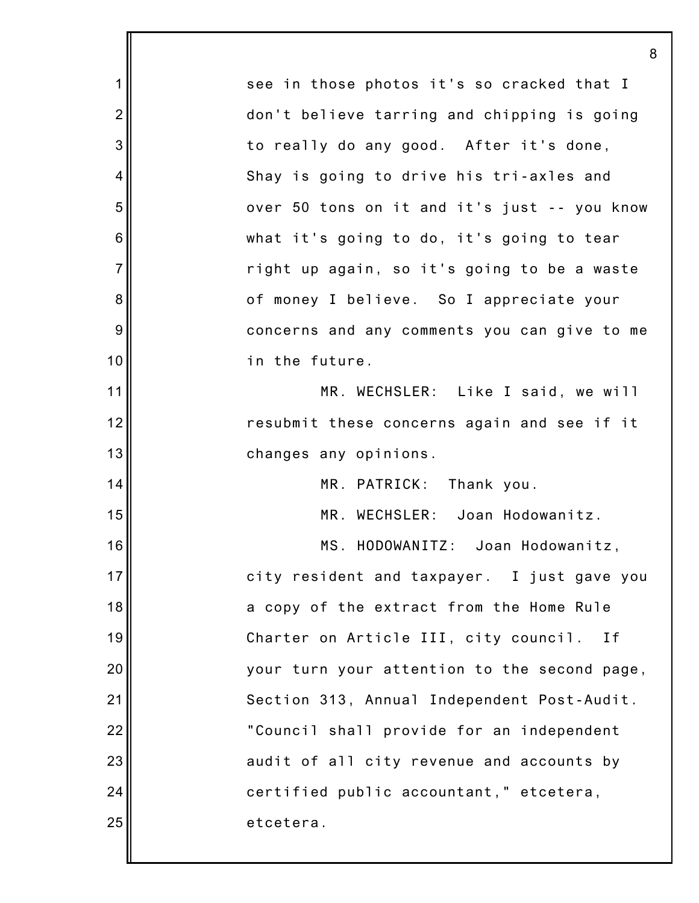see in those photos it's so cracked that I don't believe tarring and chipping is going to really do any good. After it's done, Shay is going to drive his tri-axles and over 50 tons on it and it's just -- you know what it's going to do, it's going to tear right up again, so it's going to be a waste of money I believe. So I appreciate your concerns and any comments you can give to me in the future.

MR. WECHSLER: Like I said, we will resubmit these concerns again and see if it changes any opinions.

MR. PATRICK: Thank you.

MR. WECHSLER: Joan Hodowanitz.

MS. HODOWANITZ: Joan Hodowanitz, city resident and taxpayer. I just gave you a copy of the extract from the Home Rule Charter on Article III, city council. If your turn your attention to the second page, Section 313, Annual Independent Post-Audit. "Council shall provide for an independent audit of all city revenue and accounts by certified public accountant," etcetera, etcetera.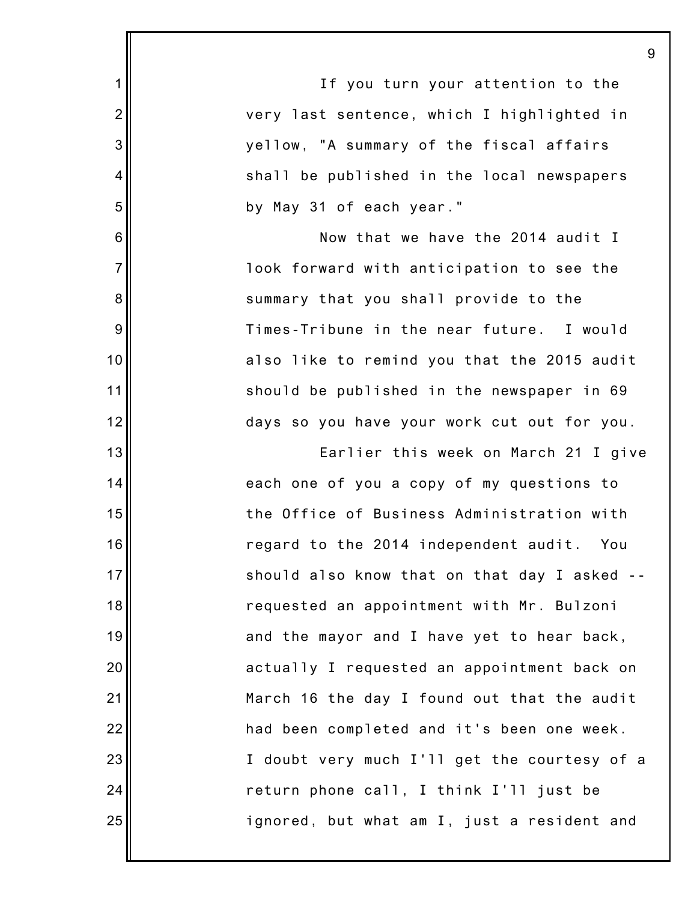If you turn your attention to the very last sentence, which I highlighted in yellow, "A summary of the fiscal affairs shall be published in the local newspapers by May 31 of each year."

Now that we have the 2014 audit I look forward with anticipation to see the summary that you shall provide to the Times-Tribune in the near future. I would also like to remind you that the 2015 audit should be published in the newspaper in 69 days so you have your work cut out for you.

Earlier this week on March 21 I give each one of you a copy of my questions to the Office of Business Administration with regard to the 2014 independent audit. You should also know that on that day I asked -- requested an appointment with Mr. Bulzoni and the mayor and I have yet to hear back, actually I requested an appointment back on March 16 the day I found out that the audit had been completed and it's been one week. I doubt very much I'll get the courtesy of a return phone call, I think I'll just be ignored, but what am I, just a resident and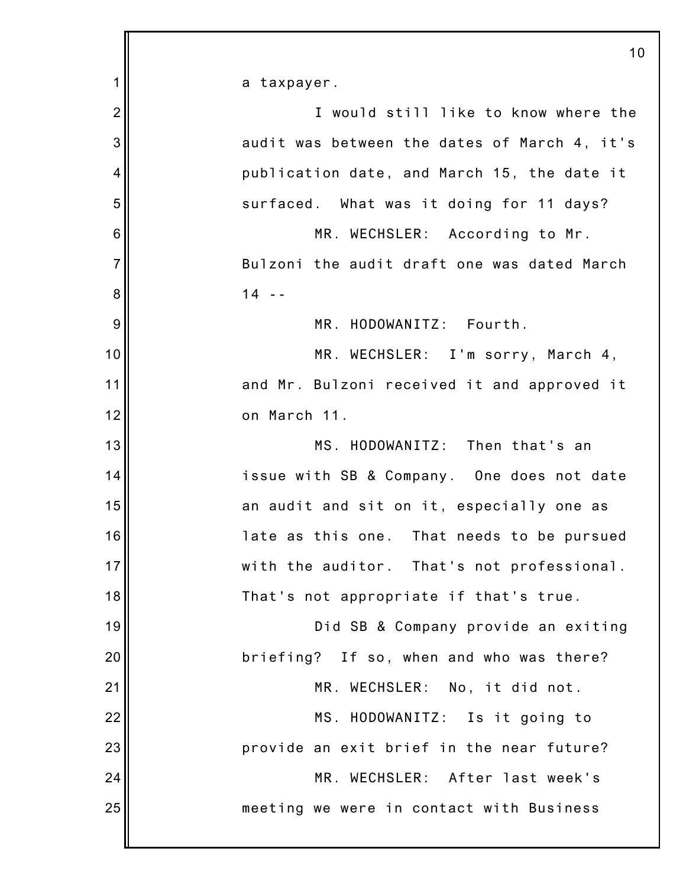a taxpayer.

I would still like to know where the audit was between the dates of March 4, it's publication date, and March 15, the date it surfaced. What was it doing for 11 days?

MR. WECHSLER: According to Mr. Bulzoni the audit draft one was dated March 14 --

MR. HODOWANITZ: Fourth.

MR. WECHSLER: I'm sorry, March 4, and Mr. Bulzoni received it and approved it on March 11.

MS. HODOWANITZ: Then that's an issue with SB & Company. One does not date an audit and sit on it, especially one as late as this one. That needs to be pursued with the auditor. That's not professional. That's not appropriate if that's true.

Did SB & Company provide an exiting briefing? If so, when and who was there?

MR. WECHSLER: No, it did not.

MS. HODOWANITZ: Is it going to provide an exit brief in the near future?

MR. WECHSLER: After last week's meeting we were in contact with Business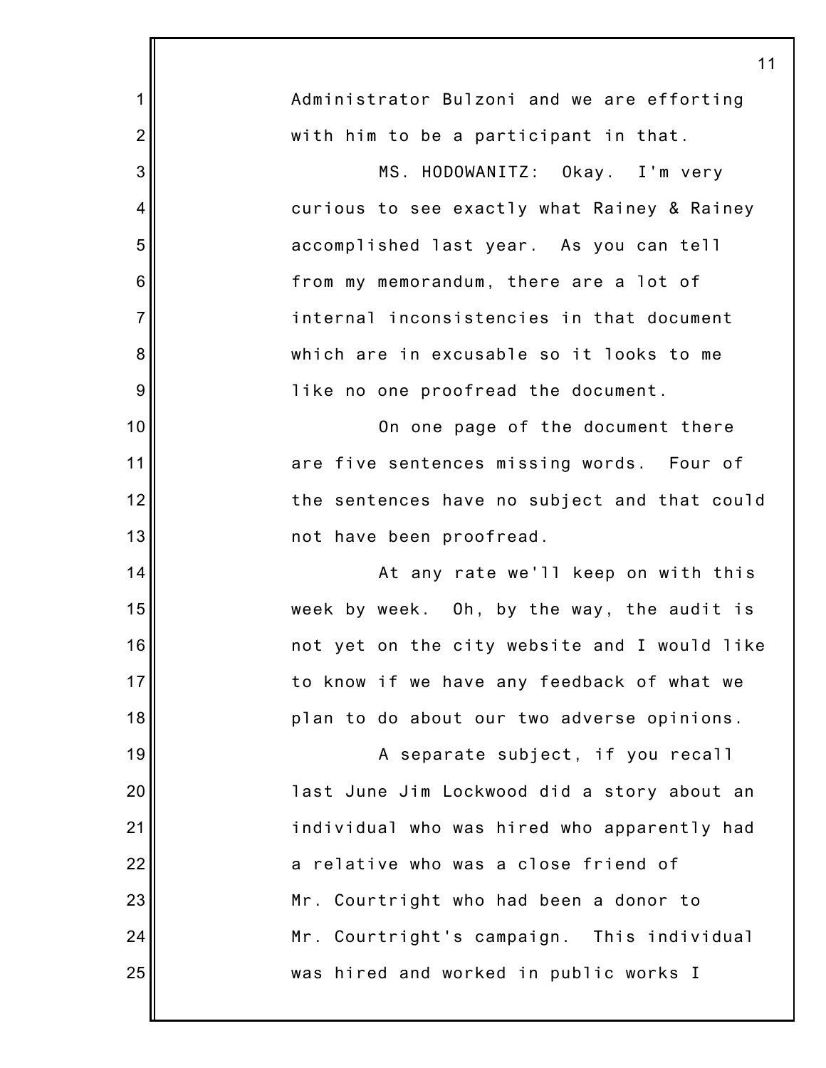Administrator Bulzoni and we are efforting with him to be a participant in that.

MS. HODOWANITZ: Okay. I'm very curious to see exactly what Rainey & Rainey accomplished last year. As you can tell from my memorandum, there are a lot of internal inconsistencies in that document which are in excusable so it looks to me like no one proofread the document.

On one page of the document there are five sentences missing words. Four of the sentences have no subject and that could not have been proofread.

At any rate we'll keep on with this week by week. Oh, by the way, the audit is not yet on the city website and I would like to know if we have any feedback of what we plan to do about our two adverse opinions.

A separate subject, if you recall last June Jim Lockwood did a story about an individual who was hired who apparently had a relative who was a close friend of Mr. Courtright who had been a donor to Mr. Courtright's campaign. This individual was hired and worked in public works I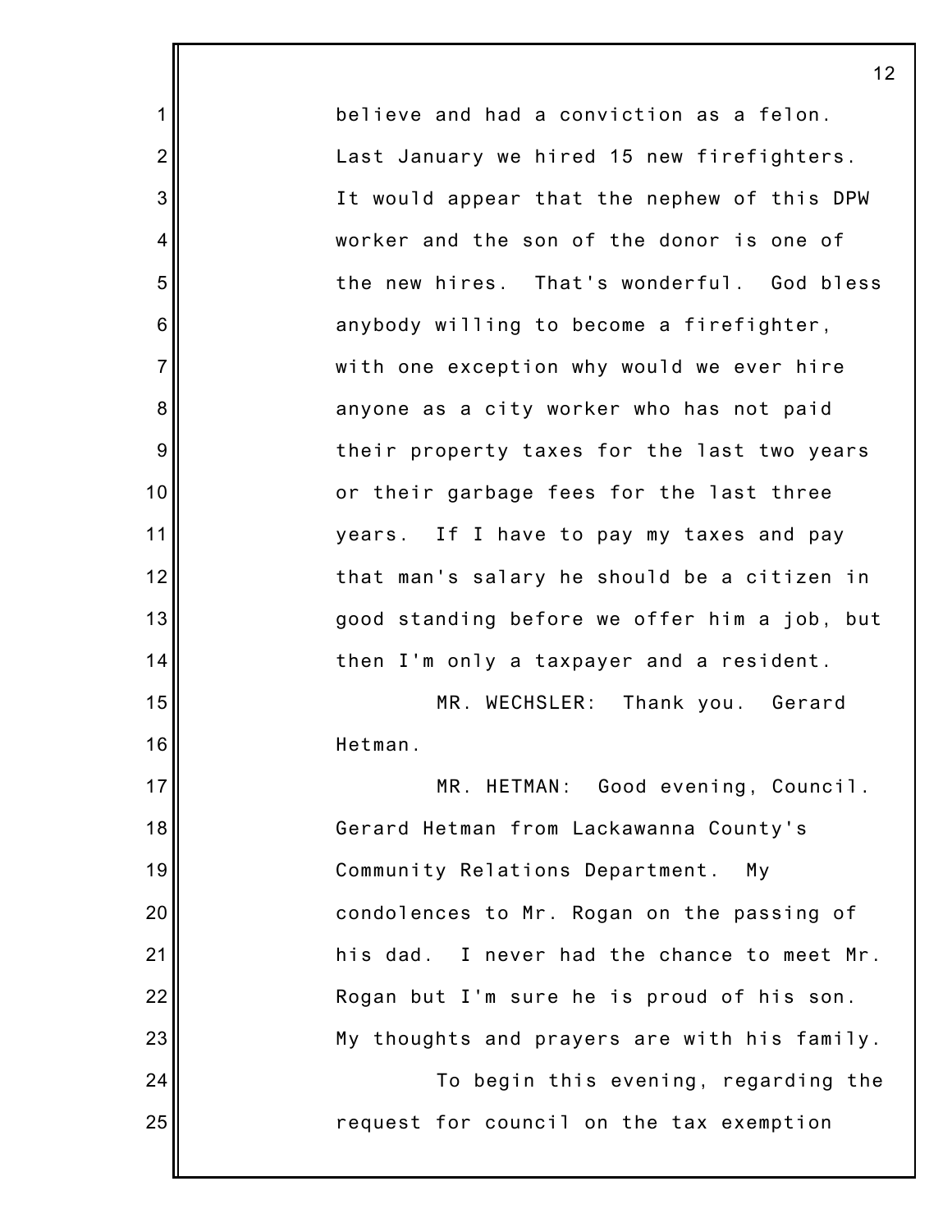believe and had a conviction as a felon. Last January we hired 15 new firefighters. It would appear that the nephew of this DPW worker and the son of the donor is one of the new hires. That's wonderful. God bless anybody willing to become a firefighter, with one exception why would we ever hire anyone as a city worker who has not paid their property taxes for the last two years or their garbage fees for the last three years. If I have to pay my taxes and pay that man's salary he should be a citizen in good standing before we offer him a job, but then I'm only a taxpayer and a resident.

MR. WECHSLER: Thank you. Gerard Hetman.

MR. HETMAN: Good evening, Council. Gerard Hetman from Lackawanna County's Community Relations Department. My condolences to Mr. Rogan on the passing of his dad. I never had the chance to meet Mr. Rogan but I'm sure he is proud of his son. My thoughts and prayers are with his family.

To begin this evening, regarding the request for council on the tax exemption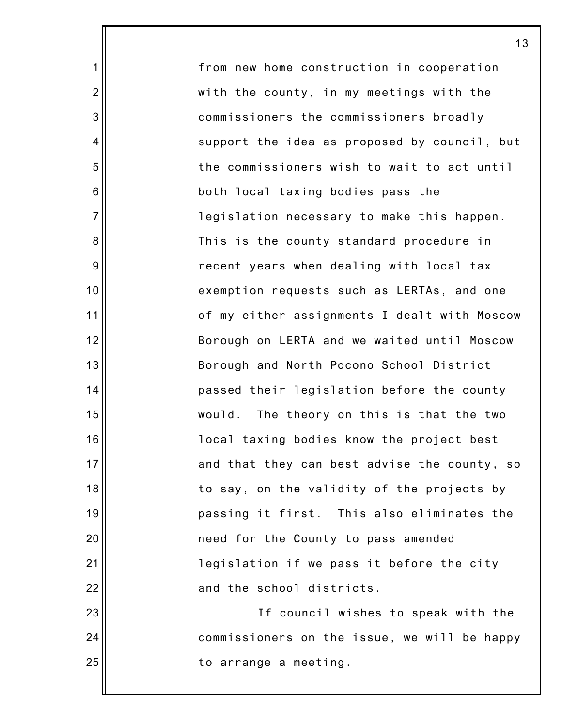from new home construction in cooperation with the county, in my meetings with the commissioners the commissioners broadly support the idea as proposed by council, but the commissioners wish to wait to act until both local taxing bodies pass the legislation necessary to make this happen. This is the county standard procedure in recent years when dealing with local tax exemption requests such as LERTAs, and one of my either assignments I dealt with Moscow Borough on LERTA and we waited until Moscow Borough and North Pocono School District passed their legislation before the county would. The theory on this is that the two local taxing bodies know the project best and that they can best advise the county, so to say, on the validity of the projects by passing it first. This also eliminates the need for the County to pass amended legislation if we pass it before the city and the school districts.

If council wishes to speak with the commissioners on the issue, we will be happy to arrange a meeting.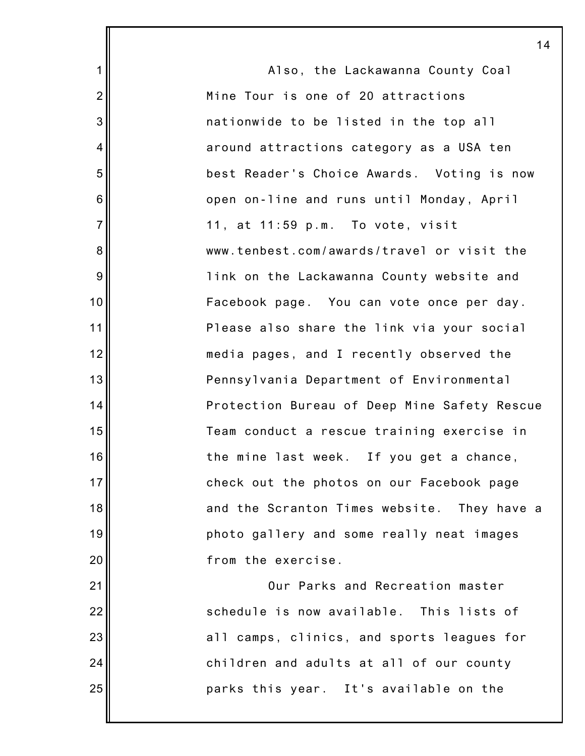Also, the Lackawanna County Coal Mine Tour is one of 20 attractions nationwide to be listed in the top all around attractions category as a USA ten best Reader's Choice Awards. Voting is now open on-line and runs until Monday, April 11, at 11:59 p.m. To vote, visit www.tenbest.com/awards/travel or visit the link on the Lackawanna County website and Facebook page. You can vote once per day. Please also share the link via your social media pages, and I recently observed the Pennsylvania Department of Environmental Protection Bureau of Deep Mine Safety Rescue Team conduct a rescue training exercise in the mine last week. If you get a chance, check out the photos on our Facebook page and the Scranton Times website. They have a photo gallery and some really neat images from the exercise.

Our Parks and Recreation master schedule is now available. This lists of all camps, clinics, and sports leagues for children and adults at all of our county parks this year. It's available on the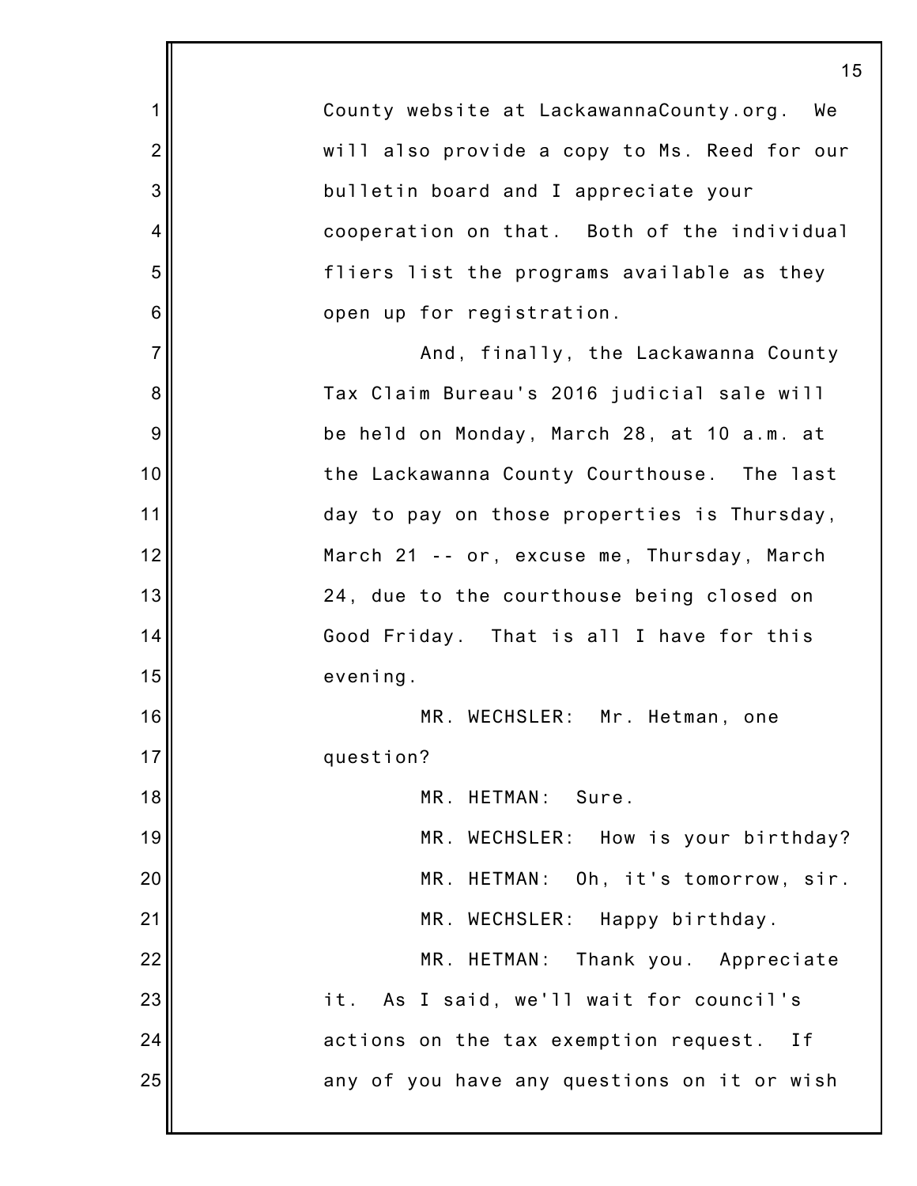County website at LackawannaCounty.org. We will also provide a copy to Ms. Reed for our bulletin board and I appreciate your cooperation on that. Both of the individual fliers list the programs available as they open up for registration.

And, finally, the Lackawanna County Tax Claim Bureau's 2016 judicial sale will be held on Monday, March 28, at 10 a.m. at the Lackawanna County Courthouse. The last day to pay on those properties is Thursday, March 21 -- or, excuse me, Thursday, March 24, due to the courthouse being closed on Good Friday. That is all I have for this evening.

MR. WECHSLER: Mr. Hetman, one question?

MR. HETMAN: Sure.

MR. WECHSLER: How is your birthday?

MR. HETMAN: Oh, it's tomorrow, sir.

MR. WECHSLER: Happy birthday.

MR. HETMAN: Thank you. Appreciate it. As I said, we'll wait for council's actions on the tax exemption request. If any of you have any questions on it or wish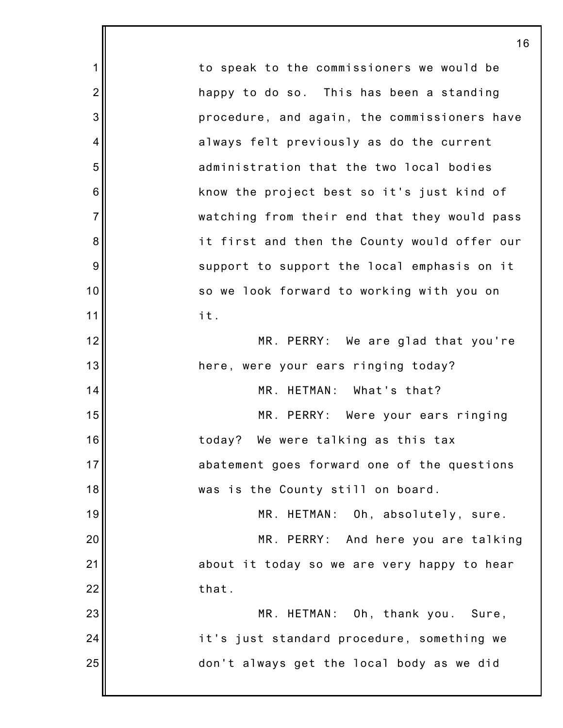to speak to the commissioners we would be happy to do so. This has been a standing procedure, and again, the commissioners have always felt previously as do the current administration that the two local bodies know the project best so it's just kind of watching from their end that they would pass it first and then the County would offer our support to support the local emphasis on it so we look forward to working with you on it.

MR. PERRY: We are glad that you're here, were your ears ringing today?

MR. HETMAN: What's that?

MR. PERRY: Were your ears ringing today? We were talking as this tax abatement goes forward one of the questions was is the County still on board.

MR. HETMAN: Oh, absolutely, sure.

MR. PERRY: And here you are talking about it today so we are very happy to hear that.

MR. HETMAN: Oh, thank you. Sure, it's just standard procedure, something we don't always get the local body as we did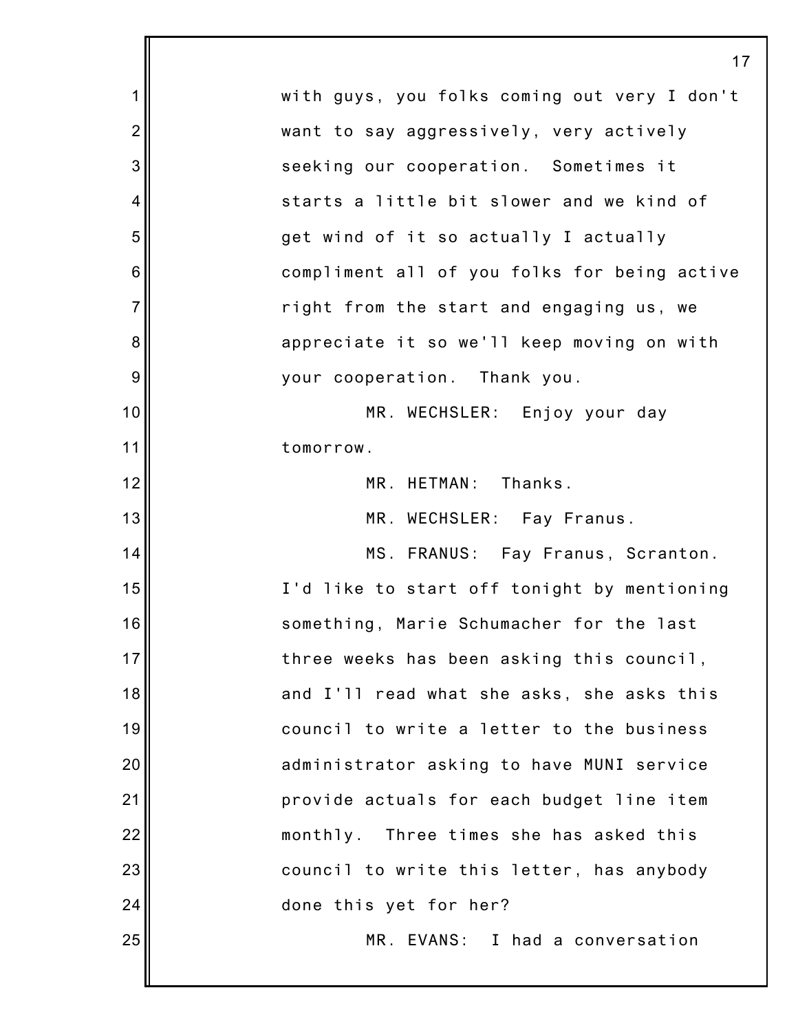with guys, you folks coming out very I don't want to say aggressively, very actively seeking our cooperation. Sometimes it starts a little bit slower and we kind of get wind of it so actually I actually compliment all of you folks for being active right from the start and engaging us, we appreciate it so we'll keep moving on with your cooperation. Thank you.

MR. WECHSLER: Enjoy your day tomorrow.

MR. HETMAN: Thanks.

MR. WECHSLER: Fay Franus.

MS. FRANUS: Fay Franus, Scranton. I'd like to start off tonight by mentioning something, Marie Schumacher for the last three weeks has been asking this council, and I'll read what she asks, she asks this council to write a letter to the business administrator asking to have MUNI service provide actuals for each budget line item monthly. Three times she has asked this council to write this letter, has anybody done this yet for her?

MR. EVANS: I had a conversation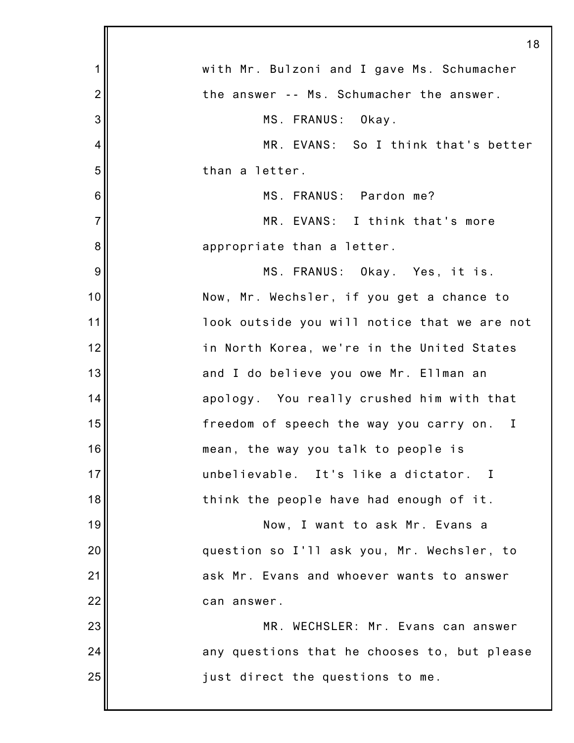with Mr. Bulzoni and I gave Ms. Schumacher the answer -- Ms. Schumacher the answer.

MS. FRANUS: Okay.

MR. EVANS: So I think that's better than a letter.

MS. FRANUS: Pardon me?

MR. EVANS: I think that's more appropriate than a letter.

MS. FRANUS: Okay. Yes, it is. Now, Mr. Wechsler, if you get a chance to look outside you will notice that we are not in North Korea, we're in the United States and I do believe you owe Mr. Ellman an apology. You really crushed him with that freedom of speech the way you carry on. I mean, the way you talk to people is unbelievable. It's like a dictator. I think the people have had enough of it.

Now, I want to ask Mr. Evans a question so I'll ask you, Mr. Wechsler, to ask Mr. Evans and whoever wants to answer can answer.

MR. WECHSLER: Mr. Evans can answer any questions that he chooses to, but please just direct the questions to me.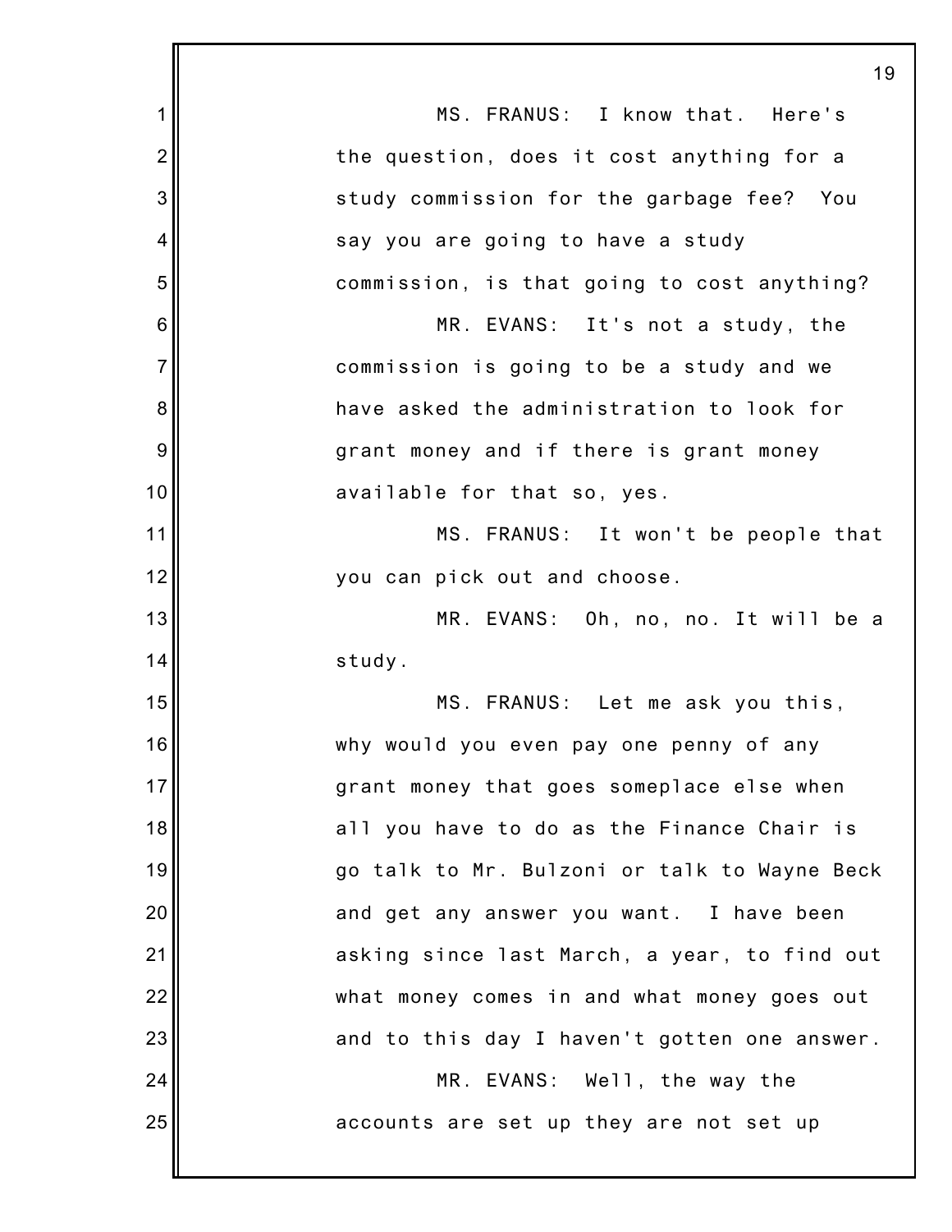MS. FRANUS: I know that. Here's the question, does it cost anything for a study commission for the garbage fee? You say you are going to have a study commission, is that going to cost anything?

MR. EVANS: It's not a study, the commission is going to be a study and we have asked the administration to look for grant money and if there is grant money available for that so, yes.

MS. FRANUS: It won't be people that you can pick out and choose.

MR. EVANS: Oh, no, no. It will be a study.

MS. FRANUS: Let me ask you this, why would you even pay one penny of any grant money that goes someplace else when all you have to do as the Finance Chair is go talk to Mr. Bulzoni or talk to Wayne Beck and get any answer you want. I have been asking since last March, a year, to find out what money comes in and what money goes out and to this day I haven't gotten one answer.

MR. EVANS: Well, the way the accounts are set up they are not set up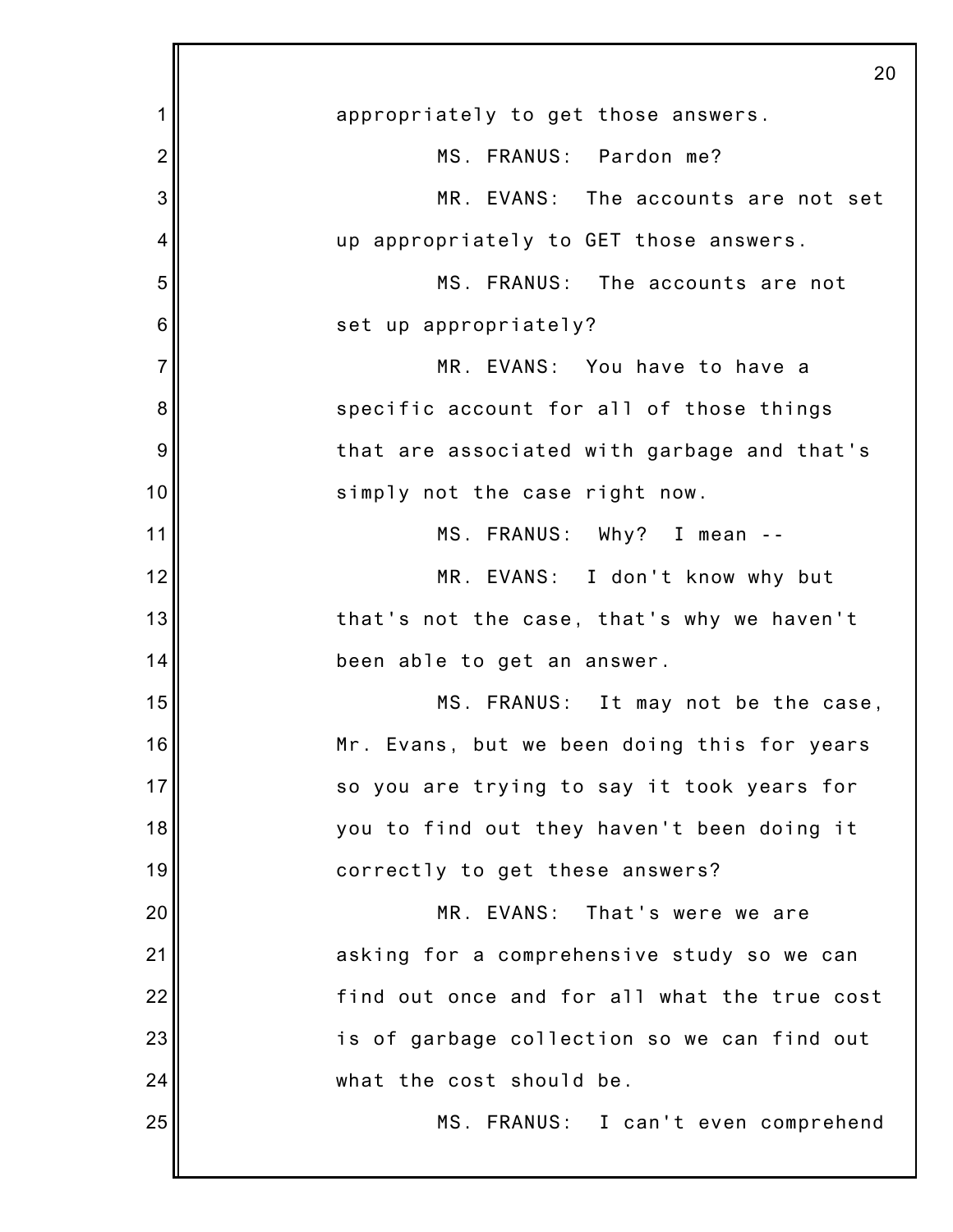appropriately to get those answers.

MS. FRANUS: Pardon me?

MR. EVANS: The accounts are not set up appropriately to GET those answers.

MS. FRANUS: The accounts are not set up appropriately?

MR. EVANS: You have to have a specific account for all of those things that are associated with garbage and that's simply not the case right now.

MS. FRANUS: Why? I mean --

MR. EVANS: I don't know why but that's not the case, that's why we haven't been able to get an answer.

MS. FRANUS: It may not be the case, Mr. Evans, but we been doing this for years so you are trying to say it took years for you to find out they haven't been doing it correctly to get these answers?

MR. EVANS: That's were we are asking for a comprehensive study so we can find out once and for all what the true cost is of garbage collection so we can find out what the cost should be.

MS. FRANUS: I can't even comprehend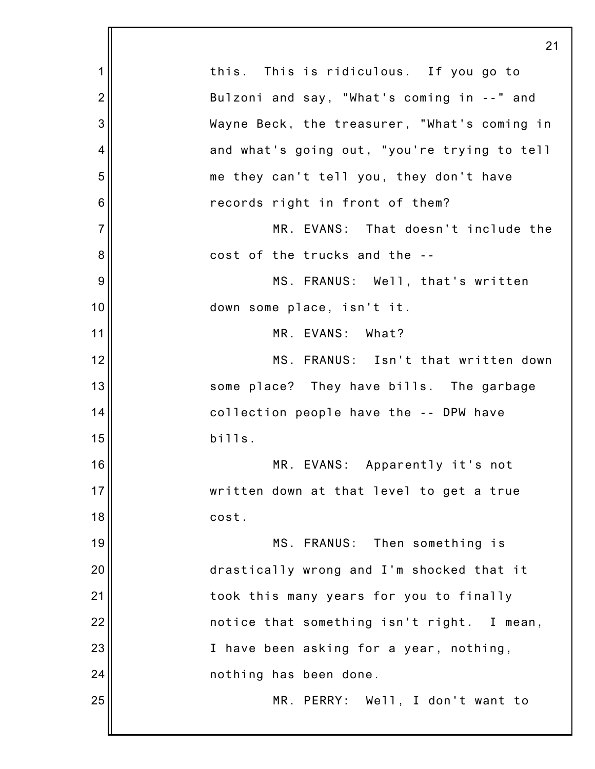this. This is ridiculous. If you go to Bulzoni and say, "What's coming in --" and Wayne Beck, the treasurer, "What's coming in and what's going out, "you're trying to tell me they can't tell you, they don't have records right in front of them?

MR. EVANS: That doesn't include the cost of the trucks and the --

MS. FRANUS: Well, that's written down some place, isn't it.

MR. EVANS: What?

MS. FRANUS: Isn't that written down some place? They have bills. The garbage collection people have the -- DPW have bills.

MR. EVANS: Apparently it's not written down at that level to get a true cost.

MS. FRANUS: Then something is drastically wrong and I'm shocked that it took this many years for you to finally notice that something isn't right. I mean, I have been asking for a year, nothing, nothing has been done.

MR. PERRY: Well, I don't want to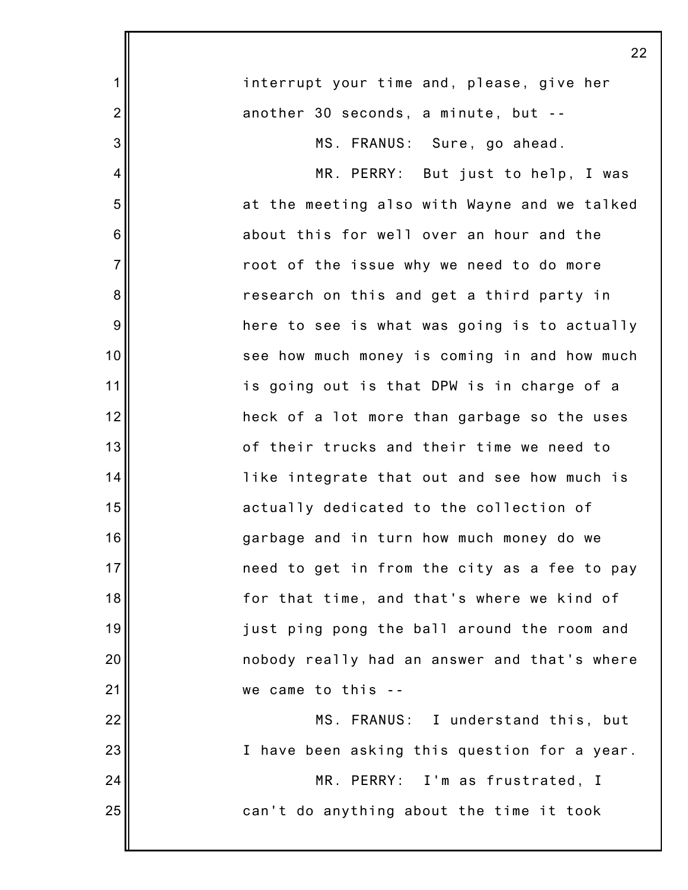interrupt your time and, please, give her another 30 seconds, a minute, but --

MS. FRANUS: Sure, go ahead.

MR. PERRY: But just to help, I was at the meeting also with Wayne and we talked about this for well over an hour and the root of the issue why we need to do more research on this and get a third party in here to see is what was going is to actually see how much money is coming in and how much is going out is that DPW is in charge of a heck of a lot more than garbage so the uses of their trucks and their time we need to like integrate that out and see how much is actually dedicated to the collection of garbage and in turn how much money do we need to get in from the city as a fee to pay for that time, and that's where we kind of just ping pong the ball around the room and nobody really had an answer and that's where we came to this --

MS. FRANUS: I understand this, but I have been asking this question for a year.

MR. PERRY: I'm as frustrated, I can't do anything about the time it took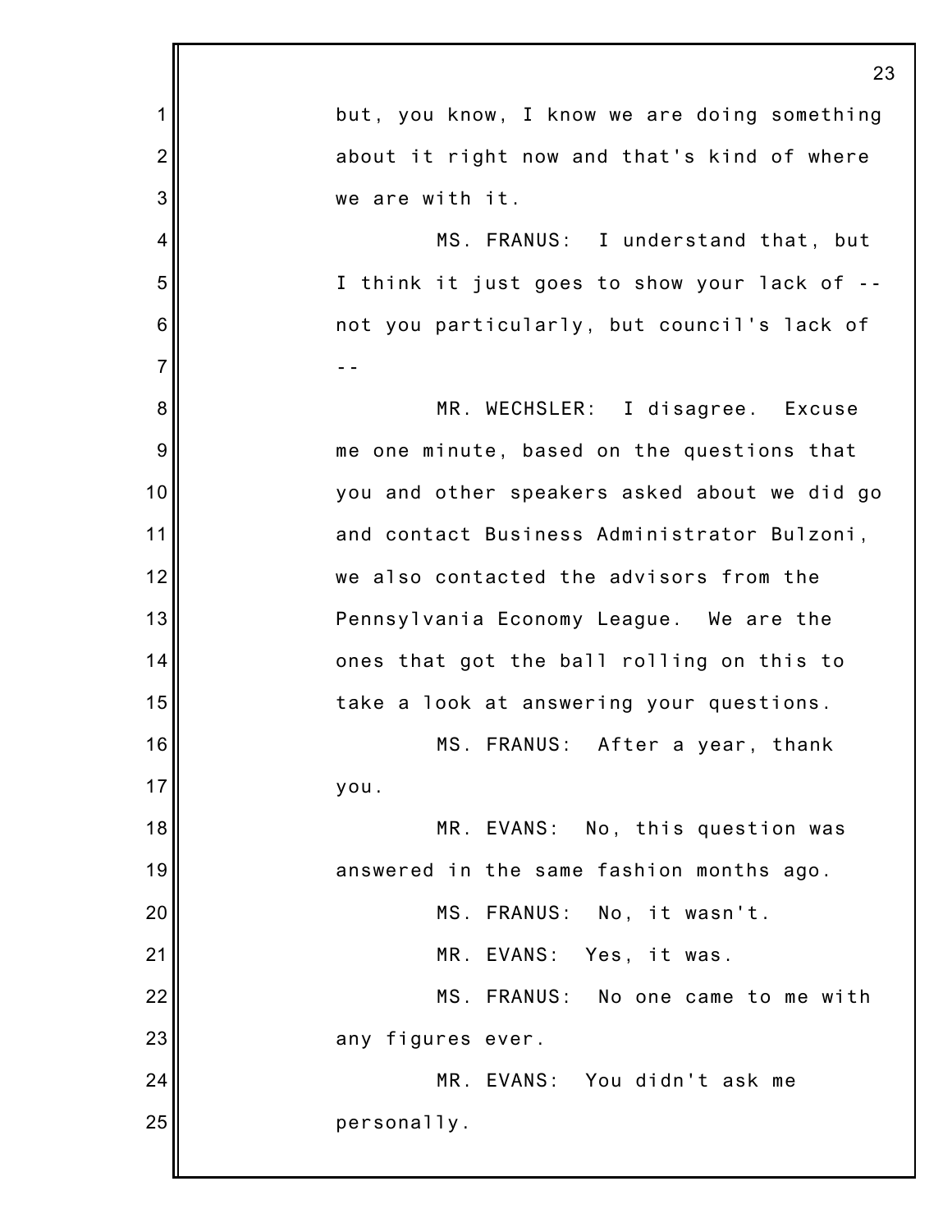but, you know, I know we are doing something about it right now and that's kind of where we are with it.

MS. FRANUS: I understand that, but I think it just goes to show your lack of -- not you particularly, but council's lack of --

MR. WECHSLER: I disagree. Excuse me one minute, based on the questions that you and other speakers asked about we did go and contact Business Administrator Bulzoni, we also contacted the advisors from the Pennsylvania Economy League. We are the ones that got the ball rolling on this to take a look at answering your questions.

MS. FRANUS: After a year, thank you.

MR. EVANS: No, this question was answered in the same fashion months ago.

MS. FRANUS: No, it wasn't.

MR. EVANS: Yes, it was.

MS. FRANUS: No one came to me with any figures ever.

MR. EVANS: You didn't ask me personally.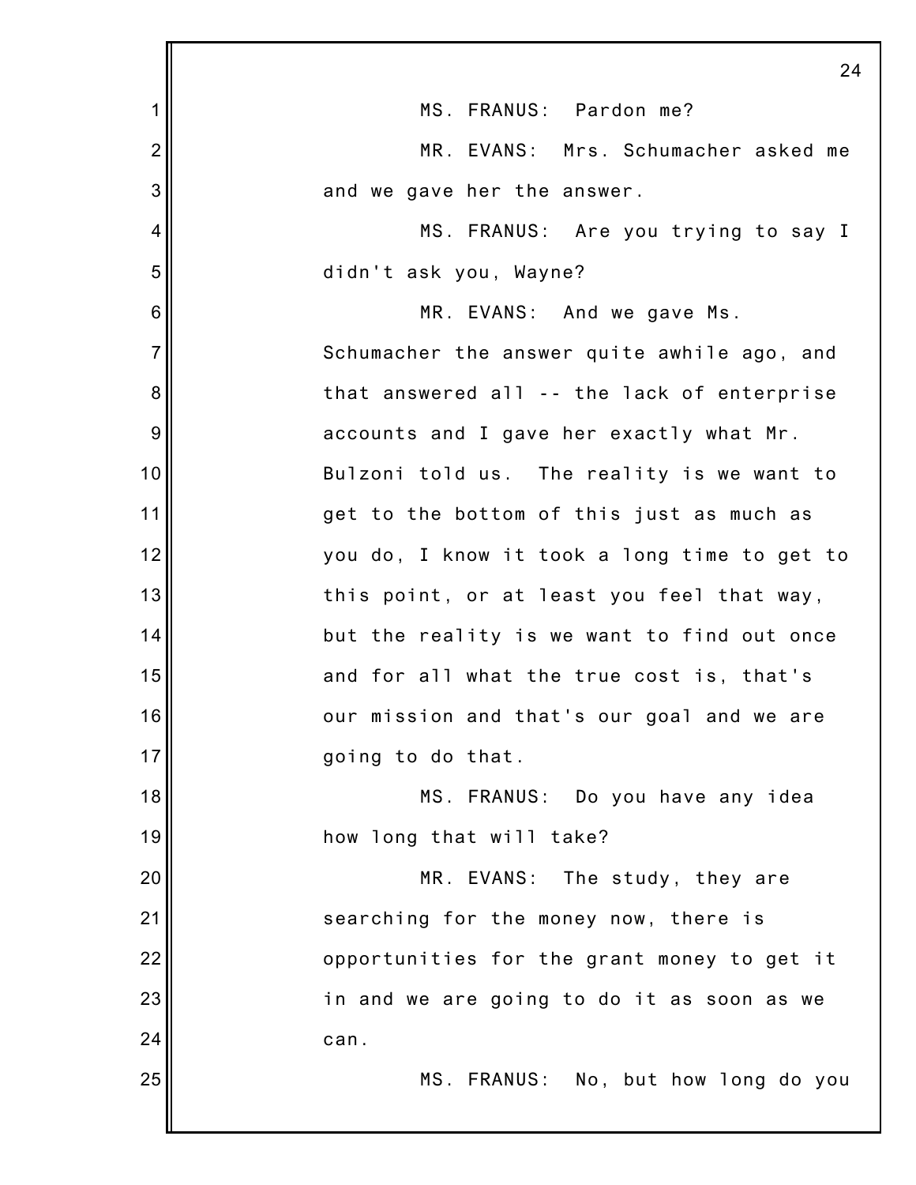MS. FRANUS: Pardon me?

MR. EVANS: Mrs. Schumacher asked me and we gave her the answer.

MS. FRANUS: Are you trying to say I didn't ask you, Wayne?

MR. EVANS: And we gave Ms. Schumacher the answer quite awhile ago, and that answered all -- the lack of enterprise accounts and I gave her exactly what Mr. Bulzoni told us. The reality is we want to get to the bottom of this just as much as you do, I know it took a long time to get to this point, or at least you feel that way, but the reality is we want to find out once and for all what the true cost is, that's our mission and that's our goal and we are going to do that.

MS. FRANUS: Do you have any idea how long that will take?

MR. EVANS: The study, they are searching for the money now, there is opportunities for the grant money to get it in and we are going to do it as soon as we can.

MS. FRANUS: No, but how long do you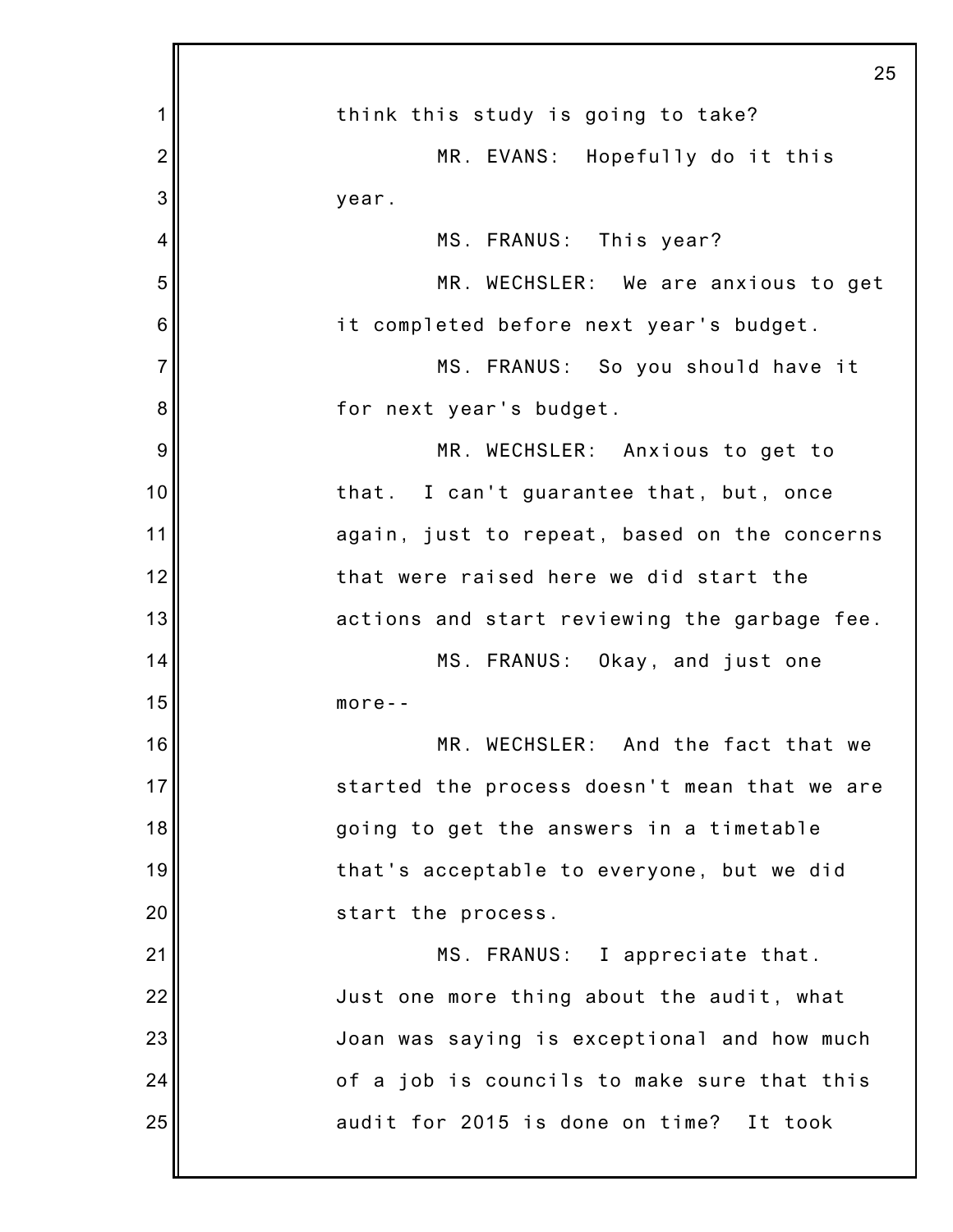think this study is going to take?

MR. EVANS: Hopefully do it this year.

MS. FRANUS: This year?

MR. WECHSLER: We are anxious to get it completed before next year's budget.

MS. FRANUS: So you should have it for next year's budget.

MR. WECHSLER: Anxious to get to that. I can't guarantee that, but, once again, just to repeat, based on the concerns that were raised here we did start the actions and start reviewing the garbage fee.

MS. FRANUS: Okay, and just one more--

MR. WECHSLER: And the fact that we started the process doesn't mean that we are going to get the answers in a timetable that's acceptable to everyone, but we did start the process.

MS. FRANUS: I appreciate that. Just one more thing about the audit, what Joan was saying is exceptional and how much of a job is councils to make sure that this audit for 2015 is done on time? It took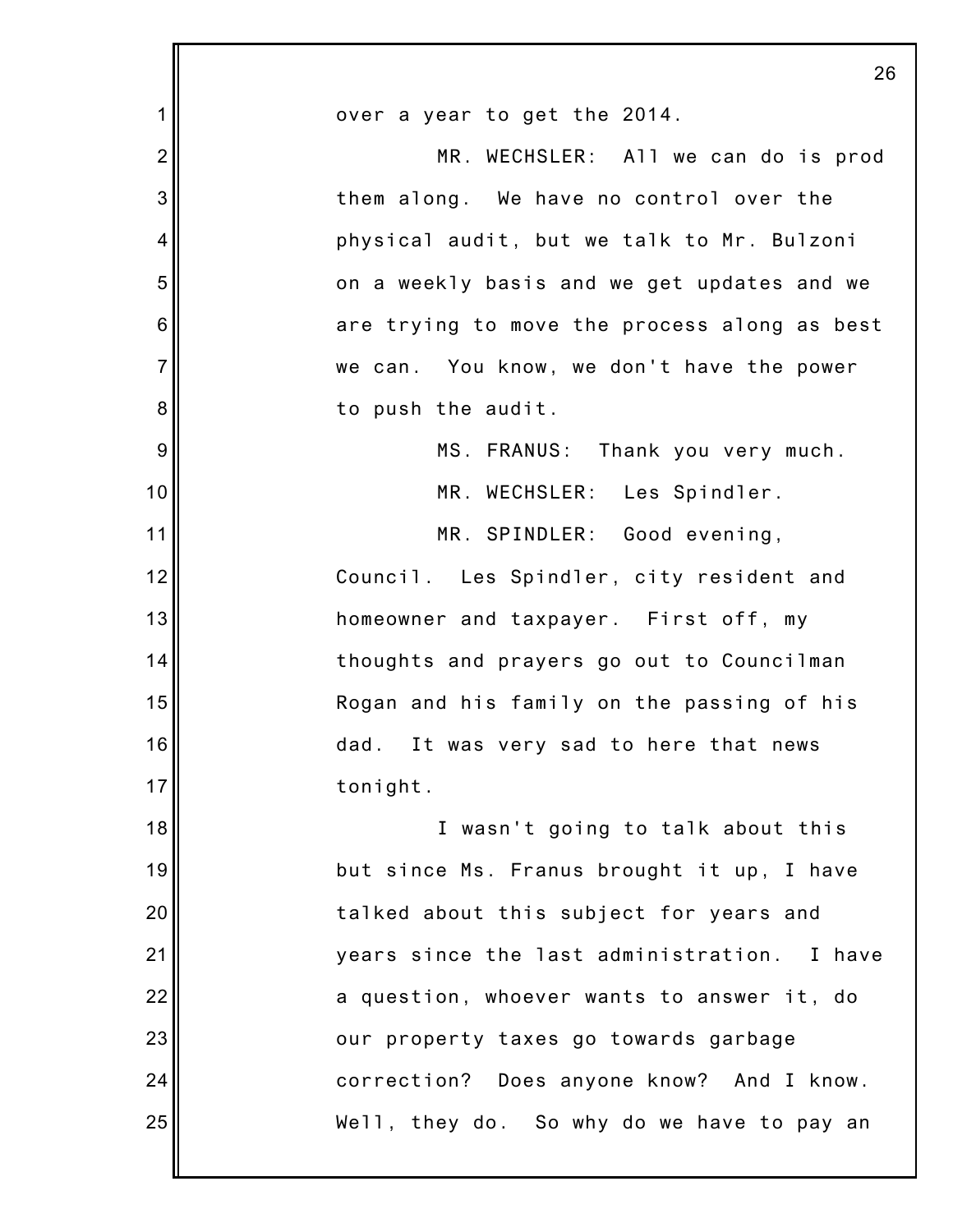over a year to get the 2014.

MR. WECHSLER: All we can do is prod them along. We have no control over the physical audit, but we talk to Mr. Bulzoni on a weekly basis and we get updates and we are trying to move the process along as best we can. You know, we don't have the power to push the audit.

MS. FRANUS: Thank you very much.

MR. WECHSLER: Les Spindler.

MR. SPINDLER: Good evening, Council. Les Spindler, city resident and homeowner and taxpayer. First off, my thoughts and prayers go out to Councilman Rogan and his family on the passing of his dad. It was very sad to here that news tonight.

I wasn't going to talk about this but since Ms. Franus brought it up, I have talked about this subject for years and years since the last administration. I have a question, whoever wants to answer it, do our property taxes go towards garbage correction? Does anyone know? And I know. Well, they do. So why do we have to pay an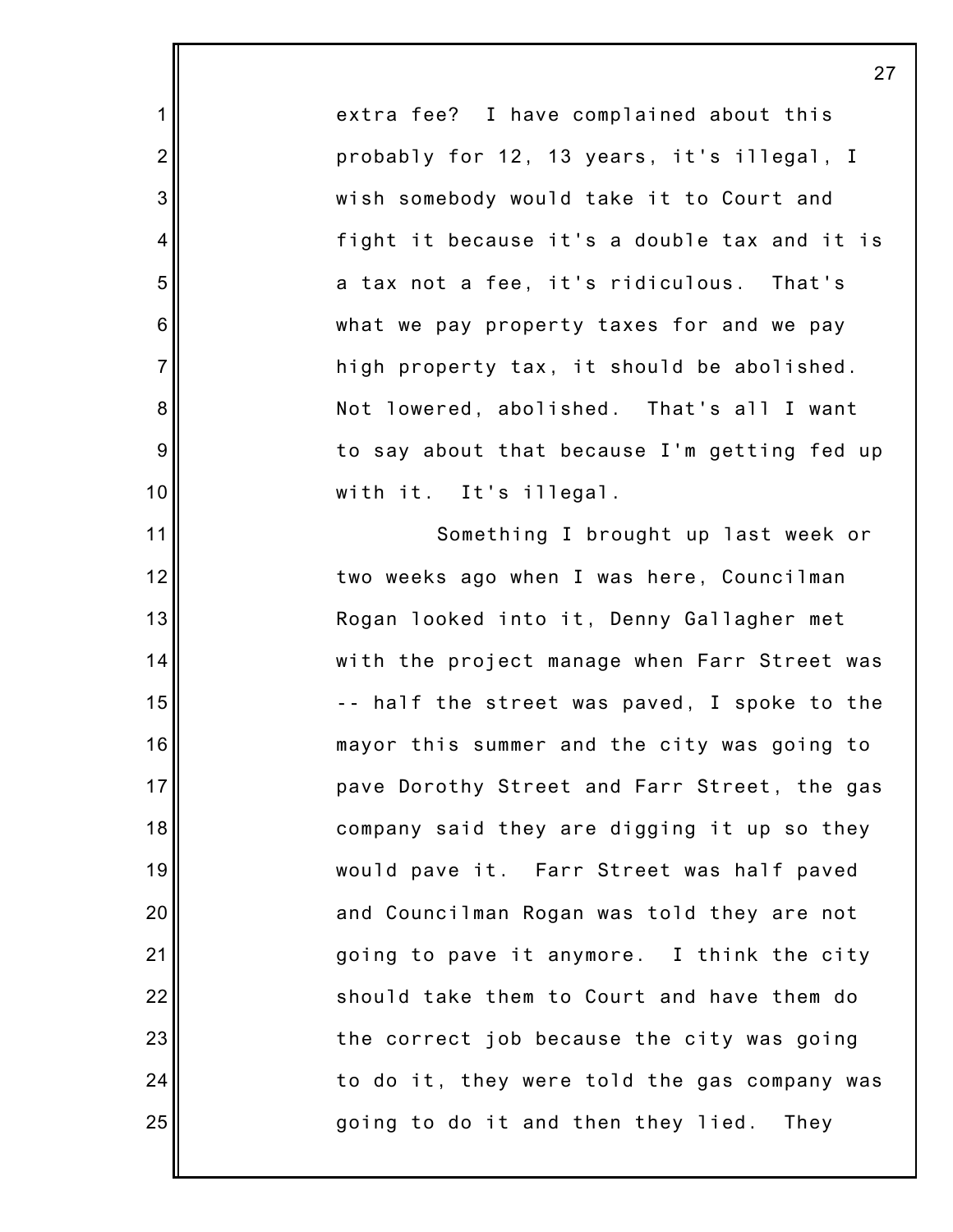extra fee? I have complained about this probably for 12, 13 years, it's illegal, I wish somebody would take it to Court and fight it because it's a double tax and it is a tax not a fee, it's ridiculous. That's what we pay property taxes for and we pay high property tax, it should be abolished. Not lowered, abolished. That's all I want to say about that because I'm getting fed up with it. It's illegal.

Something I brought up last week or two weeks ago when I was here, Councilman Rogan looked into it, Denny Gallagher met with the project manage when Farr Street was -- half the street was paved, I spoke to the mayor this summer and the city was going to pave Dorothy Street and Farr Street, the gas company said they are digging it up so they would pave it. Farr Street was half paved and Councilman Rogan was told they are not going to pave it anymore. I think the city should take them to Court and have them do the correct job because the city was going to do it, they were told the gas company was going to do it and then they lied. They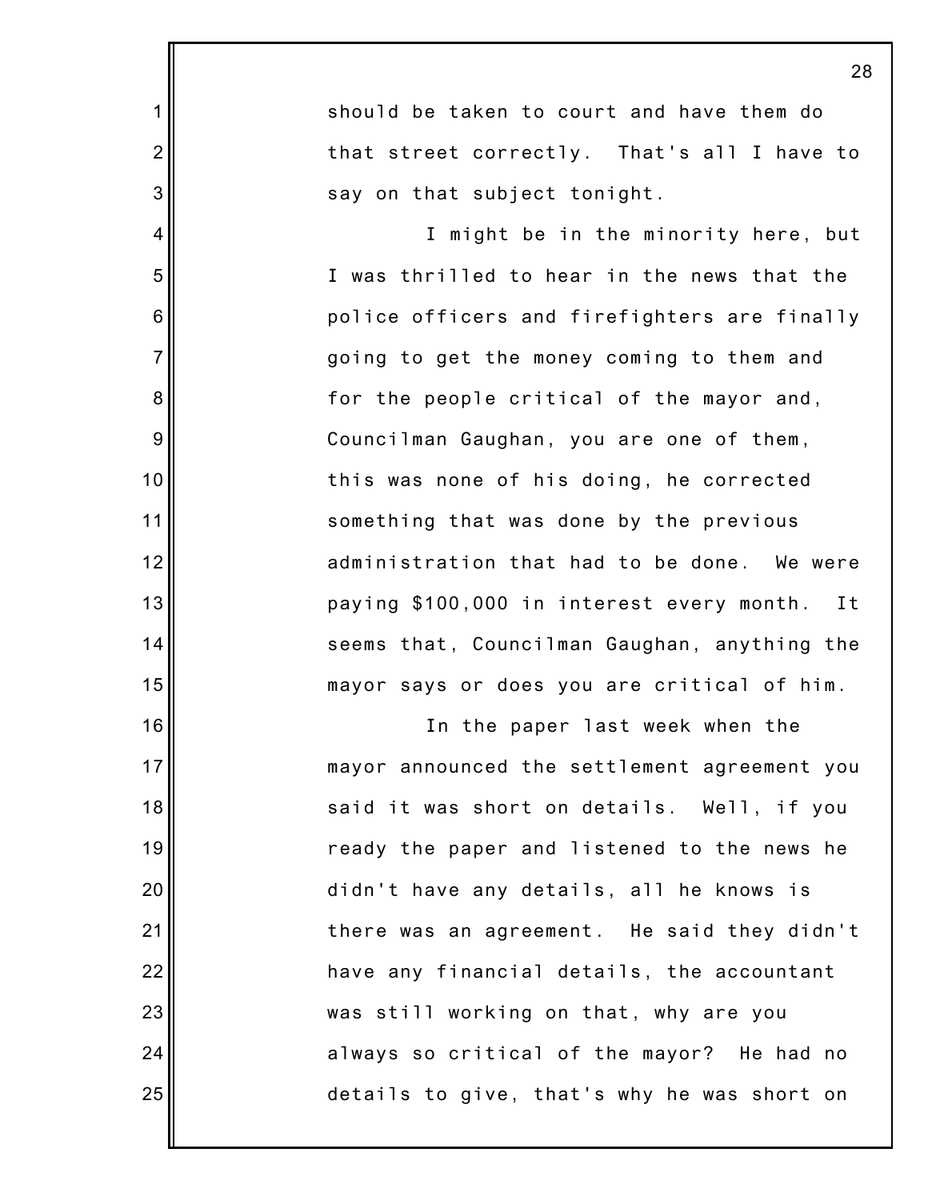should be taken to court and have them do that street correctly. That's all I have to say on that subject tonight.

I might be in the minority here, but I was thrilled to hear in the news that the police officers and firefighters are finally going to get the money coming to them and for the people critical of the mayor and, Councilman Gaughan, you are one of them, this was none of his doing, he corrected something that was done by the previous administration that had to be done. We were paying $100,000 in interest every month. It seems that, Councilman Gaughan, anything the mayor says or does you are critical of him.

In the paper last week when the mayor announced the settlement agreement you said it was short on details. Well, if you ready the paper and listened to the news he didn't have any details, all he knows is there was an agreement. He said they didn't have any financial details, the accountant was still working on that, why are you always so critical of the mayor? He had no details to give, that's why he was short on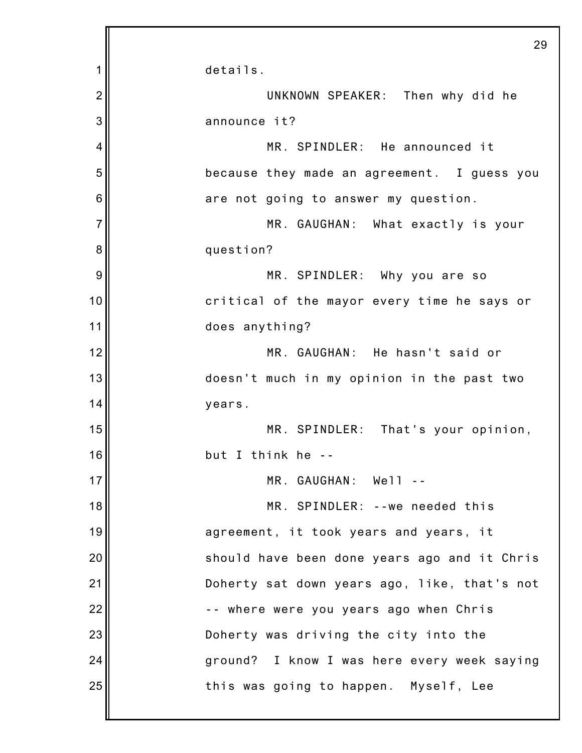details.

UNKNOWN SPEAKER: Then why did he announce it?

MR. SPINDLER: He announced it because they made an agreement. I guess you are not going to answer my question.

MR. GAUGHAN: What exactly is your question?

MR. SPINDLER: Why you are so critical of the mayor every time he says or does anything?

MR. GAUGHAN: He hasn't said or doesn't much in my opinion in the past two years.

MR. SPINDLER: That's your opinion, but I think he --

MR. GAUGHAN: Well --

MR. SPINDLER: --we needed this agreement, it took years and years, it should have been done years ago and it Chris Doherty sat down years ago, like, that's not -- where were you years ago when Chris Doherty was driving the city into the ground? I know I was here every week saying this was going to happen. Myself, Lee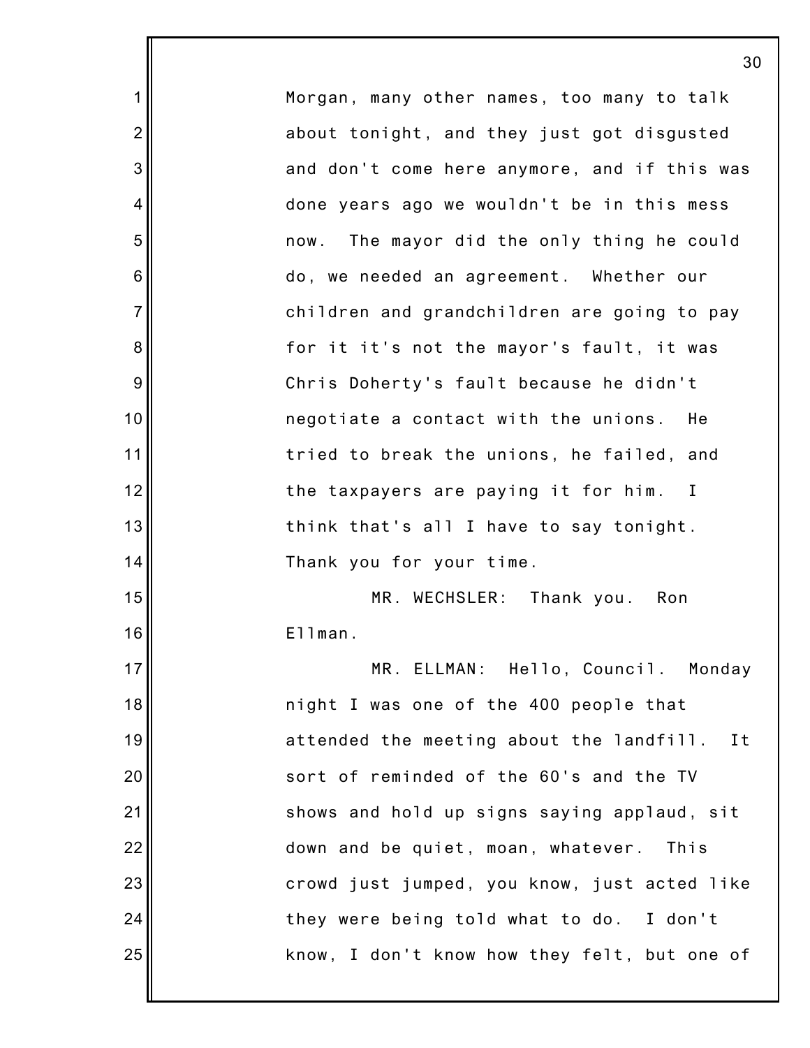Morgan, many other names, too many to talk about tonight, and they just got disgusted and don't come here anymore, and if this was done years ago we wouldn't be in this mess now. The mayor did the only thing he could do, we needed an agreement. Whether our children and grandchildren are going to pay for it it's not the mayor's fault, it was Chris Doherty's fault because he didn't negotiate a contact with the unions. He tried to break the unions, he failed, and the taxpayers are paying it for him. I think that's all I have to say tonight. Thank you for your time.

MR. WECHSLER: Thank you. Ron Ellman.

MR. ELLMAN: Hello, Council. Monday night I was one of the 400 people that attended the meeting about the landfill. It sort of reminded of the 60's and the TV shows and hold up signs saying applaud, sit down and be quiet, moan, whatever. This crowd just jumped, you know, just acted like they were being told what to do. I don't know, I don't know how they felt, but one of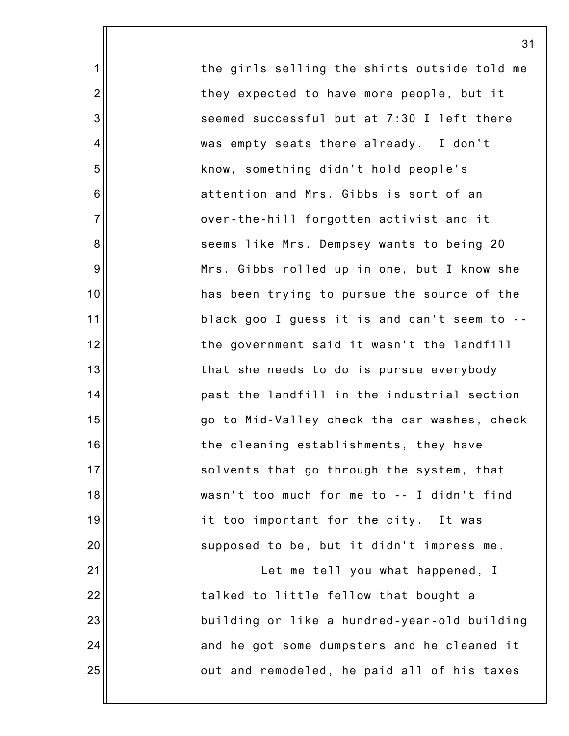the girls selling the shirts outside told me they expected to have more people, but it seemed successful but at 7:30 I left there was empty seats there already. I don't know, something didn't hold people's attention and Mrs. Gibbs is sort of an over-the-hill forgotten activist and it seems like Mrs. Dempsey wants to being 20 Mrs. Gibbs rolled up in one, but I know she has been trying to pursue the source of the black goo I guess it is and can't seem to -- the government said it wasn't the landfill that she needs to do is pursue everybody past the landfill in the industrial section go to Mid-Valley check the car washes, check the cleaning establishments, they have solvents that go through the system, that wasn't too much for me to -- I didn't find it too important for the city. It was supposed to be, but it didn't impress me.

Let me tell you what happened, I talked to little fellow that bought a building or like a hundred-year-old building and he got some dumpsters and he cleaned it out and remodeled, he paid all of his taxes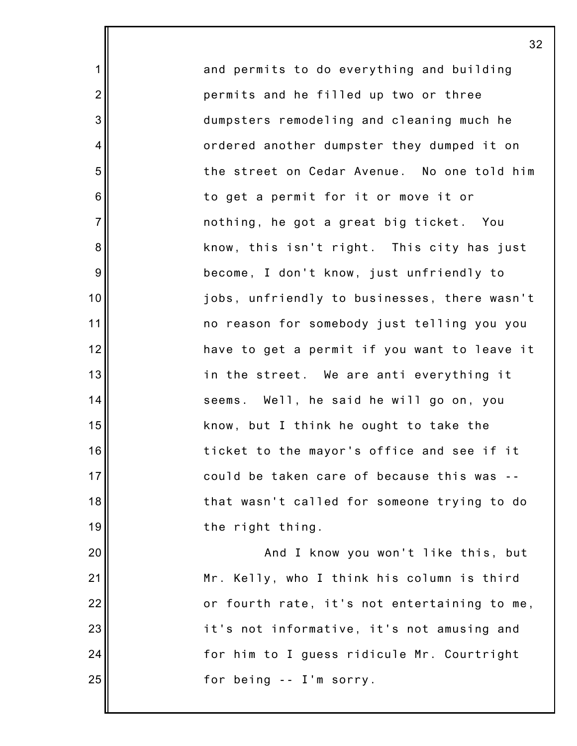and permits to do everything and building permits and he filled up two or three dumpsters remodeling and cleaning much he ordered another dumpster they dumped it on the street on Cedar Avenue. No one told him to get a permit for it or move it or nothing, he got a great big ticket. You know, this isn't right. This city has just become, I don't know, just unfriendly to jobs, unfriendly to businesses, there wasn't no reason for somebody just telling you you have to get a permit if you want to leave it in the street. We are anti everything it seems. Well, he said he will go on, you know, but I think he ought to take the ticket to the mayor's office and see if it could be taken care of because this was -- that wasn't called for someone trying to do the right thing.

And I know you won't like this, but Mr. Kelly, who I think his column is third or fourth rate, it's not entertaining to me, it's not informative, it's not amusing and for him to I guess ridicule Mr. Courtright for being -- I'm sorry.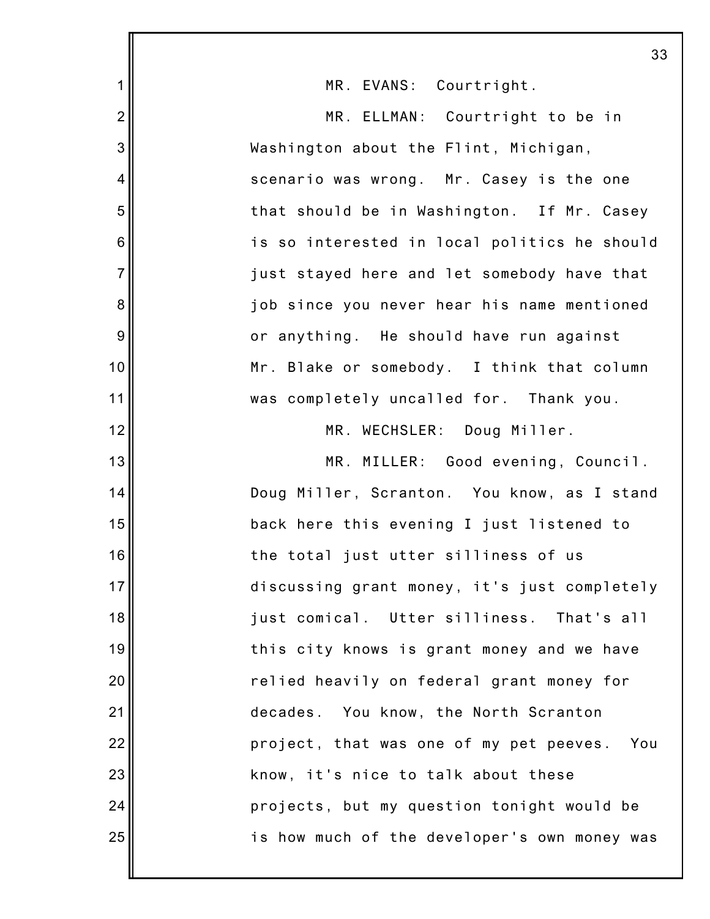MR. EVANS: Courtright.

MR. ELLMAN: Courtright to be in Washington about the Flint, Michigan, scenario was wrong. Mr. Casey is the one that should be in Washington. If Mr. Casey is so interested in local politics he should just stayed here and let somebody have that job since you never hear his name mentioned or anything. He should have run against Mr. Blake or somebody. I think that column was completely uncalled for. Thank you.

MR. WECHSLER: Doug Miller.

MR. MILLER: Good evening, Council. Doug Miller, Scranton. You know, as I stand back here this evening I just listened to the total just utter silliness of us discussing grant money, it's just completely just comical. Utter silliness. That's all this city knows is grant money and we have relied heavily on federal grant money for decades. You know, the North Scranton project, that was one of my pet peeves. You know, it's nice to talk about these projects, but my question tonight would be is how much of the developer's own money was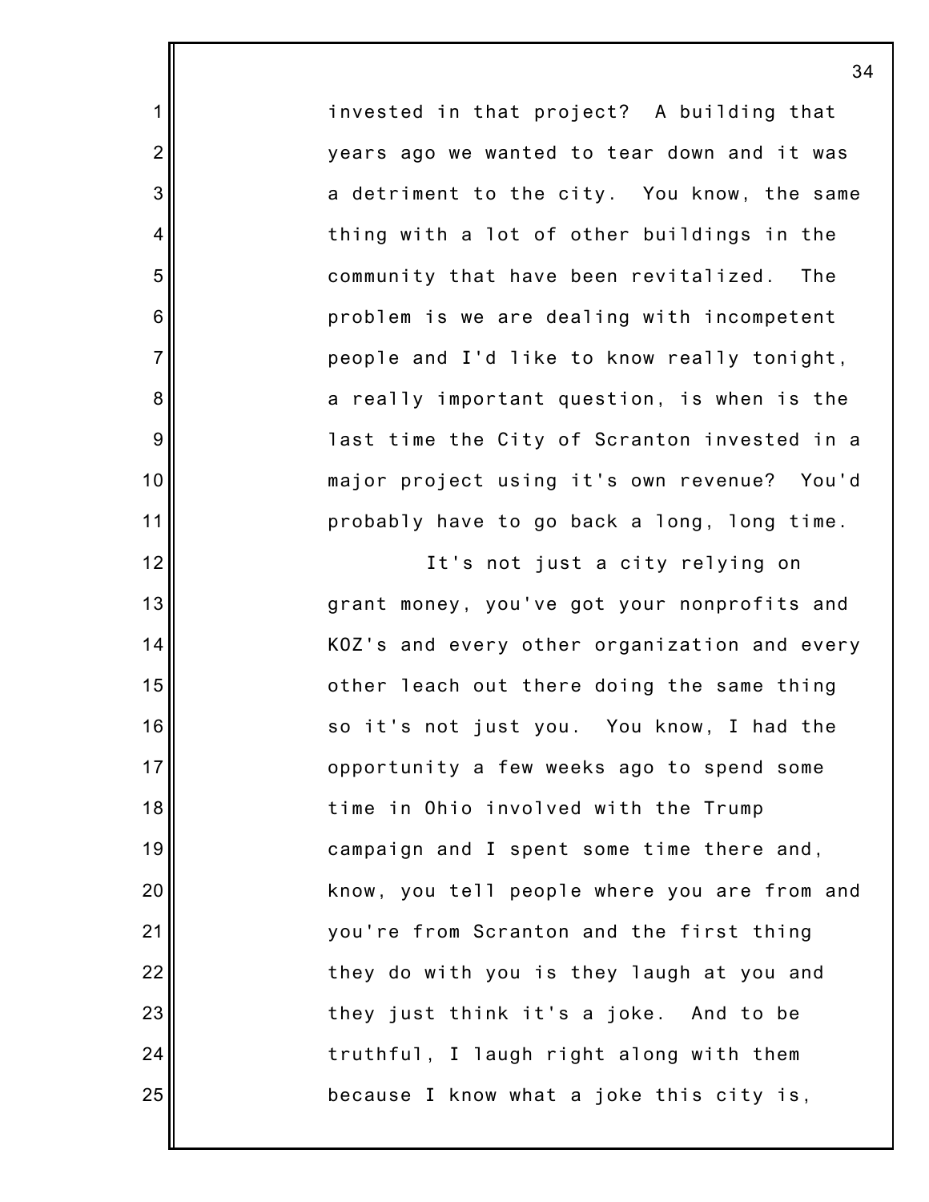invested in that project? A building that years ago we wanted to tear down and it was a detriment to the city. You know, the same thing with a lot of other buildings in the community that have been revitalized. The problem is we are dealing with incompetent people and I'd like to know really tonight, a really important question, is when is the last time the City of Scranton invested in a major project using it's own revenue? You'd probably have to go back a long, long time.

It's not just a city relying on grant money, you've got your nonprofits and KOZ's and every other organization and every other leach out there doing the same thing so it's not just you. You know, I had the opportunity a few weeks ago to spend some time in Ohio involved with the Trump campaign and I spent some time there and, know, you tell people where you are from and you're from Scranton and the first thing they do with you is they laugh at you and they just think it's a joke. And to be truthful, I laugh right along with them because I know what a joke this city is,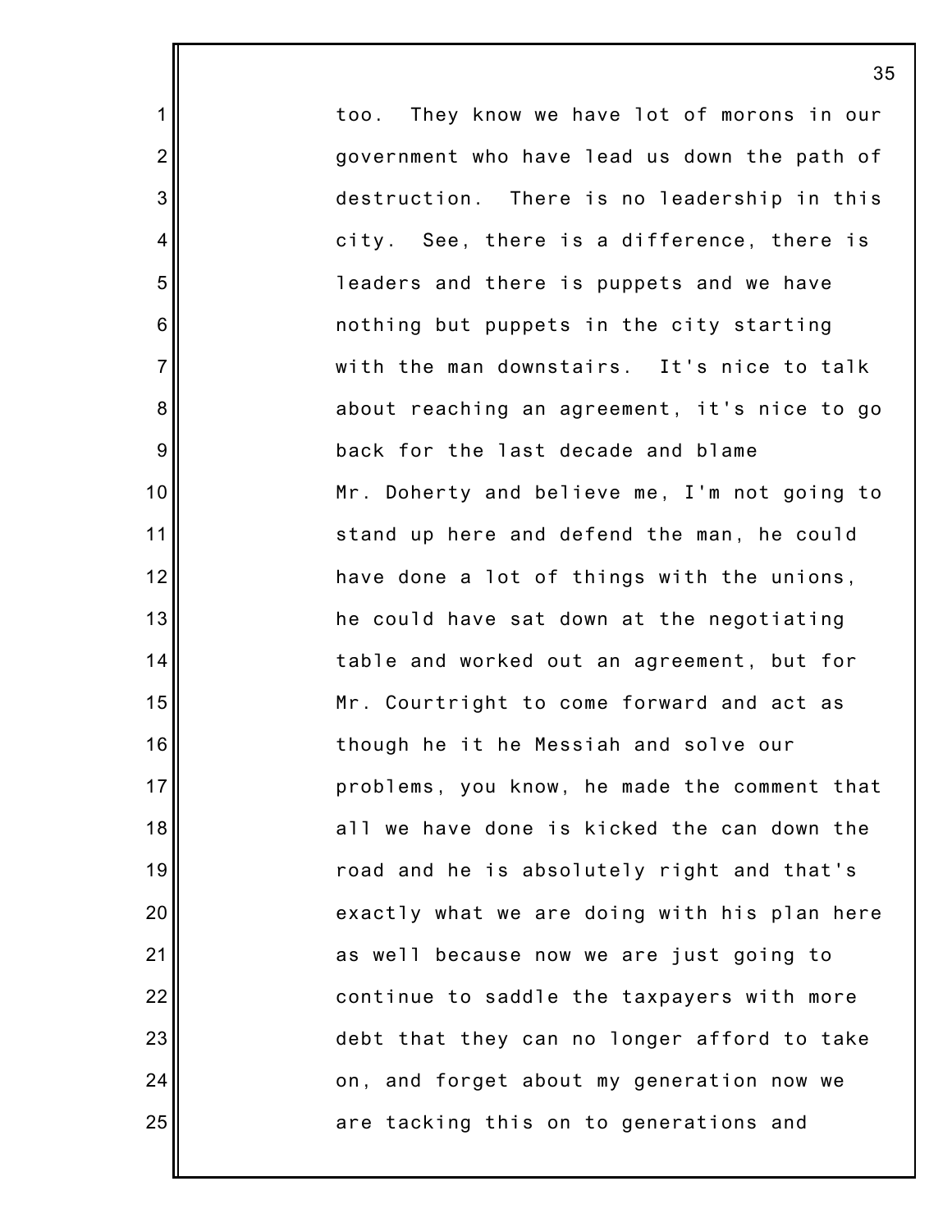too. They know we have lot of morons in our government who have lead us down the path of destruction. There is no leadership in this city. See, there is a difference, there is leaders and there is puppets and we have nothing but puppets in the city starting with the man downstairs. It's nice to talk about reaching an agreement, it's nice to go back for the last decade and blame Mr. Doherty and believe me, I'm not going to stand up here and defend the man, he could have done a lot of things with the unions, he could have sat down at the negotiating table and worked out an agreement, but for Mr. Courtright to come forward and act as though he it he Messiah and solve our problems, you know, he made the comment that all we have done is kicked the can down the road and he is absolutely right and that's exactly what we are doing with his plan here as well because now we are just going to continue to saddle the taxpayers with more debt that they can no longer afford to take on, and forget about my generation now we are tacking this on to generations and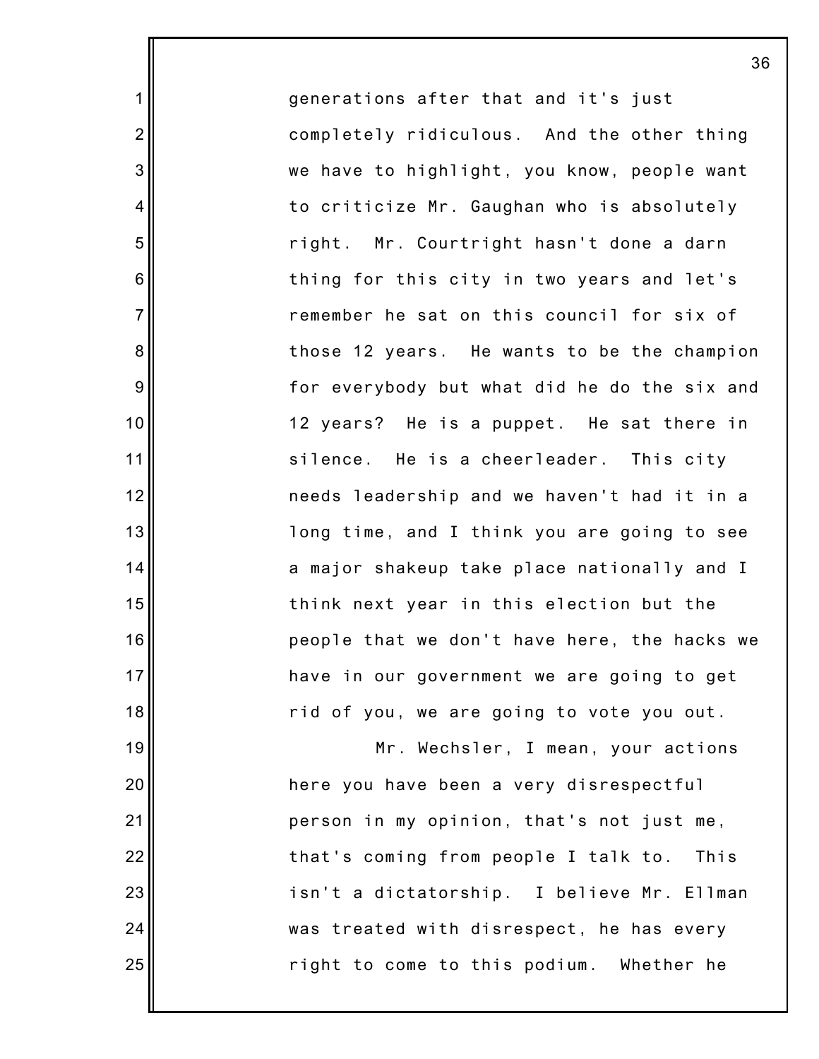generations after that and it's just completely ridiculous. And the other thing we have to highlight, you know, people want to criticize Mr. Gaughan who is absolutely right. Mr. Courtright hasn't done a darn thing for this city in two years and let's remember he sat on this council for six of those 12 years. He wants to be the champion for everybody but what did he do the six and 12 years? He is a puppet. He sat there in silence. He is a cheerleader. This city needs leadership and we haven't had it in a long time, and I think you are going to see a major shakeup take place nationally and I think next year in this election but the people that we don't have here, the hacks we have in our government we are going to get rid of you, we are going to vote you out.

Mr. Wechsler, I mean, your actions here you have been a very disrespectful person in my opinion, that's not just me, that's coming from people I talk to. This isn't a dictatorship. I believe Mr. Ellman was treated with disrespect, he has every right to come to this podium. Whether he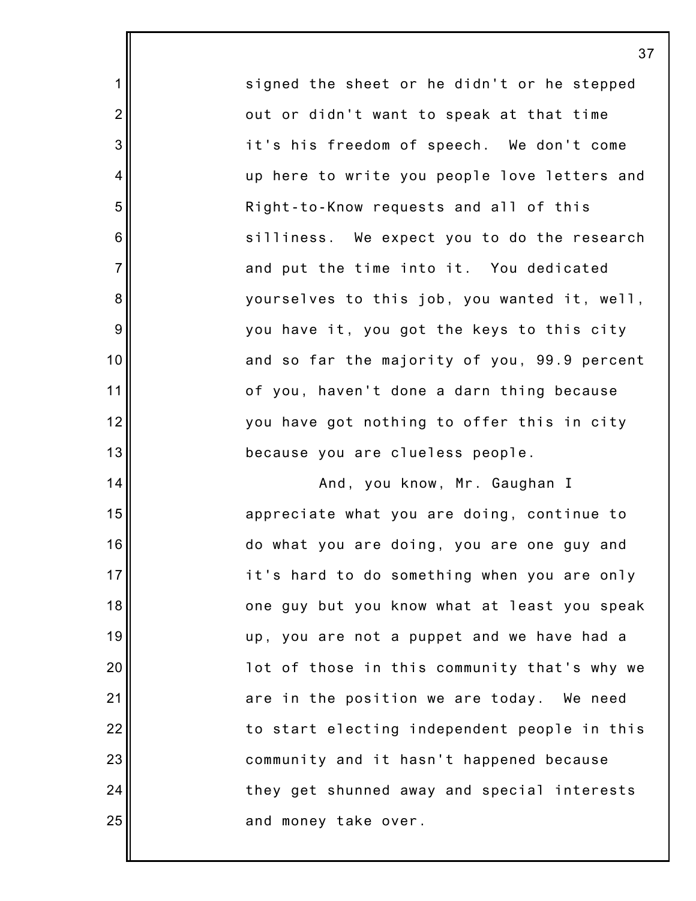signed the sheet or he didn't or he stepped out or didn't want to speak at that time it's his freedom of speech. We don't come up here to write you people love letters and Right-to-Know requests and all of this silliness. We expect you to do the research and put the time into it. You dedicated yourselves to this job, you wanted it, well, you have it, you got the keys to this city and so far the majority of you, 99.9 percent of you, haven't done a darn thing because you have got nothing to offer this in city because you are clueless people.

And, you know, Mr. Gaughan I appreciate what you are doing, continue to do what you are doing, you are one guy and it's hard to do something when you are only one guy but you know what at least you speak up, you are not a puppet and we have had a lot of those in this community that's why we are in the position we are today. We need to start electing independent people in this community and it hasn't happened because they get shunned away and special interests and money take over.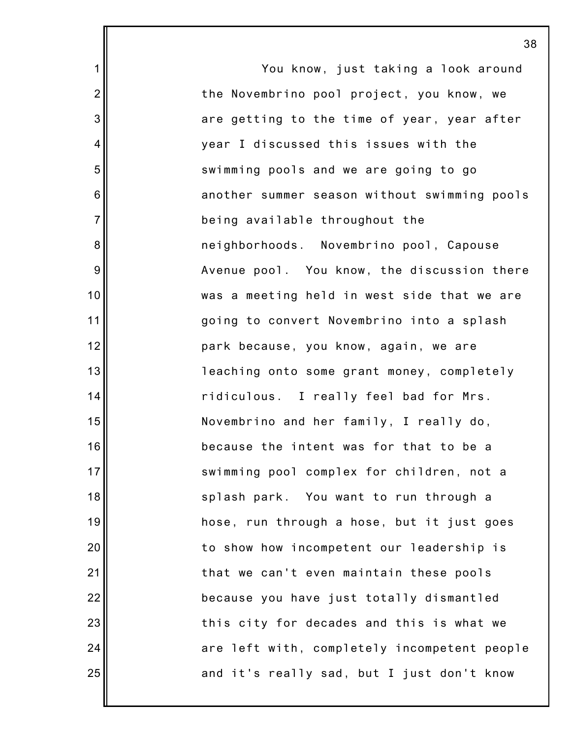You know, just taking a look around the Novembrino pool project, you know, we are getting to the time of year, year after year I discussed this issues with the swimming pools and we are going to go another summer season without swimming pools being available throughout the neighborhoods. Novembrino pool, Capouse Avenue pool. You know, the discussion there was a meeting held in west side that we are going to convert Novembrino into a splash park because, you know, again, we are leaching onto some grant money, completely ridiculous. I really feel bad for Mrs. Novembrino and her family, I really do, because the intent was for that to be a swimming pool complex for children, not a splash park. You want to run through a hose, run through a hose, but it just goes to show how incompetent our leadership is that we can't even maintain these pools because you have just totally dismantled this city for decades and this is what we are left with, completely incompetent people and it's really sad, but I just don't know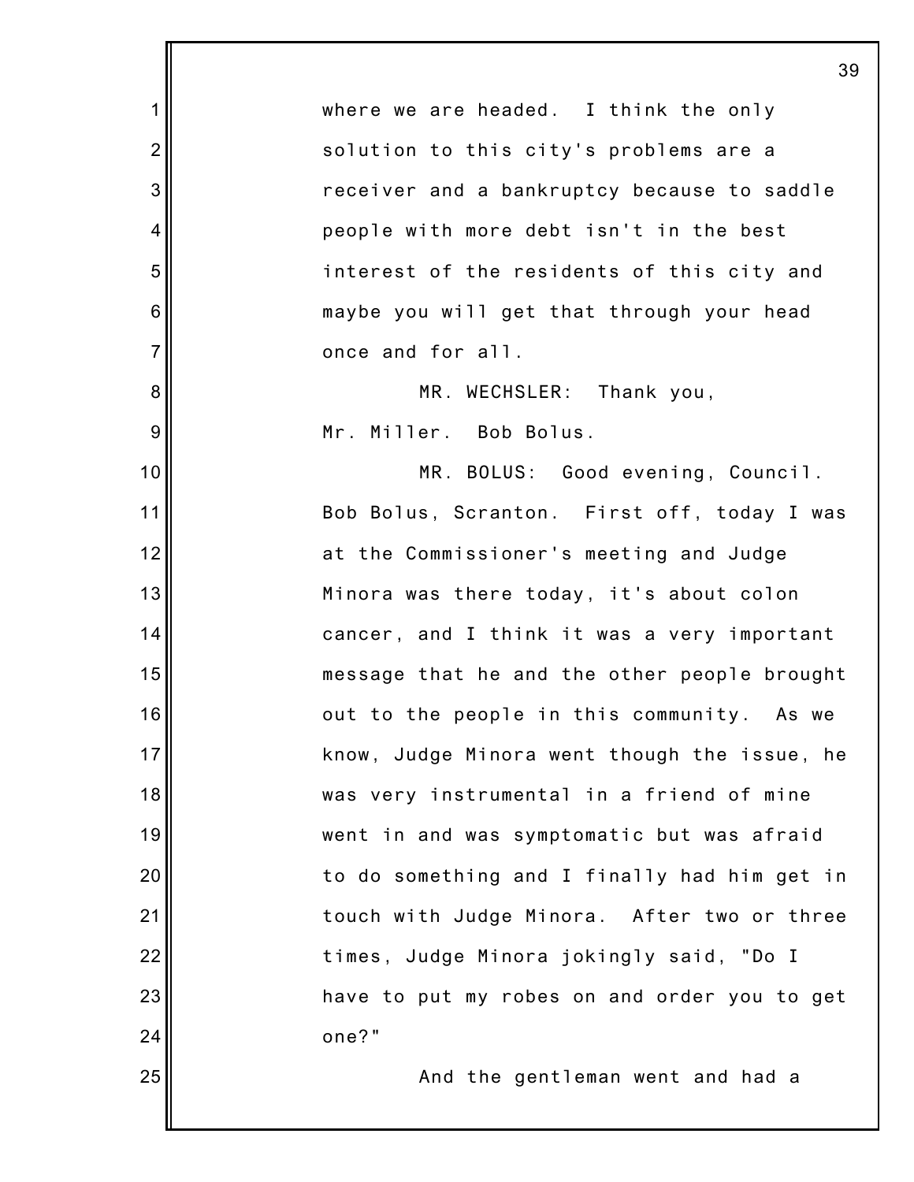where we are headed. I think the only solution to this city's problems are a receiver and a bankruptcy because to saddle people with more debt isn't in the best interest of the residents of this city and maybe you will get that through your head once and for all.

MR. WECHSLER: Thank you, Mr. Miller. Bob Bolus.

MR. BOLUS: Good evening, Council. Bob Bolus, Scranton. First off, today I was at the Commissioner's meeting and Judge Minora was there today, it's about colon cancer, and I think it was a very important message that he and the other people brought out to the people in this community. As we know, Judge Minora went though the issue, he was very instrumental in a friend of mine went in and was symptomatic but was afraid to do something and I finally had him get in touch with Judge Minora. After two or three times, Judge Minora jokingly said, "Do I have to put my robes on and order you to get one?"

And the gentleman went and had a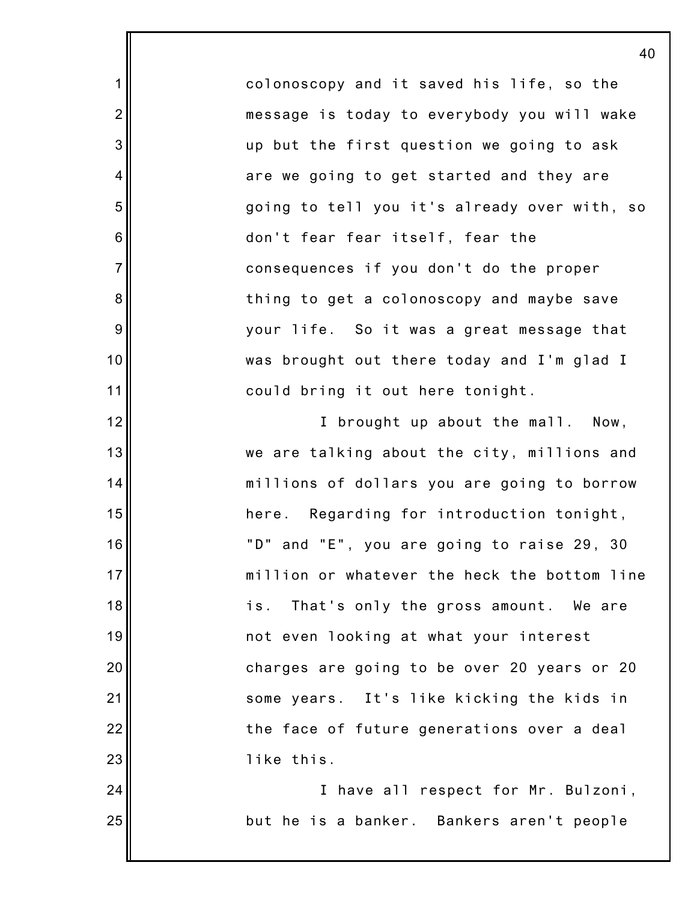colonoscopy and it saved his life, so the message is today to everybody you will wake up but the first question we going to ask are we going to get started and they are going to tell you it's already over with, so don't fear fear itself, fear the consequences if you don't do the proper thing to get a colonoscopy and maybe save your life. So it was a great message that was brought out there today and I'm glad I could bring it out here tonight.

I brought up about the mall. Now, we are talking about the city, millions and millions of dollars you are going to borrow here. Regarding for introduction tonight, "D" and "E", you are going to raise 29, 30 million or whatever the heck the bottom line is. That's only the gross amount. We are not even looking at what your interest charges are going to be over 20 years or 20 some years. It's like kicking the kids in the face of future generations over a deal like this.

I have all respect for Mr. Bulzoni, but he is a banker. Bankers aren't people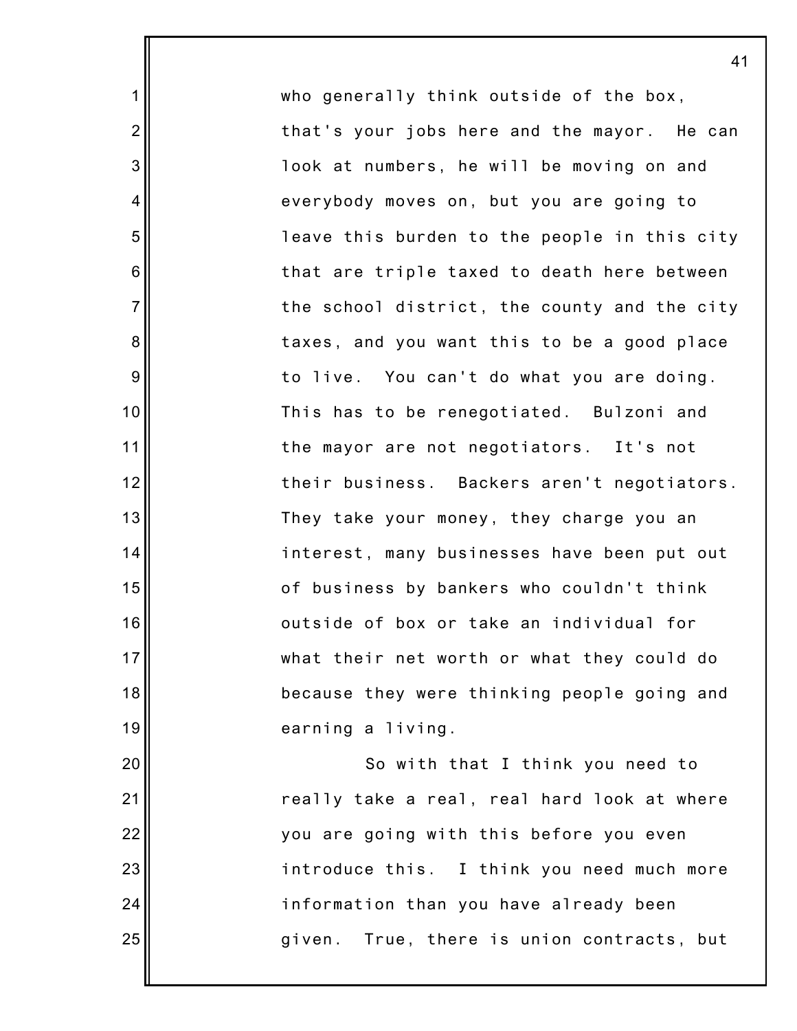who generally think outside of the box, that's your jobs here and the mayor. He can look at numbers, he will be moving on and everybody moves on, but you are going to leave this burden to the people in this city that are triple taxed to death here between the school district, the county and the city taxes, and you want this to be a good place to live. You can't do what you are doing. This has to be renegotiated. Bulzoni and the mayor are not negotiators. It's not their business. Backers aren't negotiators. They take your money, they charge you an interest, many businesses have been put out of business by bankers who couldn't think outside of box or take an individual for what their net worth or what they could do because they were thinking people going and earning a living.

So with that I think you need to really take a real, real hard look at where you are going with this before you even introduce this. I think you need much more information than you have already been given. True, there is union contracts, but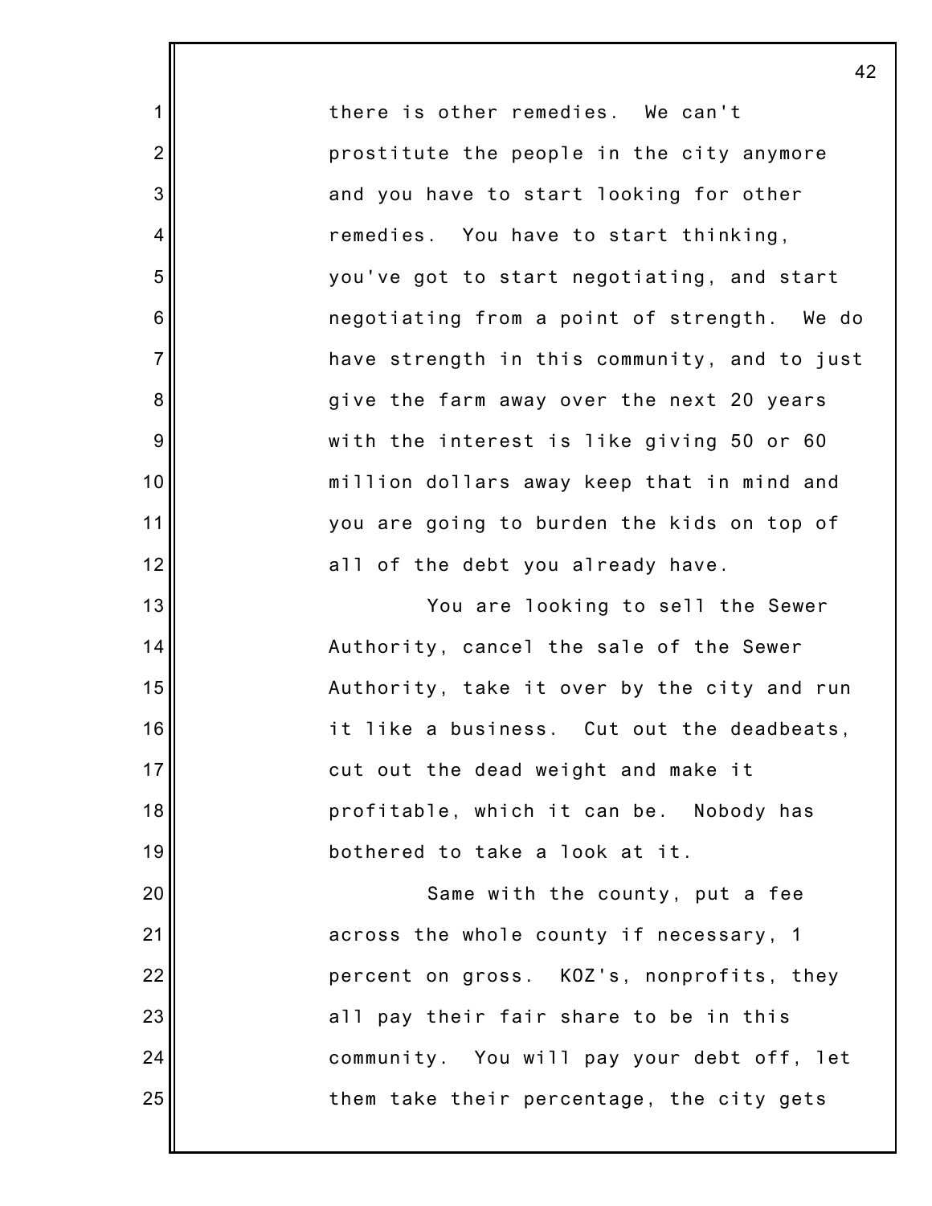there is other remedies. We can't prostitute the people in the city anymore and you have to start looking for other remedies. You have to start thinking, you've got to start negotiating, and start negotiating from a point of strength. We do have strength in this community, and to just give the farm away over the next 20 years with the interest is like giving 50 or 60 million dollars away keep that in mind and you are going to burden the kids on top of all of the debt you already have.

You are looking to sell the Sewer Authority, cancel the sale of the Sewer Authority, take it over by the city and run it like a business. Cut out the deadbeats, cut out the dead weight and make it profitable, which it can be. Nobody has bothered to take a look at it.

Same with the county, put a fee across the whole county if necessary, 1 percent on gross. KOZ's, nonprofits, they all pay their fair share to be in this community. You will pay your debt off, let them take their percentage, the city gets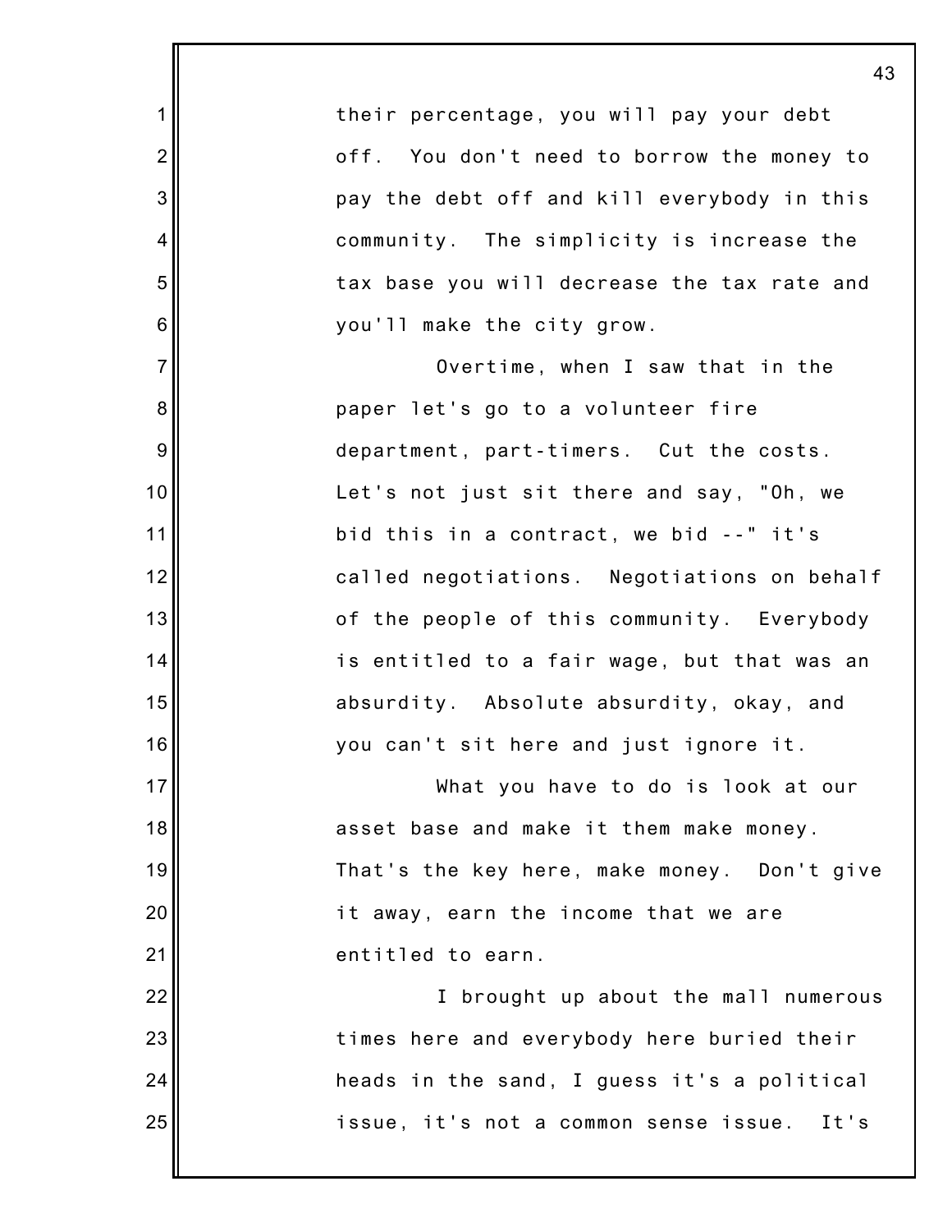their percentage, you will pay your debt off. You don't need to borrow the money to pay the debt off and kill everybody in this community. The simplicity is increase the tax base you will decrease the tax rate and you'll make the city grow.

Overtime, when I saw that in the paper let's go to a volunteer fire department, part-timers. Cut the costs. Let's not just sit there and say, "Oh, we bid this in a contract, we bid --" it's called negotiations. Negotiations on behalf of the people of this community. Everybody is entitled to a fair wage, but that was an absurdity. Absolute absurdity, okay, and you can't sit here and just ignore it.

What you have to do is look at our asset base and make it them make money. That's the key here, make money. Don't give it away, earn the income that we are entitled to earn.

I brought up about the mall numerous times here and everybody here buried their heads in the sand, I guess it's a political issue, it's not a common sense issue. It's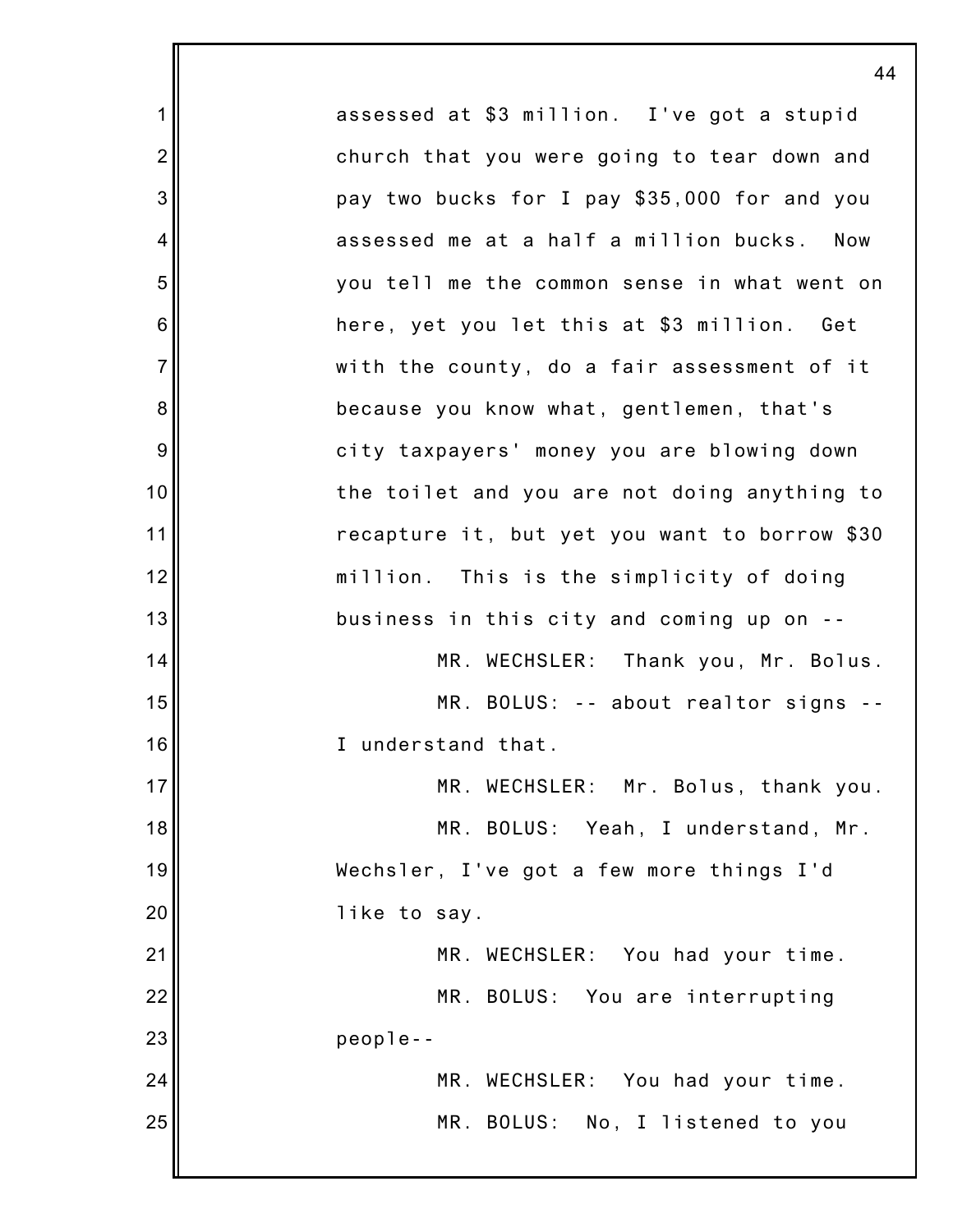assessed at $3 million. I've got a stupid church that you were going to tear down and pay two bucks for I pay $35,000 for and you assessed me at a half a million bucks. Now you tell me the common sense in what went on here, yet you let this at $3 million. Get with the county, do a fair assessment of it because you know what, gentlemen, that's city taxpayers' money you are blowing down the toilet and you are not doing anything to recapture it, but yet you want to borrow $30 million. This is the simplicity of doing business in this city and coming up on --

MR. WECHSLER: Thank you, Mr. Bolus.

MR. BOLUS: -- about realtor signs -- I understand that.

MR. WECHSLER: Mr. Bolus, thank you.

MR. BOLUS: Yeah, I understand, Mr. Wechsler, I've got a few more things I'd like to say.

MR. WECHSLER: You had your time.

MR. BOLUS: You are interrupting people--

MR. WECHSLER: You had your time.

MR. BOLUS: No, I listened to you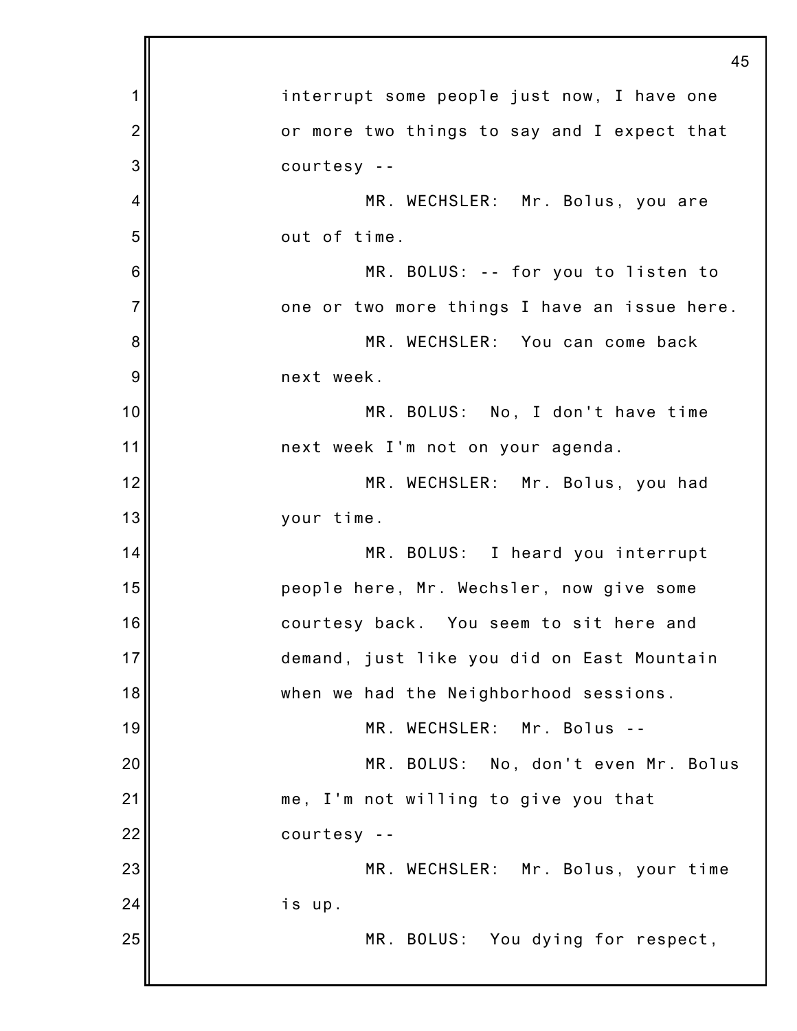interrupt some people just now, I have one or more two things to say and I expect that courtesy --

MR. WECHSLER: Mr. Bolus, you are out of time.

MR. BOLUS: -- for you to listen to one or two more things I have an issue here.

MR. WECHSLER: You can come back next week.

MR. BOLUS: No, I don't have time next week I'm not on your agenda.

MR. WECHSLER: Mr. Bolus, you had your time.

MR. BOLUS: I heard you interrupt people here, Mr. Wechsler, now give some courtesy back. You seem to sit here and demand, just like you did on East Mountain when we had the Neighborhood sessions.

MR. WECHSLER: Mr. Bolus --

MR. BOLUS: No, don't even Mr. Bolus me, I'm not willing to give you that courtesy --

MR. WECHSLER: Mr. Bolus, your time is up.

MR. BOLUS: You dying for respect,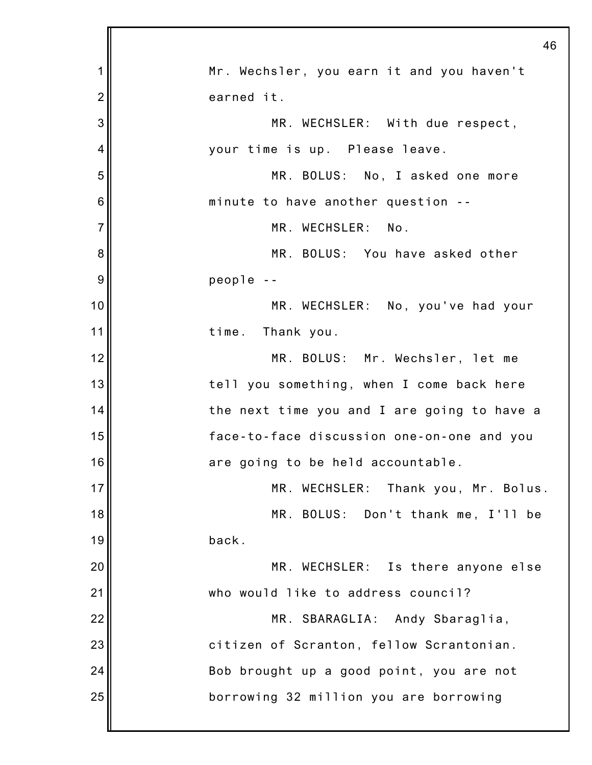Mr. Wechsler, you earn it and you haven't earned it.

MR. WECHSLER: With due respect, your time is up. Please leave.

MR. BOLUS: No, I asked one more minute to have another question --

MR. WECHSLER: No.

MR. BOLUS: You have asked other people --

MR. WECHSLER: No, you've had your time. Thank you.

MR. BOLUS: Mr. Wechsler, let me tell you something, when I come back here the next time you and I are going to have a face-to-face discussion one-on-one and you are going to be held accountable.

MR. WECHSLER: Thank you, Mr. Bolus.

MR. BOLUS: Don't thank me, I'll be back.

MR. WECHSLER: Is there anyone else who would like to address council?

MR. SBARAGLIA: Andy Sbaraglia, citizen of Scranton, fellow Scrantonian. Bob brought up a good point, you are not borrowing 32 million you are borrowing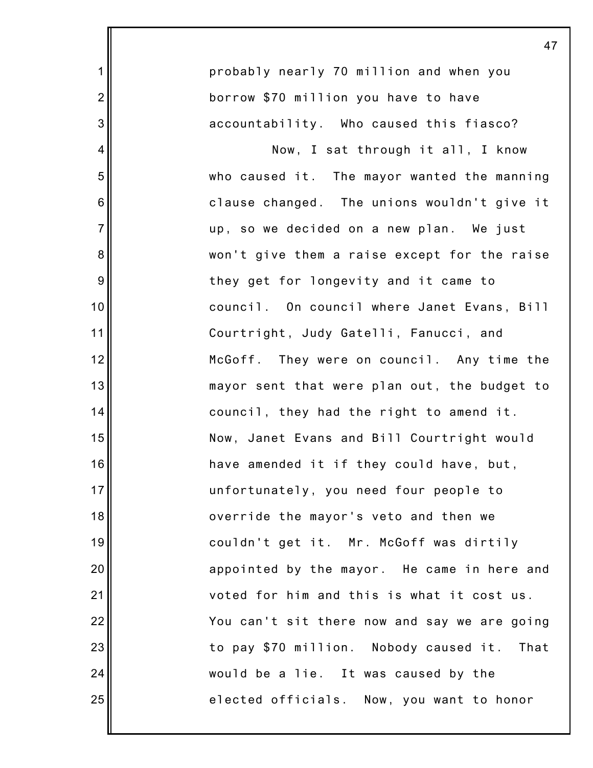probably nearly 70 million and when you borrow $70 million you have to have accountability. Who caused this fiasco?

Now, I sat through it all, I know who caused it. The mayor wanted the manning clause changed. The unions wouldn't give it up, so we decided on a new plan. We just won't give them a raise except for the raise they get for longevity and it came to council. On council where Janet Evans, Bill Courtright, Judy Gatelli, Fanucci, and McGoff. They were on council. Any time the mayor sent that were plan out, the budget to council, they had the right to amend it. Now, Janet Evans and Bill Courtright would have amended it if they could have, but, unfortunately, you need four people to override the mayor's veto and then we couldn't get it. Mr. McGoff was dirtily appointed by the mayor. He came in here and voted for him and this is what it cost us. You can't sit there now and say we are going to pay $70 million. Nobody caused it. That would be a lie. It was caused by the elected officials. Now, you want to honor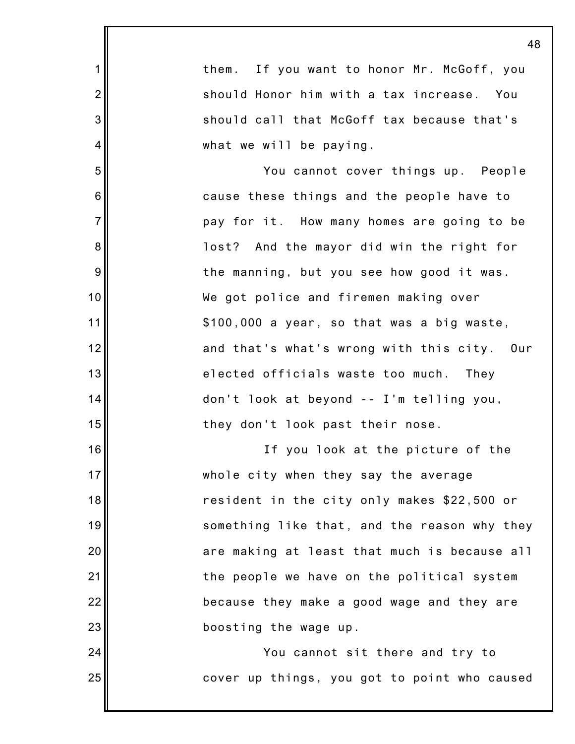them. If you want to honor Mr. McGoff, you should Honor him with a tax increase. You should call that McGoff tax because that's what we will be paying.

You cannot cover things up. People cause these things and the people have to pay for it. How many homes are going to be lost? And the mayor did win the right for the manning, but you see how good it was. We got police and firemen making over $100,000 a year, so that was a big waste, and that's what's wrong with this city. Our elected officials waste too much. They don't look at beyond -- I'm telling you, they don't look past their nose.

If you look at the picture of the whole city when they say the average resident in the city only makes $22,500 or something like that, and the reason why they are making at least that much is because all the people we have on the political system because they make a good wage and they are boosting the wage up.

You cannot sit there and try to cover up things, you got to point who caused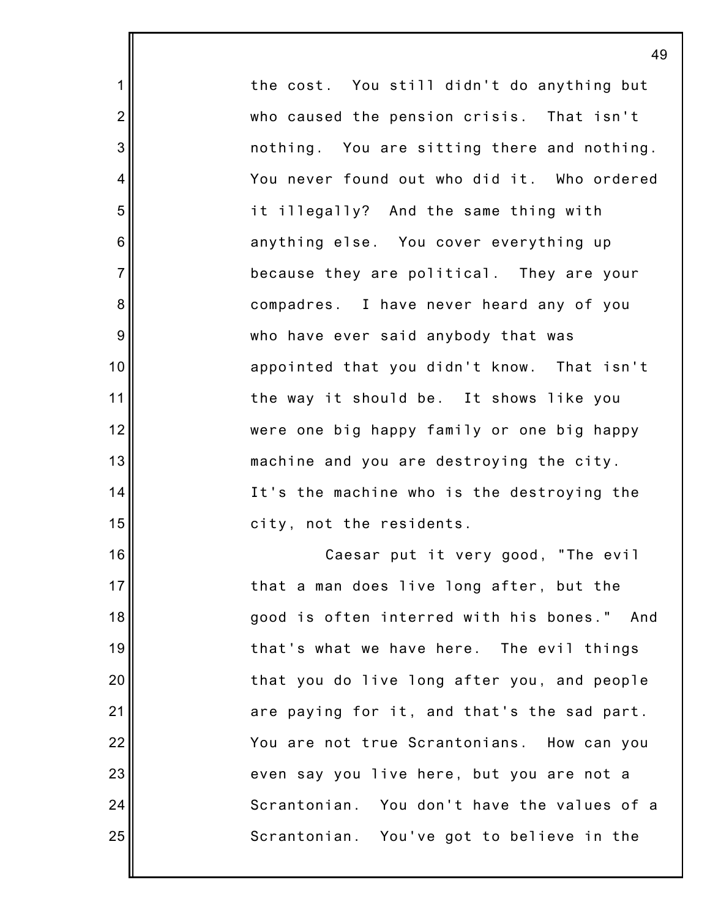the cost. You still didn't do anything but who caused the pension crisis. That isn't nothing. You are sitting there and nothing. You never found out who did it. Who ordered it illegally? And the same thing with anything else. You cover everything up because they are political. They are your compadres. I have never heard any of you who have ever said anybody that was appointed that you didn't know. That isn't the way it should be. It shows like you were one big happy family or one big happy machine and you are destroying the city. It's the machine who is the destroying the city, not the residents.

Caesar put it very good, "The evil that a man does live long after, but the good is often interred with his bones." And that's what we have here. The evil things that you do live long after you, and people are paying for it, and that's the sad part. You are not true Scrantonians. How can you even say you live here, but you are not a Scrantonian. You don't have the values of a Scrantonian. You've got to believe in the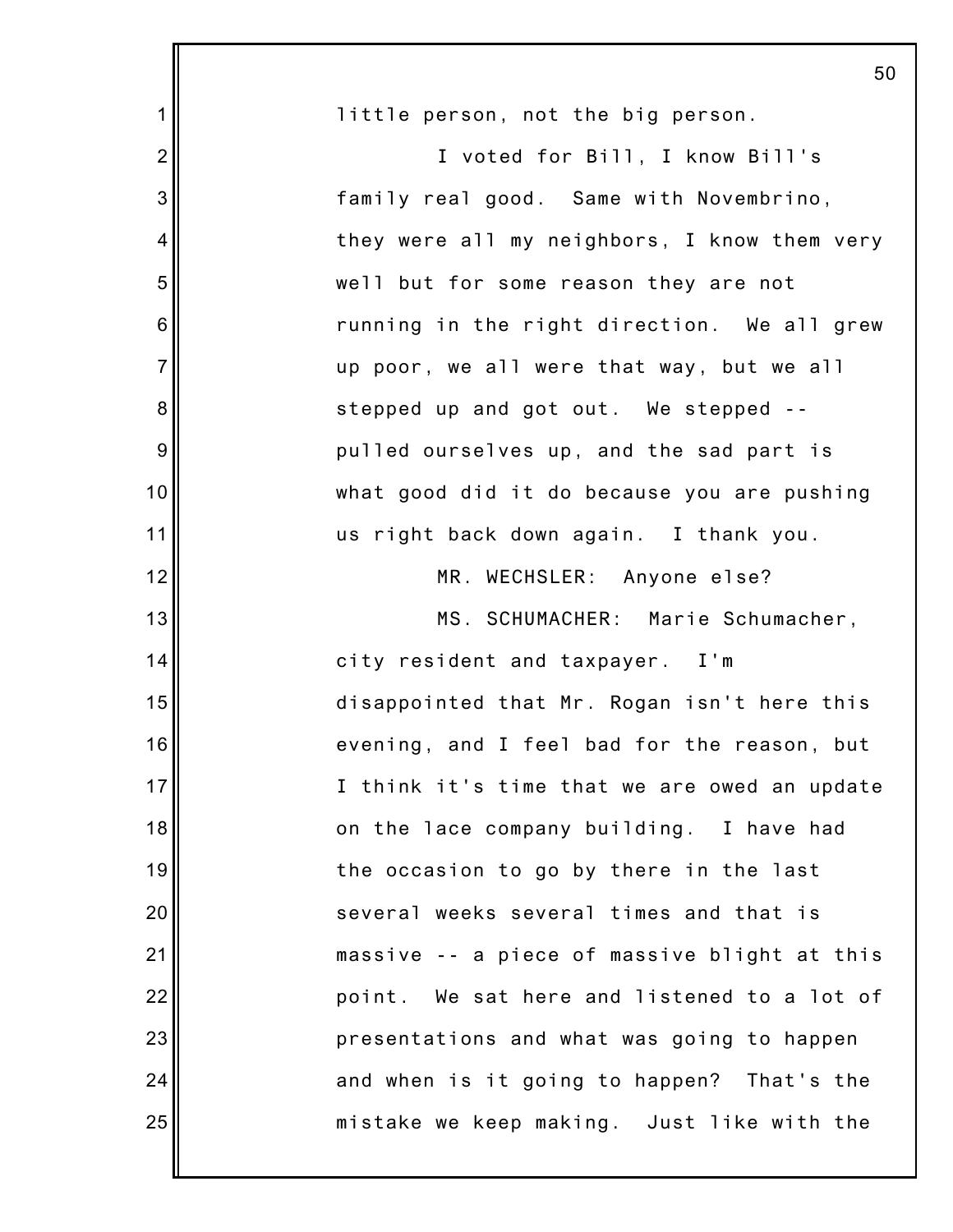little person, not the big person.

I voted for Bill, I know Bill's family real good. Same with Novembrino, they were all my neighbors, I know them very well but for some reason they are not running in the right direction. We all grew up poor, we all were that way, but we all stepped up and got out. We stepped -- pulled ourselves up, and the sad part is what good did it do because you are pushing us right back down again. I thank you.

MR. WECHSLER: Anyone else?

MS. SCHUMACHER: Marie Schumacher, city resident and taxpayer. I'm disappointed that Mr. Rogan isn't here this evening, and I feel bad for the reason, but I think it's time that we are owed an update on the lace company building. I have had the occasion to go by there in the last several weeks several times and that is massive -- a piece of massive blight at this point. We sat here and listened to a lot of presentations and what was going to happen and when is it going to happen? That's the mistake we keep making. Just like with the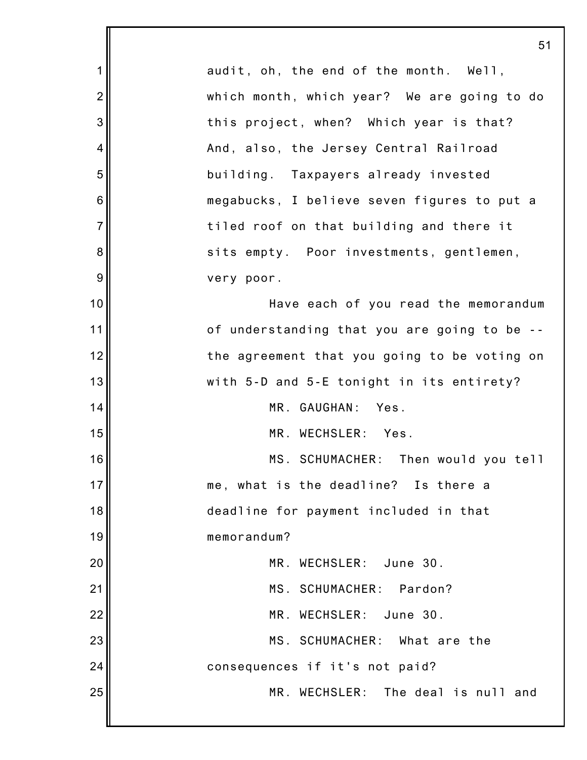audit, oh, the end of the month. Well, which month, which year? We are going to do this project, when? Which year is that? And, also, the Jersey Central Railroad building. Taxpayers already invested megabucks, I believe seven figures to put a tiled roof on that building and there it sits empty. Poor investments, gentlemen, very poor.

Have each of you read the memorandum of understanding that you are going to be -- the agreement that you going to be voting on with 5-D and 5-E tonight in its entirety?

MR. GAUGHAN: Yes.

MR. WECHSLER: Yes.

MS. SCHUMACHER: Then would you tell me, what is the deadline? Is there a deadline for payment included in that memorandum?

MR. WECHSLER: June 30.

MS. SCHUMACHER: Pardon?

MR. WECHSLER: June 30.

MS. SCHUMACHER: What are the consequences if it's not paid?

MR. WECHSLER: The deal is null and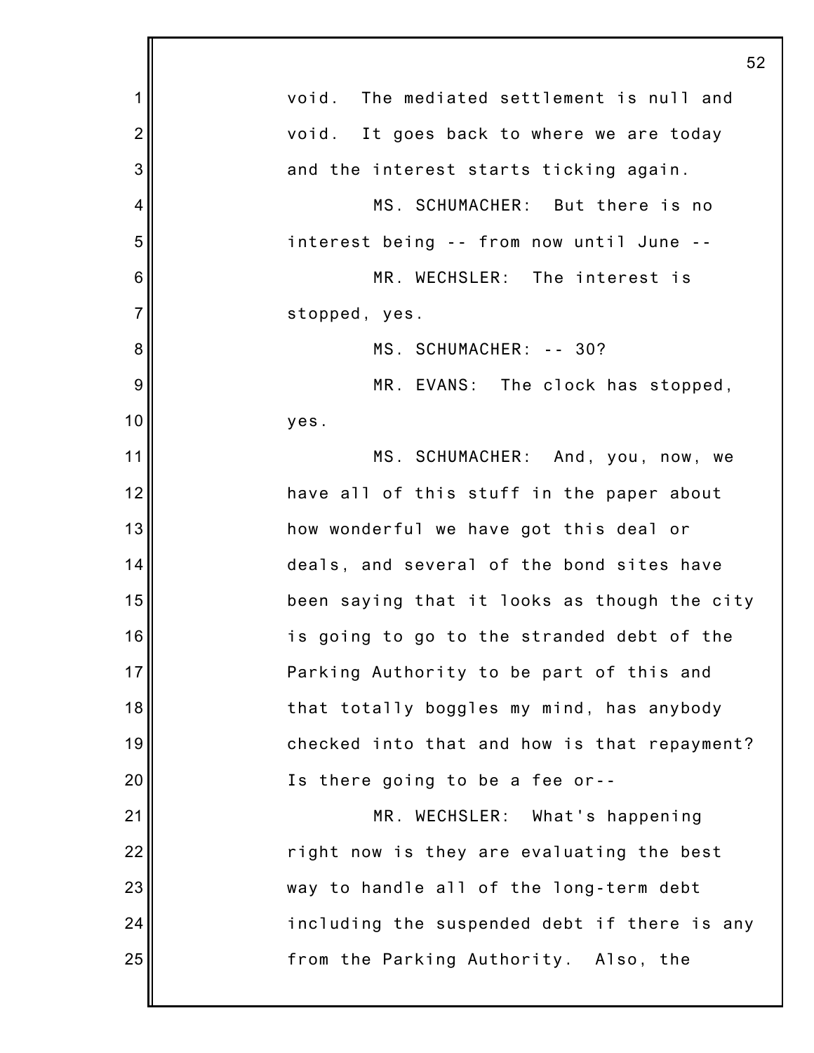void. The mediated settlement is null and void. It goes back to where we are today and the interest starts ticking again.

MS. SCHUMACHER: But there is no interest being -- from now until June --

MR. WECHSLER: The interest is stopped, yes.

MS. SCHUMACHER: -- 30?

MR. EVANS: The clock has stopped, yes.

MS. SCHUMACHER: And, you, now, we have all of this stuff in the paper about how wonderful we have got this deal or deals, and several of the bond sites have been saying that it looks as though the city is going to go to the stranded debt of the Parking Authority to be part of this and that totally boggles my mind, has anybody checked into that and how is that repayment? Is there going to be a fee or--

MR. WECHSLER: What's happening right now is they are evaluating the best way to handle all of the long-term debt including the suspended debt if there is any from the Parking Authority. Also, the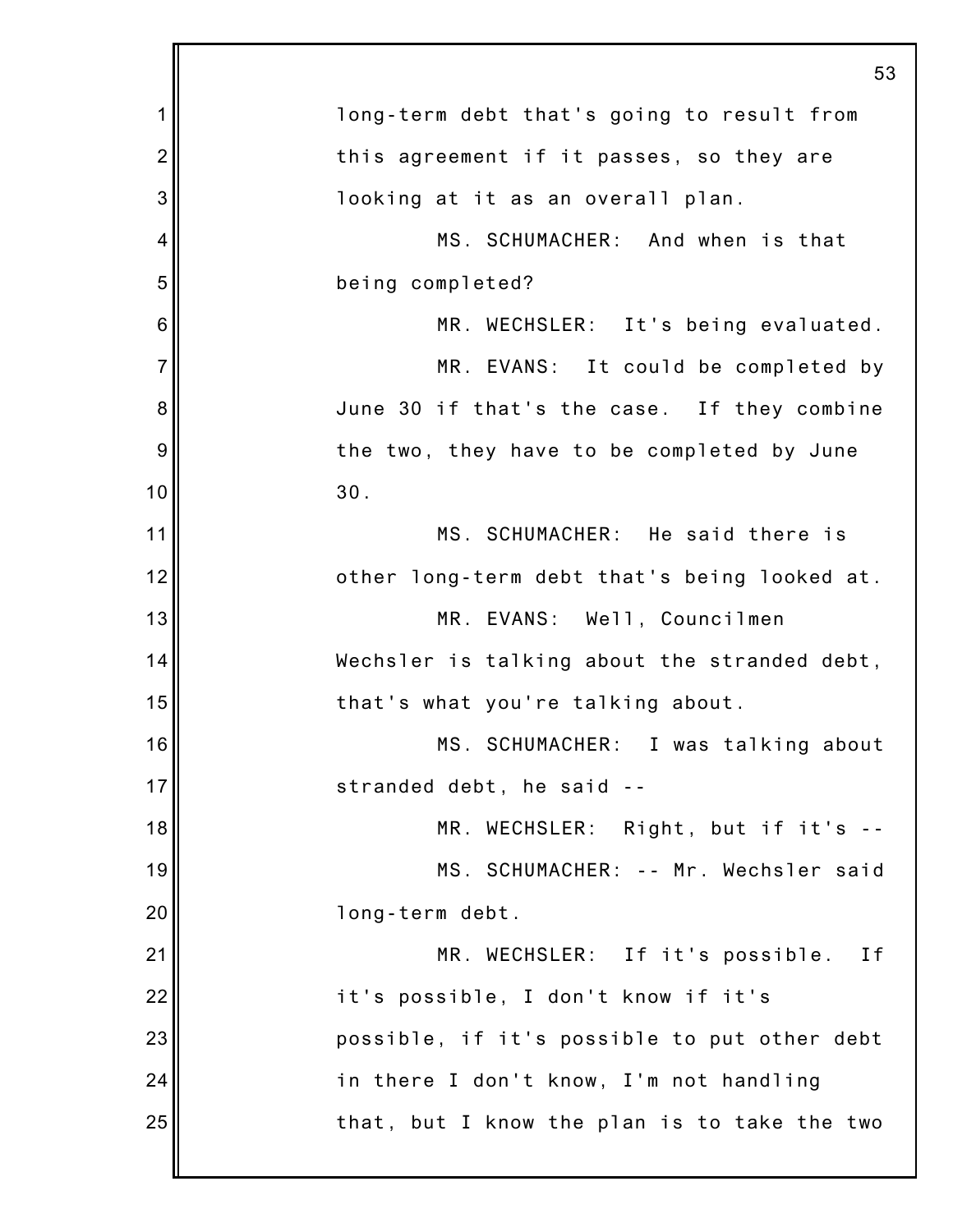long-term debt that's going to result from this agreement if it passes, so they are looking at it as an overall plan.

MS. SCHUMACHER: And when is that being completed?

MR. WECHSLER: It's being evaluated.

MR. EVANS: It could be completed by June 30 if that's the case. If they combine the two, they have to be completed by June 30.

MS. SCHUMACHER: He said there is other long-term debt that's being looked at.

MR. EVANS: Well, Councilmen Wechsler is talking about the stranded debt, that's what you're talking about.

MS. SCHUMACHER: I was talking about stranded debt, he said --

MR. WECHSLER: Right, but if it's --

MS. SCHUMACHER: -- Mr. Wechsler said long-term debt.

MR. WECHSLER: If it's possible. If it's possible, I don't know if it's possible, if it's possible to put other debt in there I don't know, I'm not handling that, but I know the plan is to take the two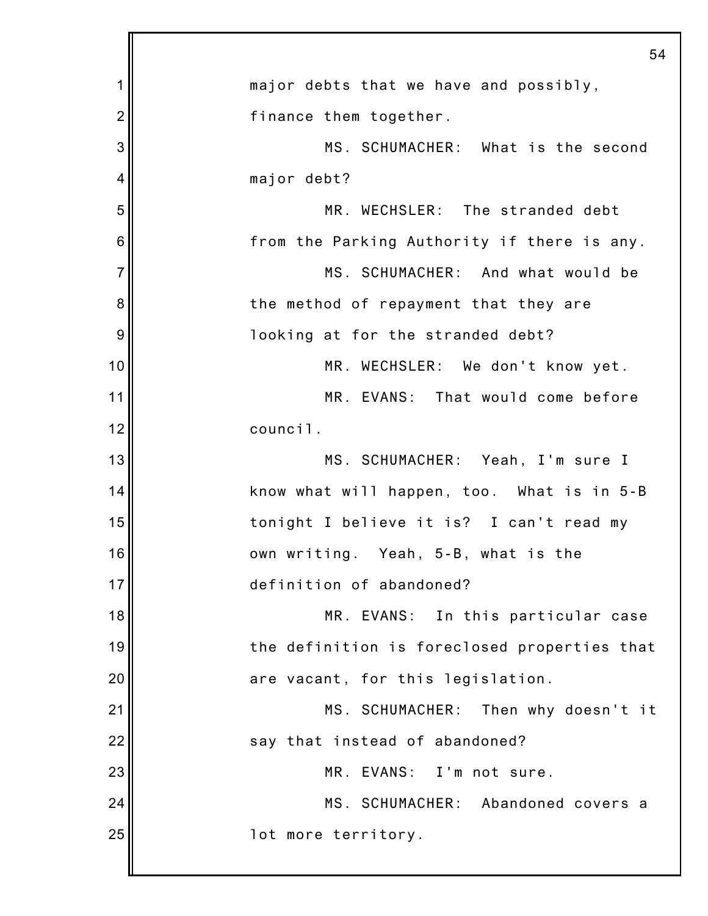major debts that we have and possibly, finance them together.

MS. SCHUMACHER: What is the second major debt?

MR. WECHSLER: The stranded debt from the Parking Authority if there is any.

MS. SCHUMACHER: And what would be the method of repayment that they are looking at for the stranded debt?

MR. WECHSLER: We don't know yet.

MR. EVANS: That would come before council.

MS. SCHUMACHER: Yeah, I'm sure I know what will happen, too. What is in 5-B tonight I believe it is? I can't read my own writing. Yeah, 5-B, what is the definition of abandoned?

MR. EVANS: In this particular case the definition is foreclosed properties that are vacant, for this legislation.

MS. SCHUMACHER: Then why doesn't it say that instead of abandoned?

MR. EVANS: I'm not sure.

MS. SCHUMACHER: Abandoned covers a lot more territory.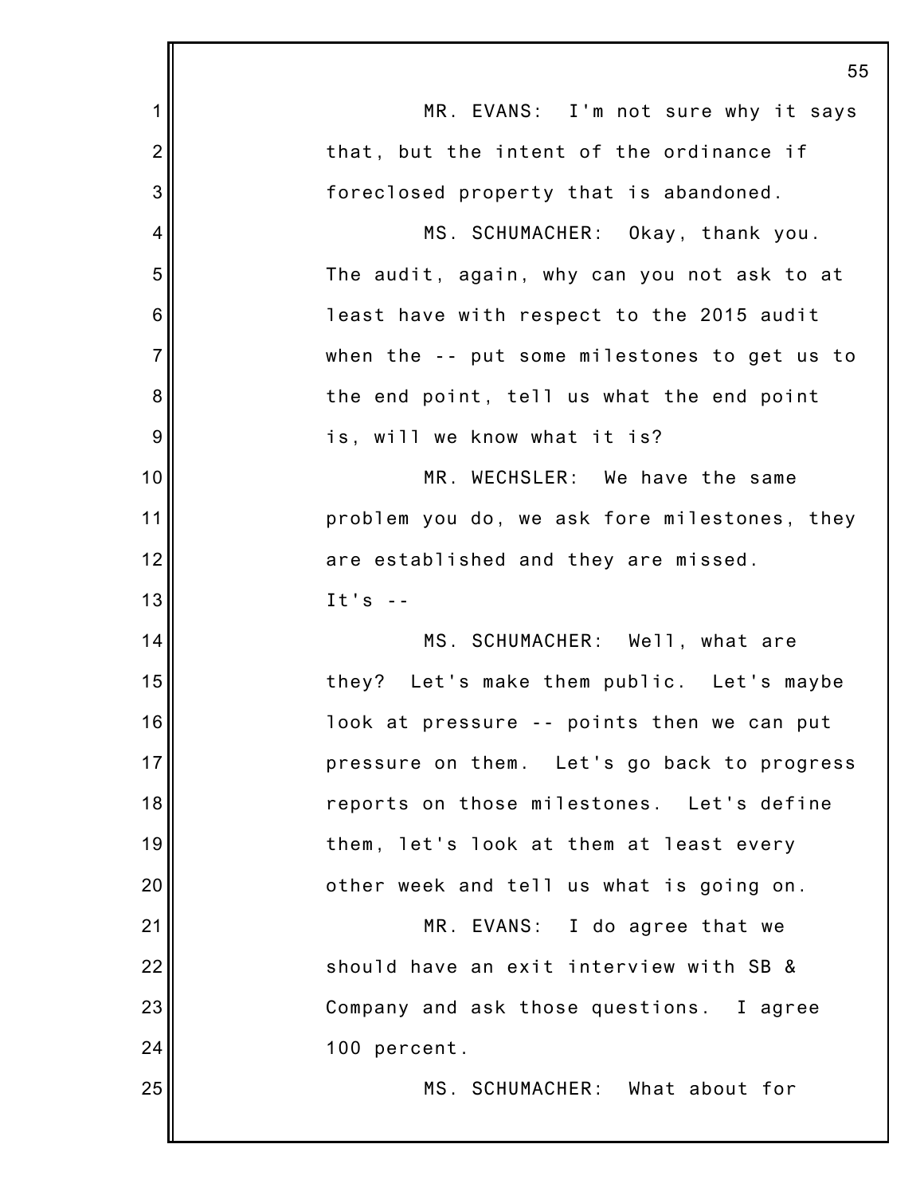MR. EVANS: I'm not sure why it says that, but the intent of the ordinance if foreclosed property that is abandoned.

MS. SCHUMACHER: Okay, thank you. The audit, again, why can you not ask to at least have with respect to the 2015 audit when the -- put some milestones to get us to the end point, tell us what the end point is, will we know what it is?

MR. WECHSLER: We have the same problem you do, we ask fore milestones, they are established and they are missed. It's --

MS. SCHUMACHER: Well, what are they? Let's make them public. Let's maybe look at pressure -- points then we can put pressure on them. Let's go back to progress reports on those milestones. Let's define them, let's look at them at least every other week and tell us what is going on.

MR. EVANS: I do agree that we should have an exit interview with SB & Company and ask those questions. I agree 100 percent.

MS. SCHUMACHER: What about for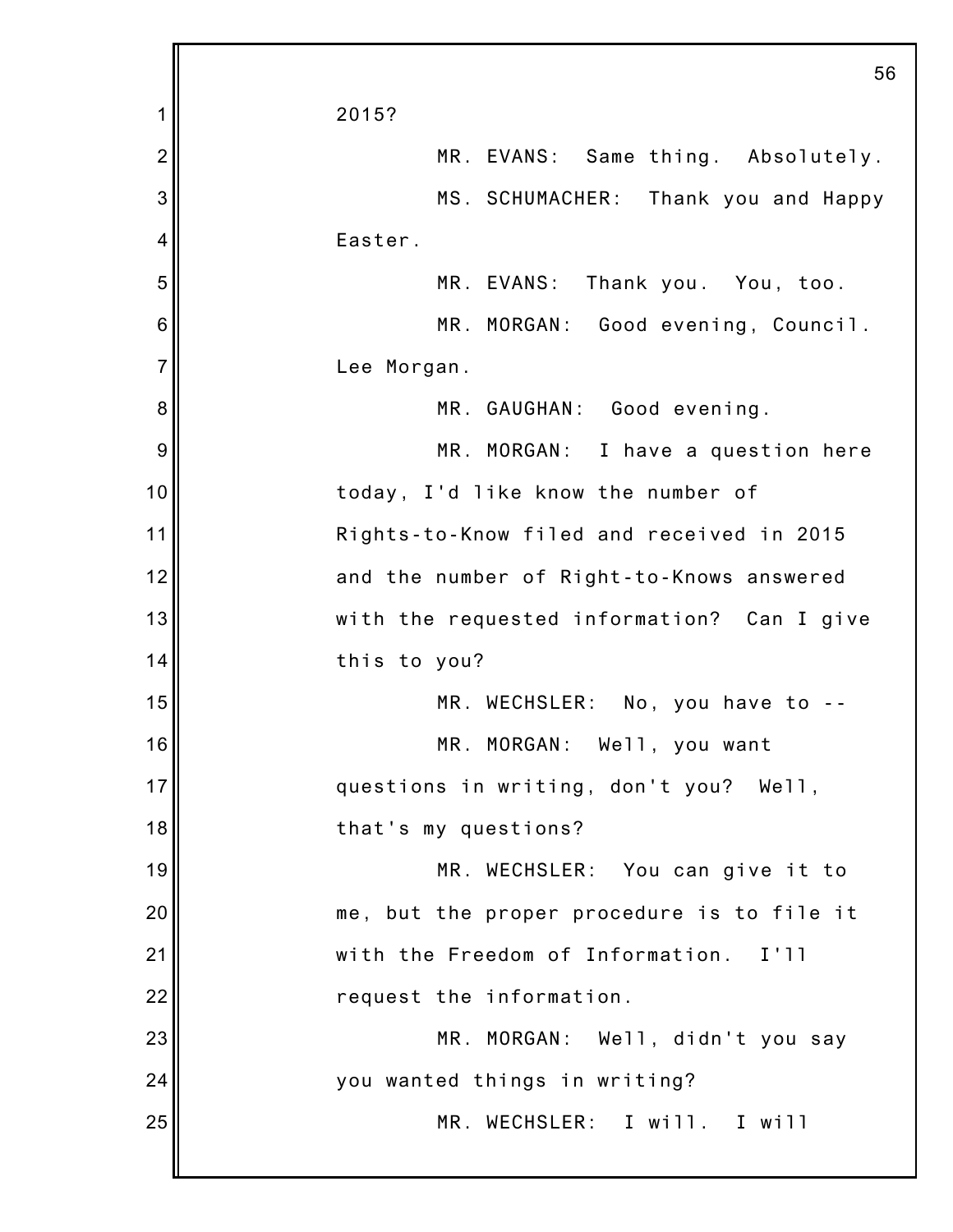2015?

MR. EVANS: Same thing. Absolutely.

MS. SCHUMACHER: Thank you and Happy Easter.

MR. EVANS: Thank you. You, too.

MR. MORGAN: Good evening, Council. Lee Morgan.

MR. GAUGHAN: Good evening.

MR. MORGAN: I have a question here today, I'd like know the number of Rights-to-Know filed and received in 2015 and the number of Right-to-Knows answered with the requested information? Can I give this to you?

MR. WECHSLER: No, you have to --

MR. MORGAN: Well, you want questions in writing, don't you? Well, that's my questions?

MR. WECHSLER: You can give it to me, but the proper procedure is to file it with the Freedom of Information. I'll request the information.

MR. MORGAN: Well, didn't you say you wanted things in writing?

MR. WECHSLER: I will. I will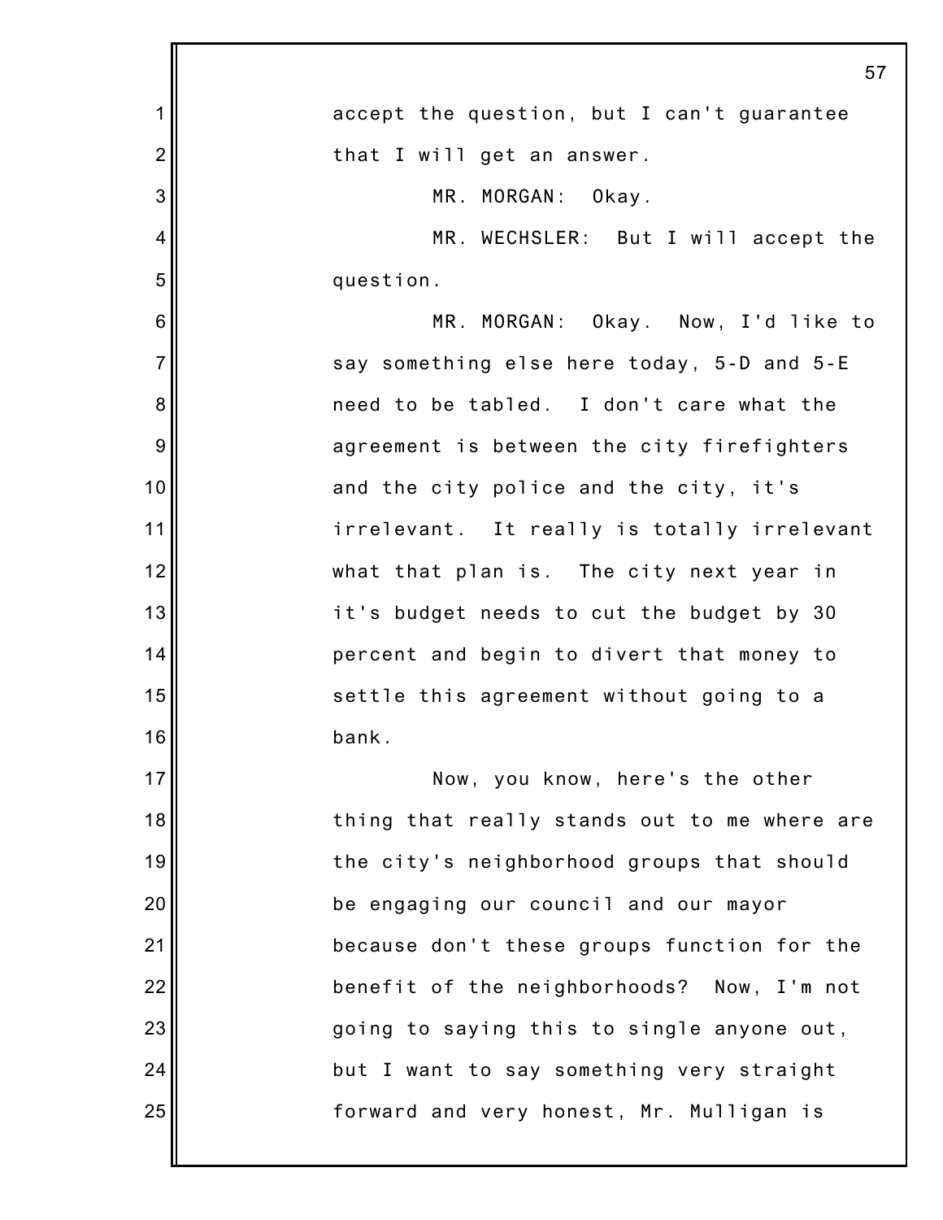accept the question, but I can't guarantee that I will get an answer.

MR. MORGAN: Okay.

MR. WECHSLER: But I will accept the question.

MR. MORGAN: Okay. Now, I'd like to say something else here today, 5-D and 5-E need to be tabled. I don't care what the agreement is between the city firefighters and the city police and the city, it's irrelevant. It really is totally irrelevant what that plan is. The city next year in it's budget needs to cut the budget by 30 percent and begin to divert that money to settle this agreement without going to a bank.

Now, you know, here's the other thing that really stands out to me where are the city's neighborhood groups that should be engaging our council and our mayor because don't these groups function for the benefit of the neighborhoods? Now, I'm not going to saying this to single anyone out, but I want to say something very straight forward and very honest, Mr. Mulligan is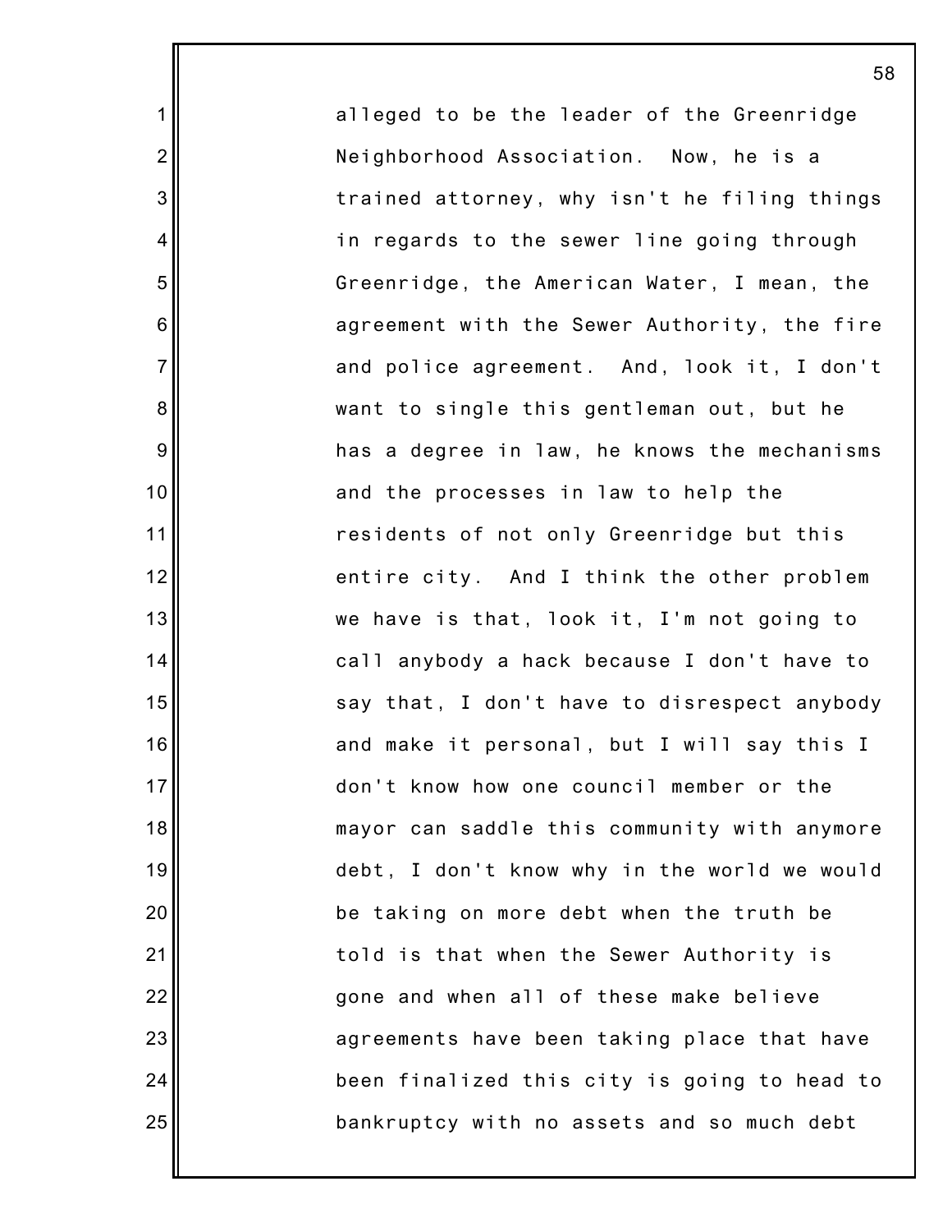alleged to be the leader of the Greenridge Neighborhood Association. Now, he is a trained attorney, why isn't he filing things in regards to the sewer line going through Greenridge, the American Water, I mean, the agreement with the Sewer Authority, the fire and police agreement. And, look it, I don't want to single this gentleman out, but he has a degree in law, he knows the mechanisms and the processes in law to help the residents of not only Greenridge but this entire city. And I think the other problem we have is that, look it, I'm not going to call anybody a hack because I don't have to say that, I don't have to disrespect anybody and make it personal, but I will say this I don't know how one council member or the mayor can saddle this community with anymore debt, I don't know why in the world we would be taking on more debt when the truth be told is that when the Sewer Authority is gone and when all of these make believe agreements have been taking place that have been finalized this city is going to head to bankruptcy with no assets and so much debt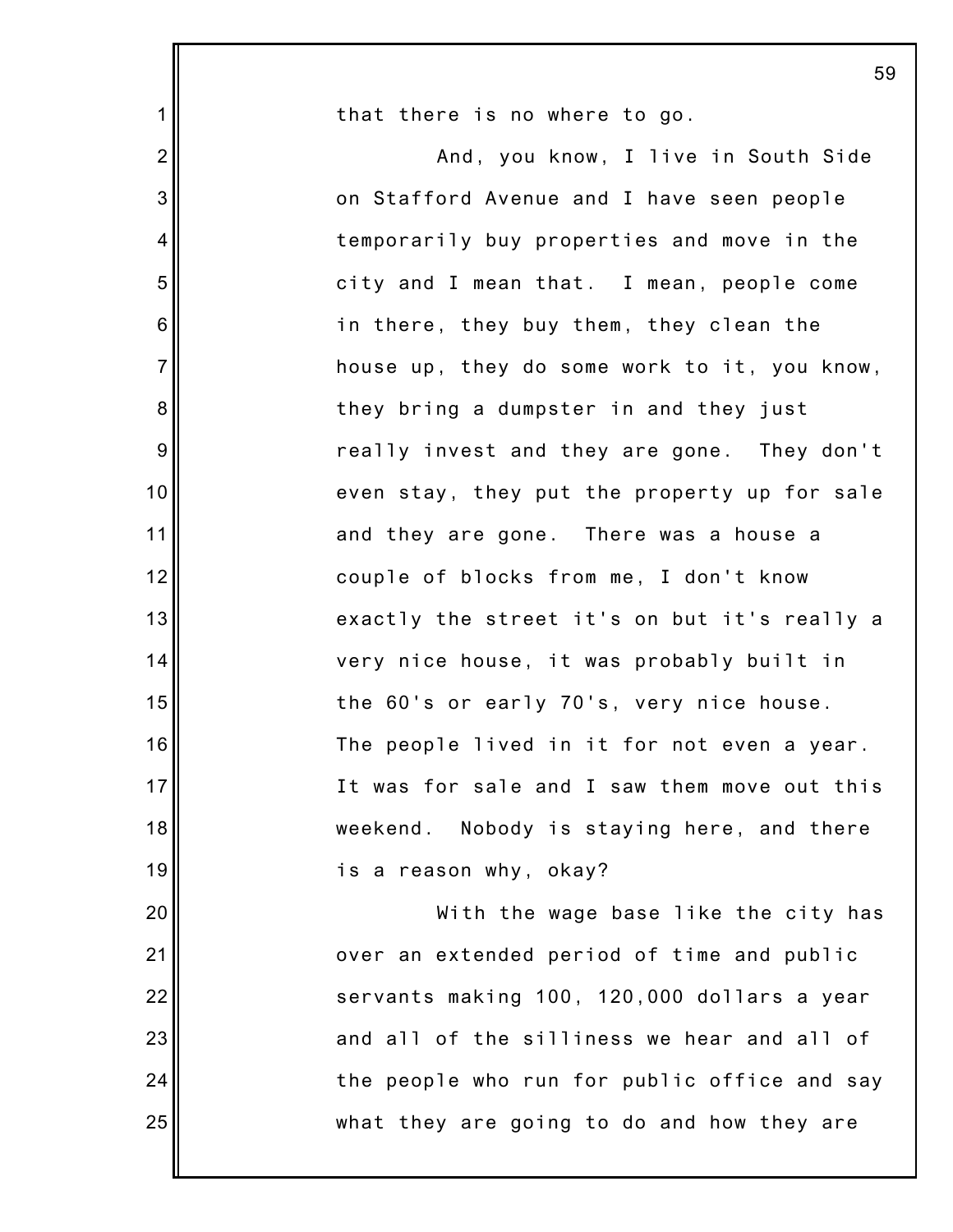that there is no where to go.

And, you know, I live in South Side on Stafford Avenue and I have seen people temporarily buy properties and move in the city and I mean that. I mean, people come in there, they buy them, they clean the house up, they do some work to it, you know, they bring a dumpster in and they just really invest and they are gone. They don't even stay, they put the property up for sale and they are gone. There was a house a couple of blocks from me, I don't know exactly the street it's on but it's really a very nice house, it was probably built in the 60's or early 70's, very nice house. The people lived in it for not even a year. It was for sale and I saw them move out this weekend. Nobody is staying here, and there is a reason why, okay?

With the wage base like the city has over an extended period of time and public servants making 100, 120,000 dollars a year and all of the silliness we hear and all of the people who run for public office and say what they are going to do and how they are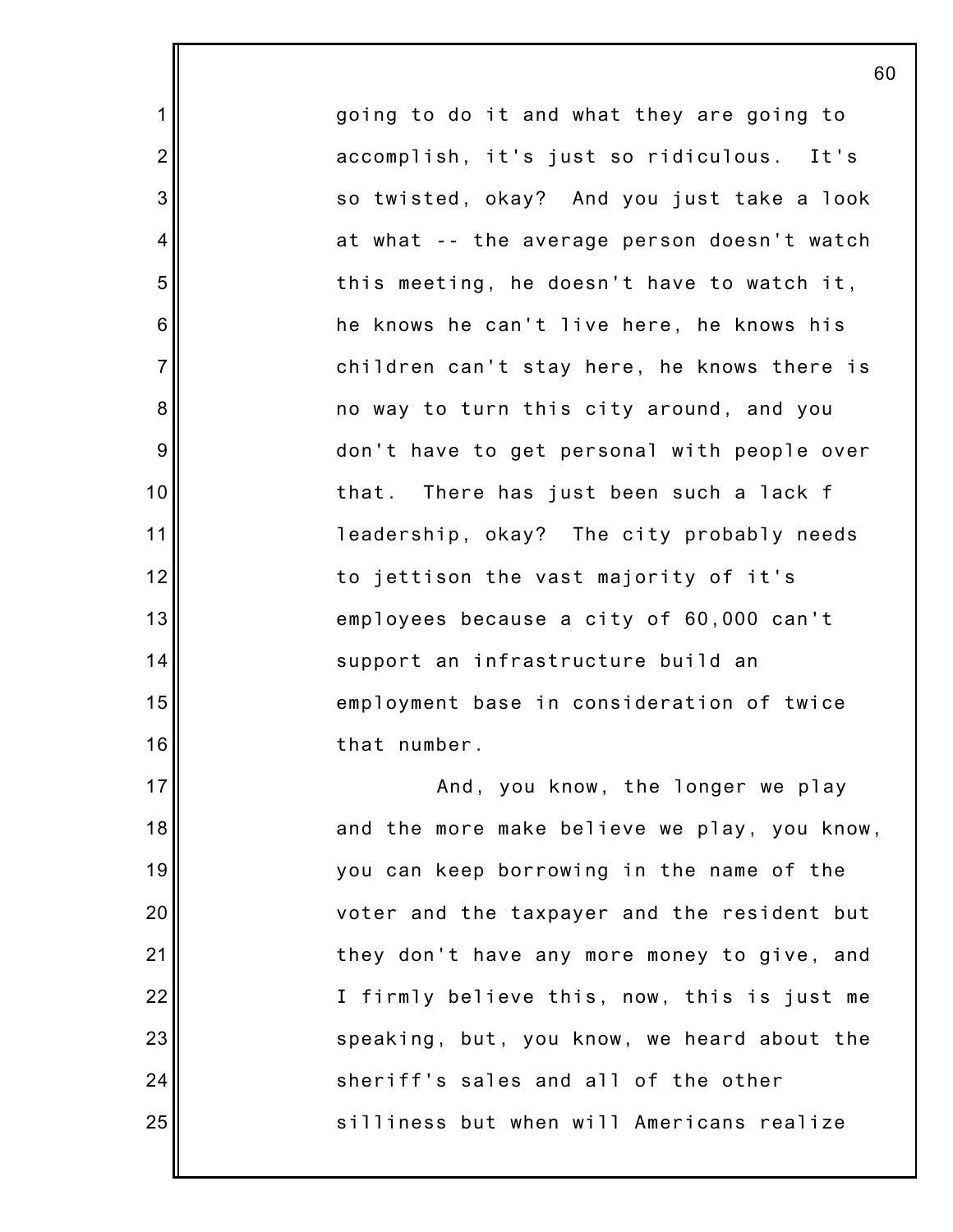going to do it and what they are going to accomplish, it's just so ridiculous. It's so twisted, okay? And you just take a look at what -- the average person doesn't watch this meeting, he doesn't have to watch it, he knows he can't live here, he knows his children can't stay here, he knows there is no way to turn this city around, and you don't have to get personal with people over that. There has just been such a lack f leadership, okay? The city probably needs to jettison the vast majority of it's employees because a city of 60,000 can't support an infrastructure build an employment base in consideration of twice that number.

And, you know, the longer we play and the more make believe we play, you know, you can keep borrowing in the name of the voter and the taxpayer and the resident but they don't have any more money to give, and I firmly believe this, now, this is just me speaking, but, you know, we heard about the sheriff's sales and all of the other silliness but when will Americans realize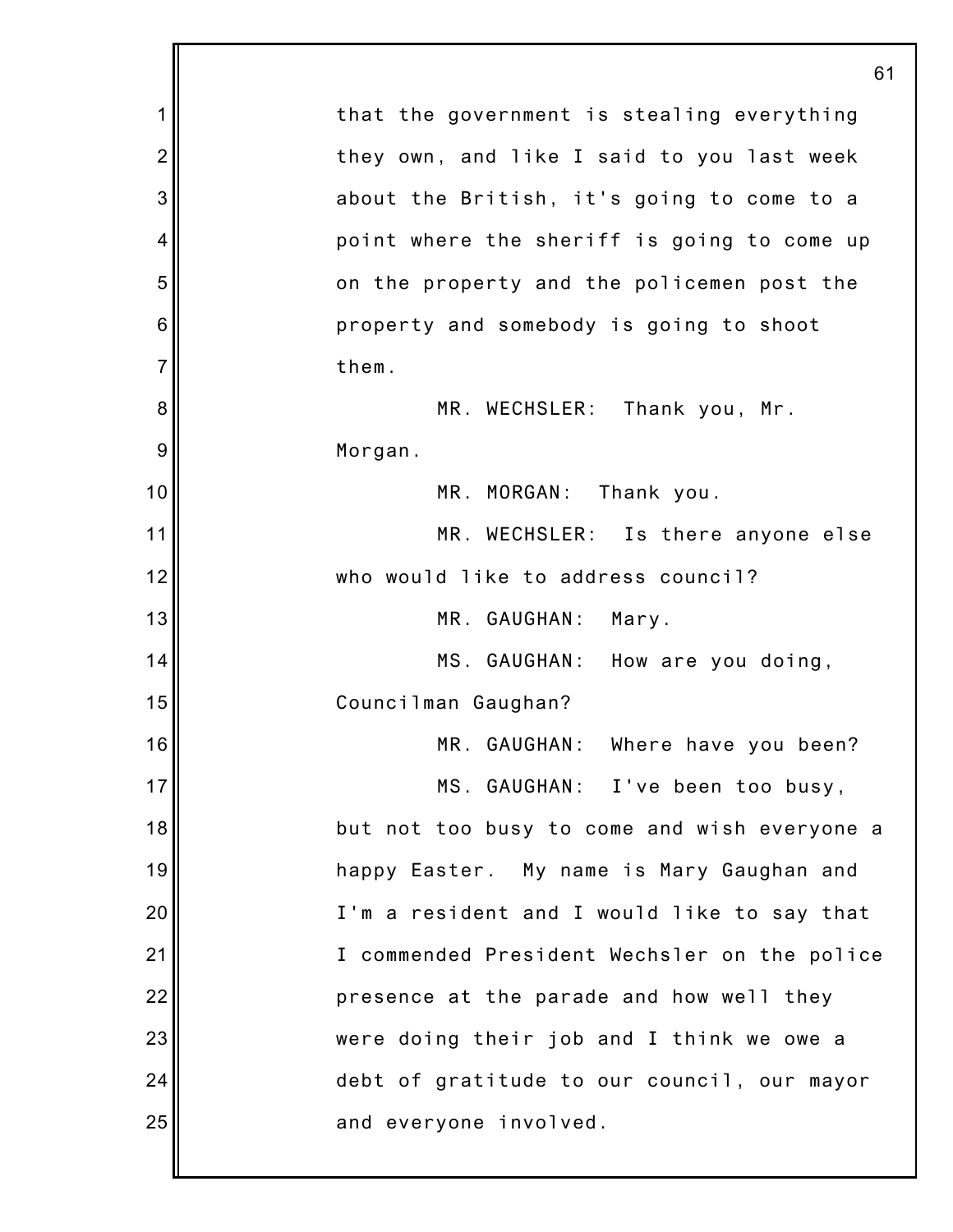that the government is stealing everything they own, and like I said to you last week about the British, it's going to come to a point where the sheriff is going to come up on the property and the policemen post the property and somebody is going to shoot them.

MR. WECHSLER: Thank you, Mr. Morgan.

MR. MORGAN: Thank you.

MR. WECHSLER: Is there anyone else who would like to address council?

MR. GAUGHAN: Mary.

MS. GAUGHAN: How are you doing, Councilman Gaughan?

MR. GAUGHAN: Where have you been?

MS. GAUGHAN: I've been too busy, but not too busy to come and wish everyone a happy Easter. My name is Mary Gaughan and I'm a resident and I would like to say that I commended President Wechsler on the police presence at the parade and how well they were doing their job and I think we owe a debt of gratitude to our council, our mayor and everyone involved.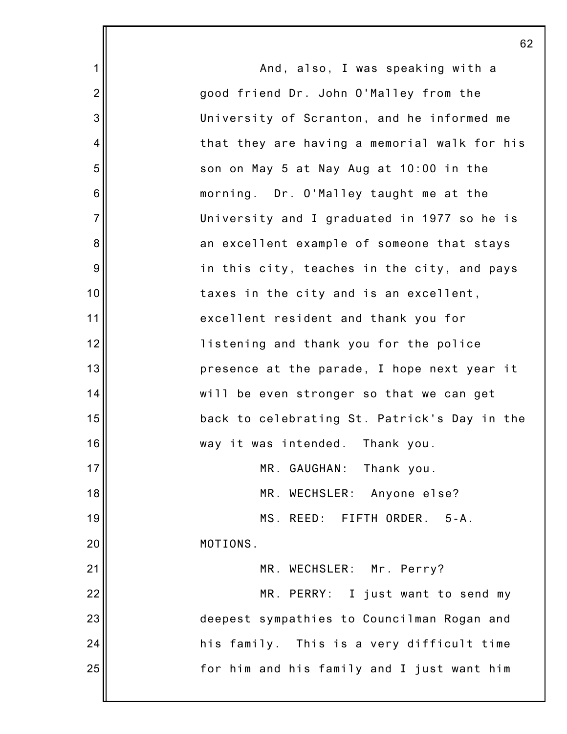And, also, I was speaking with a good friend Dr. John O'Malley from the University of Scranton, and he informed me that they are having a memorial walk for his son on May 5 at Nay Aug at 10:00 in the morning. Dr. O'Malley taught me at the University and I graduated in 1977 so he is an excellent example of someone that stays in this city, teaches in the city, and pays taxes in the city and is an excellent, excellent resident and thank you for listening and thank you for the police presence at the parade, I hope next year it will be even stronger so that we can get back to celebrating St. Patrick's Day in the way it was intended. Thank you.

MR. GAUGHAN: Thank you.

MR. WECHSLER: Anyone else?

MS. REED: FIFTH ORDER. 5-A. MOTIONS.

MR. WECHSLER: Mr. Perry?

MR. PERRY: I just want to send my deepest sympathies to Councilman Rogan and his family. This is a very difficult time for him and his family and I just want him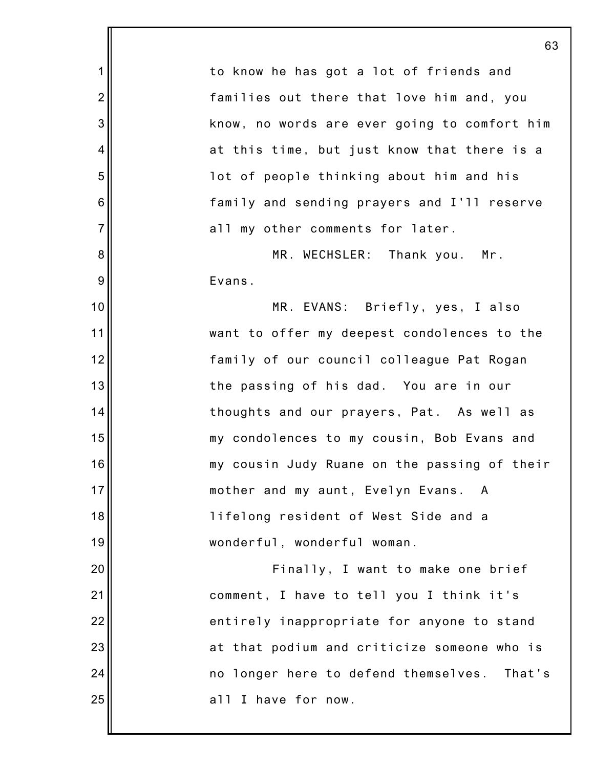to know he has got a lot of friends and families out there that love him and, you know, no words are ever going to comfort him at this time, but just know that there is a lot of people thinking about him and his family and sending prayers and I'll reserve all my other comments for later.

MR. WECHSLER: Thank you. Mr. Evans.

MR. EVANS: Briefly, yes, I also want to offer my deepest condolences to the family of our council colleague Pat Rogan the passing of his dad. You are in our thoughts and our prayers, Pat. As well as my condolences to my cousin, Bob Evans and my cousin Judy Ruane on the passing of their mother and my aunt, Evelyn Evans. A lifelong resident of West Side and a wonderful, wonderful woman.

Finally, I want to make one brief comment, I have to tell you I think it's entirely inappropriate for anyone to stand at that podium and criticize someone who is no longer here to defend themselves. That's all I have for now.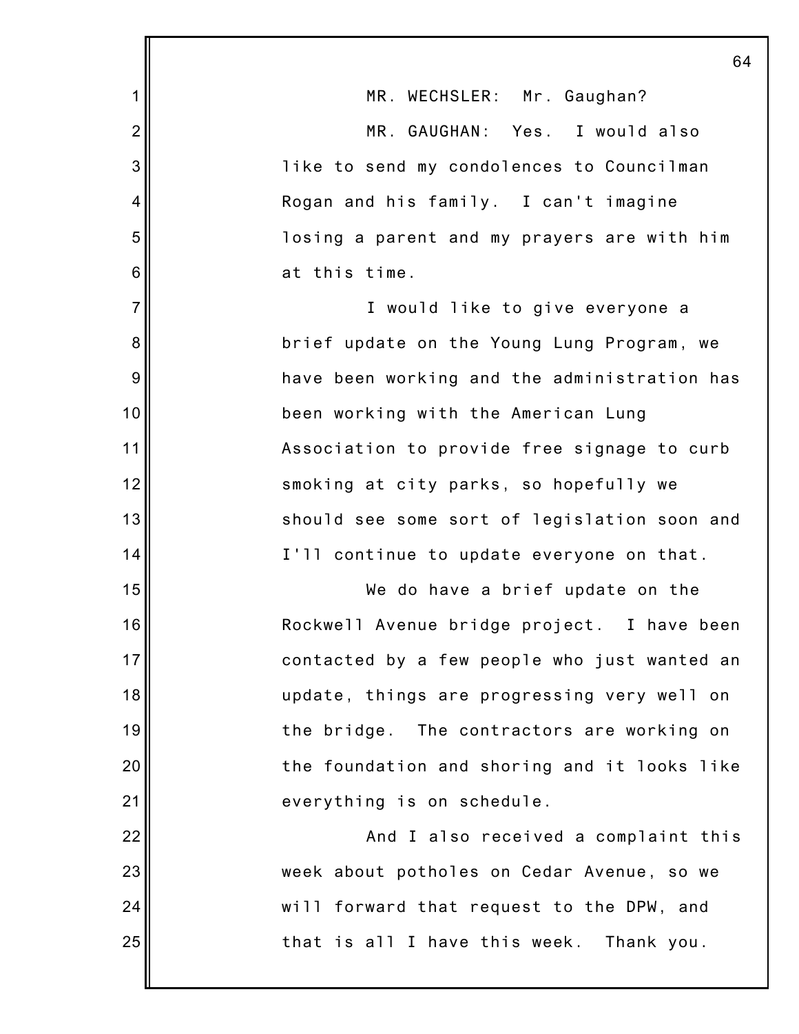MR. WECHSLER: Mr. Gaughan?

MR. GAUGHAN: Yes. I would also like to send my condolences to Councilman Rogan and his family. I can't imagine losing a parent and my prayers are with him at this time.

I would like to give everyone a brief update on the Young Lung Program, we have been working and the administration has been working with the American Lung Association to provide free signage to curb smoking at city parks, so hopefully we should see some sort of legislation soon and I'll continue to update everyone on that.

We do have a brief update on the Rockwell Avenue bridge project. I have been contacted by a few people who just wanted an update, things are progressing very well on the bridge. The contractors are working on the foundation and shoring and it looks like everything is on schedule.

And I also received a complaint this week about potholes on Cedar Avenue, so we will forward that request to the DPW, and that is all I have this week. Thank you.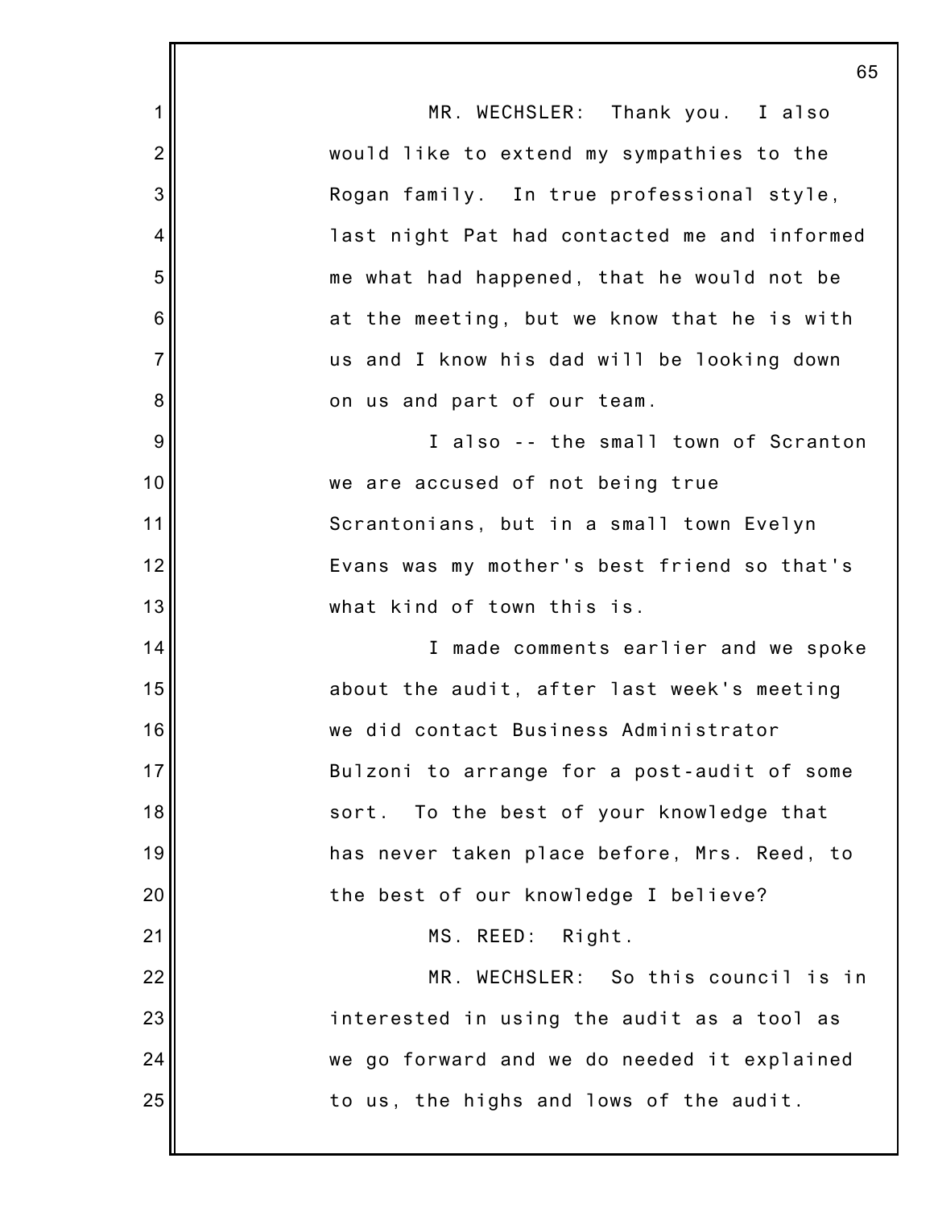MR. WECHSLER: Thank you. I also would like to extend my sympathies to the Rogan family. In true professional style, last night Pat had contacted me and informed me what had happened, that he would not be at the meeting, but we know that he is with us and I know his dad will be looking down on us and part of our team.

I also -- the small town of Scranton we are accused of not being true Scrantonians, but in a small town Evelyn Evans was my mother's best friend so that's what kind of town this is.

I made comments earlier and we spoke about the audit, after last week's meeting we did contact Business Administrator Bulzoni to arrange for a post-audit of some sort. To the best of your knowledge that has never taken place before, Mrs. Reed, to the best of our knowledge I believe?

MS. REED: Right.

MR. WECHSLER: So this council is in interested in using the audit as a tool as we go forward and we do needed it explained to us, the highs and lows of the audit.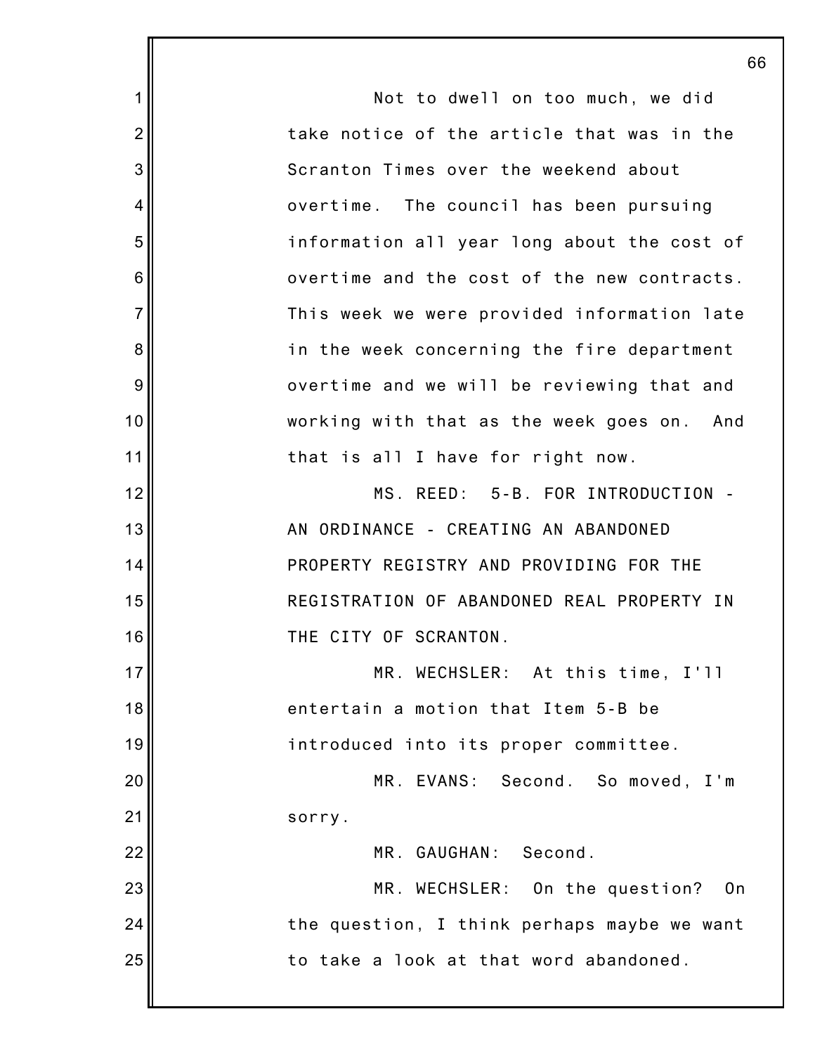Not to dwell on too much, we did take notice of the article that was in the Scranton Times over the weekend about overtime. The council has been pursuing information all year long about the cost of overtime and the cost of the new contracts. This week we were provided information late in the week concerning the fire department overtime and we will be reviewing that and working with that as the week goes on. And that is all I have for right now.

MS. REED: 5-B. FOR INTRODUCTION - AN ORDINANCE - CREATING AN ABANDONED PROPERTY REGISTRY AND PROVIDING FOR THE REGISTRATION OF ABANDONED REAL PROPERTY IN THE CITY OF SCRANTON.

MR. WECHSLER: At this time, I'll entertain a motion that Item 5-B be introduced into its proper committee.

MR. EVANS: Second. So moved, I'm sorry.

MR. GAUGHAN: Second.

MR. WECHSLER: On the question? On the question, I think perhaps maybe we want to take a look at that word abandoned.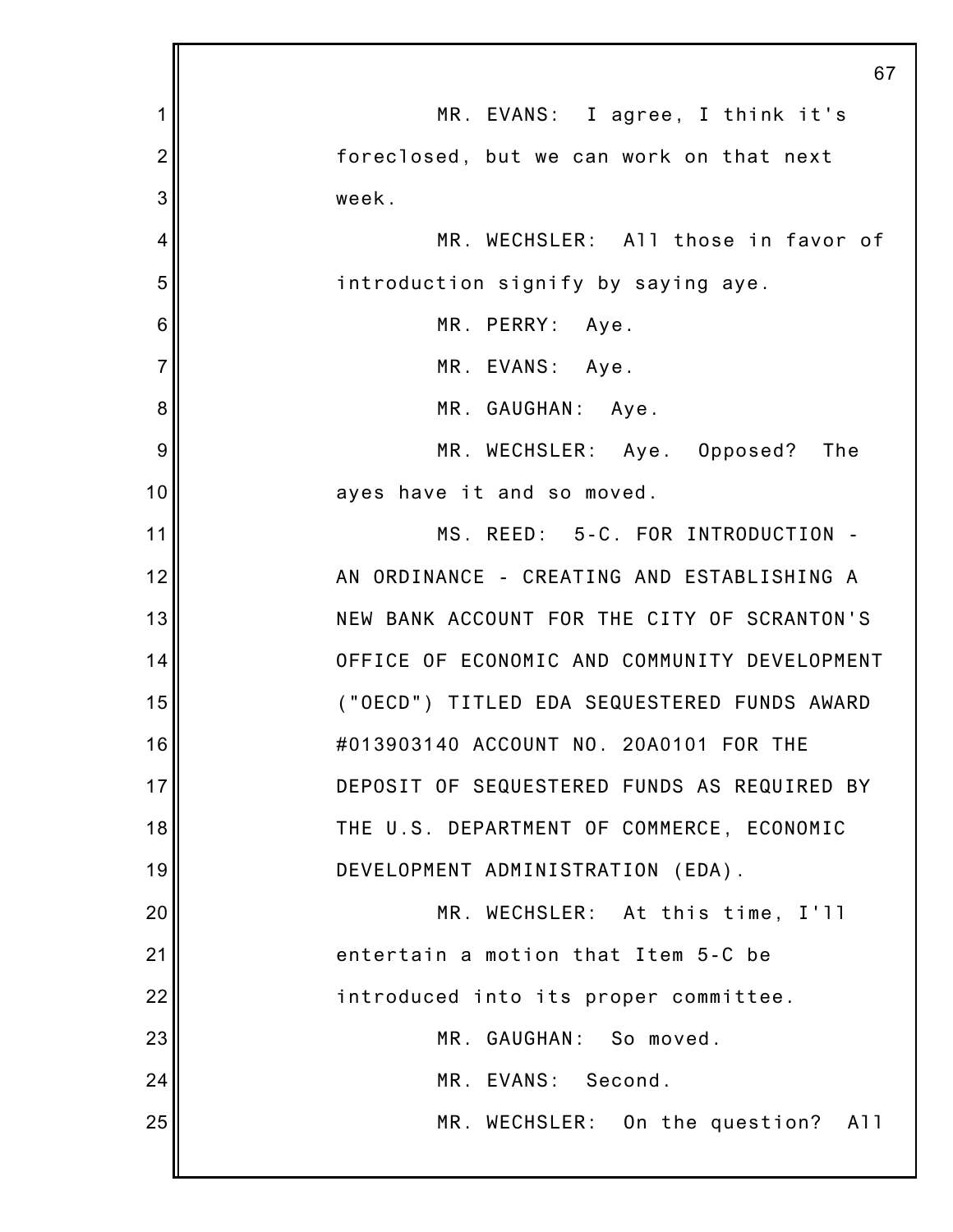MR. EVANS: I agree, I think it's foreclosed, but we can work on that next week.

MR. WECHSLER: All those in favor of introduction signify by saying aye.

MR. PERRY: Aye.

MR. EVANS: Aye.

MR. GAUGHAN: Aye.

MR. WECHSLER: Aye. Opposed? The ayes have it and so moved.

MS. REED: 5-C. FOR INTRODUCTION - AN ORDINANCE - CREATING AND ESTABLISHING A NEW BANK ACCOUNT FOR THE CITY OF SCRANTON'S OFFICE OF ECONOMIC AND COMMUNITY DEVELOPMENT ("OECD") TITLED EDA SEQUESTERED FUNDS AWARD #013903140 ACCOUNT NO. 20A0101 FOR THE DEPOSIT OF SEQUESTERED FUNDS AS REQUIRED BY THE U.S. DEPARTMENT OF COMMERCE, ECONOMIC DEVELOPMENT ADMINISTRATION (EDA).

MR. WECHSLER: At this time, I'll entertain a motion that Item 5-C be introduced into its proper committee.

MR. GAUGHAN: So moved.

MR. EVANS: Second.

MR. WECHSLER: On the question? All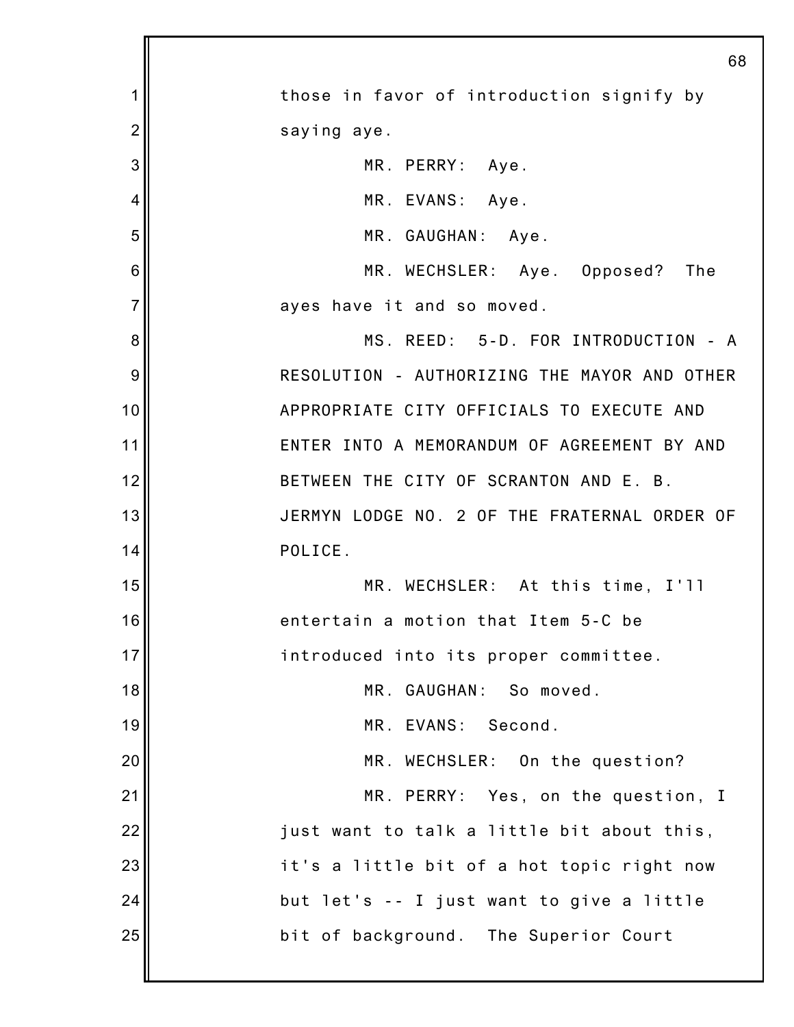those in favor of introduction signify by saying aye.

MR. PERRY: Aye.

MR. EVANS: Aye.

MR. GAUGHAN: Aye.

MR. WECHSLER: Aye. Opposed? The ayes have it and so moved.

MS. REED: 5-D. FOR INTRODUCTION - A RESOLUTION - AUTHORIZING THE MAYOR AND OTHER APPROPRIATE CITY OFFICIALS TO EXECUTE AND ENTER INTO A MEMORANDUM OF AGREEMENT BY AND BETWEEN THE CITY OF SCRANTON AND E. B. JERMYN LODGE NO. 2 OF THE FRATERNAL ORDER OF POLICE.

MR. WECHSLER: At this time, I'll entertain a motion that Item 5-C be introduced into its proper committee.

MR. GAUGHAN: So moved.

MR. EVANS: Second.

MR. WECHSLER: On the question?

MR. PERRY: Yes, on the question, I just want to talk a little bit about this, it's a little bit of a hot topic right now but let's -- I just want to give a little bit of background. The Superior Court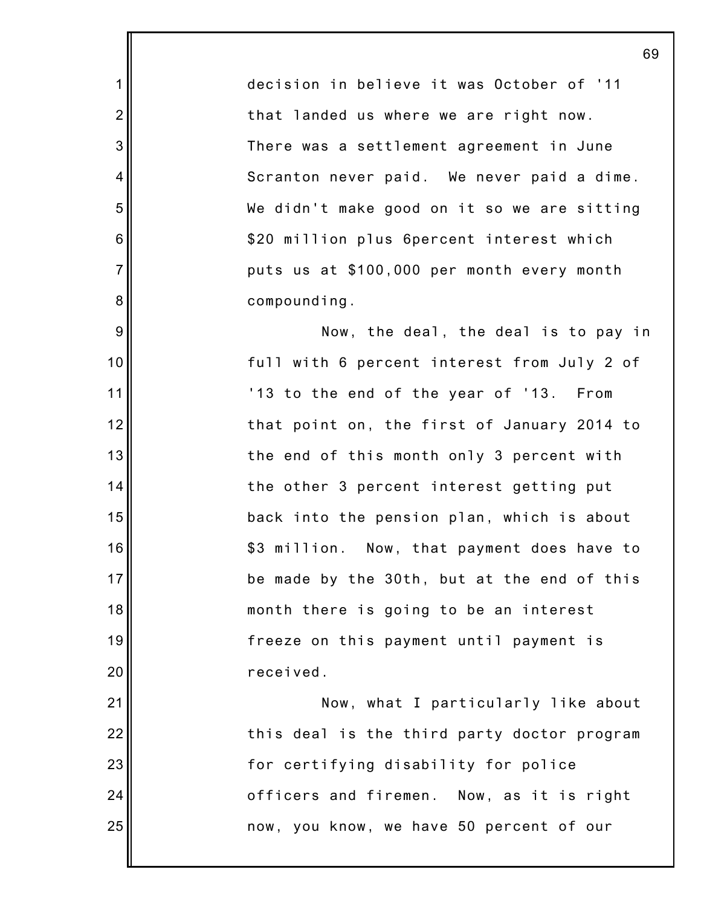decision in believe it was October of '11 that landed us where we are right now. There was a settlement agreement in June Scranton never paid. We never paid a dime. We didn't make good on it so we are sitting $20 million plus 6percent interest which puts us at $100,000 per month every month compounding.

Now, the deal, the deal is to pay in full with 6 percent interest from July 2 of '13 to the end of the year of '13. From that point on, the first of January 2014 to the end of this month only 3 percent with the other 3 percent interest getting put back into the pension plan, which is about $3 million. Now, that payment does have to be made by the 30th, but at the end of this month there is going to be an interest freeze on this payment until payment is received.

Now, what I particularly like about this deal is the third party doctor program for certifying disability for police officers and firemen. Now, as it is right now, you know, we have 50 percent of our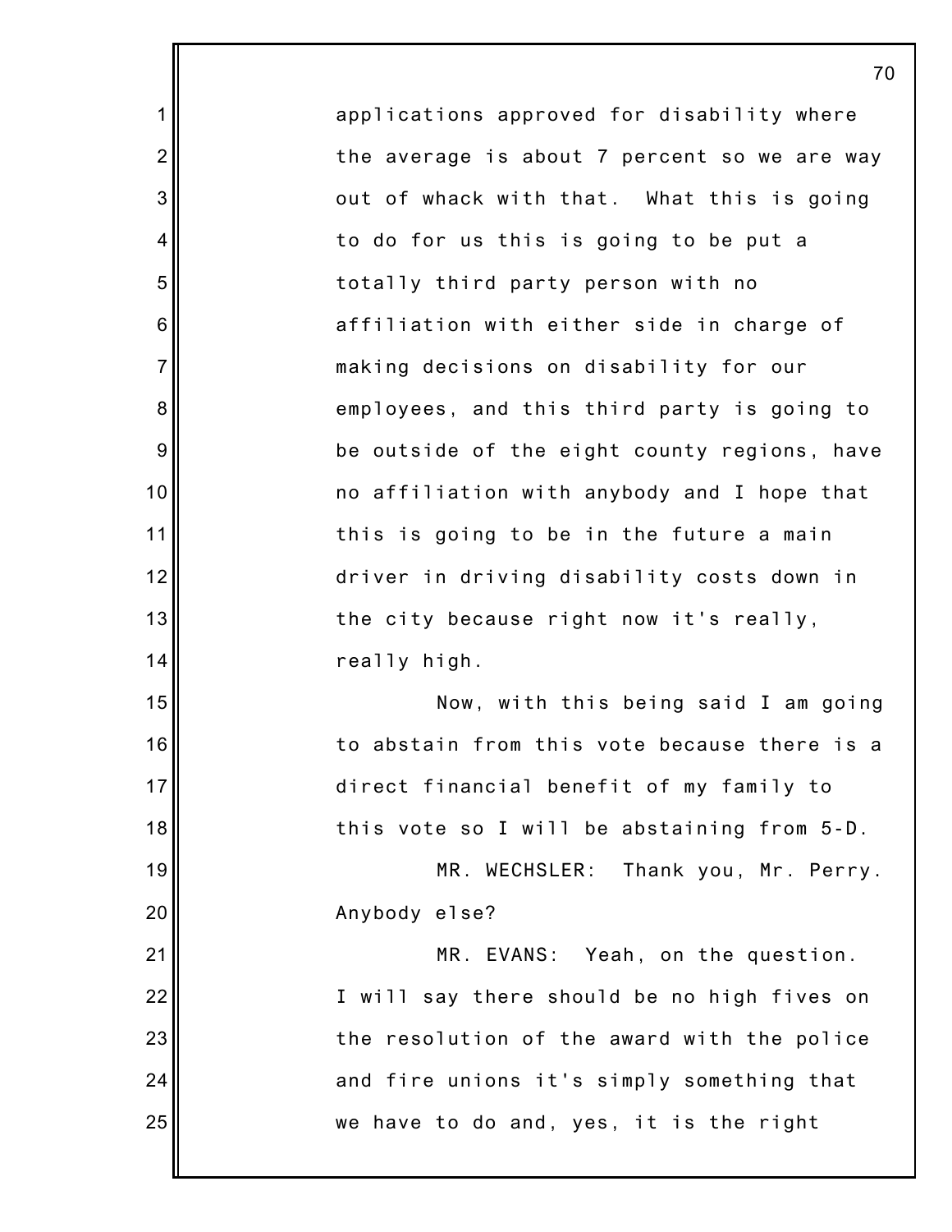applications approved for disability where the average is about 7 percent so we are way out of whack with that. What this is going to do for us this is going to be put a totally third party person with no affiliation with either side in charge of making decisions on disability for our employees, and this third party is going to be outside of the eight county regions, have no affiliation with anybody and I hope that this is going to be in the future a main driver in driving disability costs down in the city because right now it's really, really high.

Now, with this being said I am going to abstain from this vote because there is a direct financial benefit of my family to this vote so I will be abstaining from 5-D.

MR. WECHSLER: Thank you, Mr. Perry. Anybody else?

MR. EVANS: Yeah, on the question. I will say there should be no high fives on the resolution of the award with the police and fire unions it's simply something that we have to do and, yes, it is the right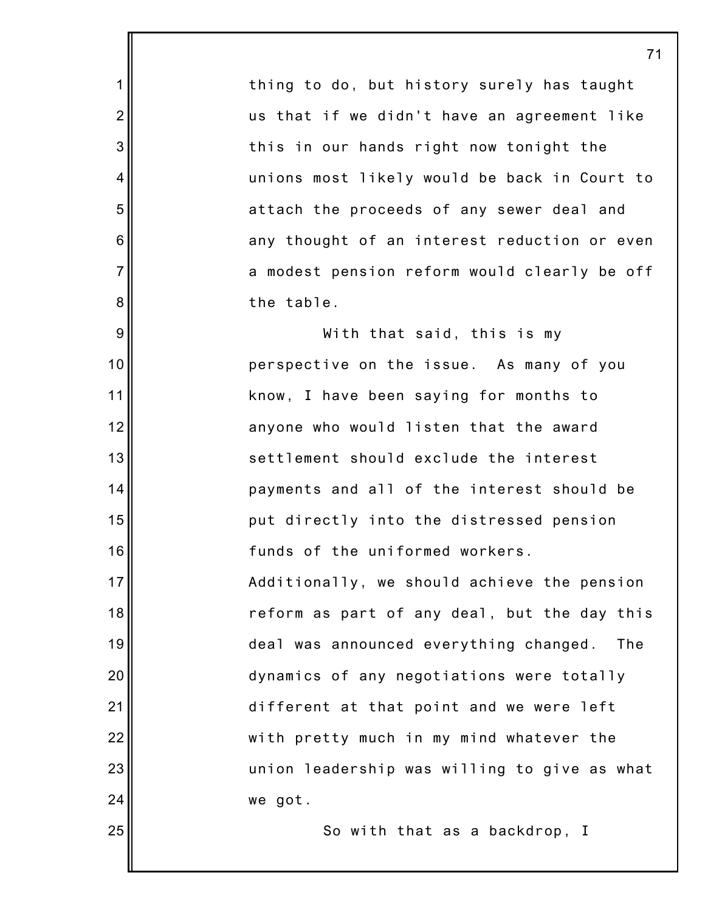thing to do, but history surely has taught us that if we didn't have an agreement like this in our hands right now tonight the unions most likely would be back in Court to attach the proceeds of any sewer deal and any thought of an interest reduction or even a modest pension reform would clearly be off the table.

With that said, this is my perspective on the issue. As many of you know, I have been saying for months to anyone who would listen that the award settlement should exclude the interest payments and all of the interest should be put directly into the distressed pension funds of the uniformed workers. Additionally, we should achieve the pension reform as part of any deal, but the day this deal was announced everything changed. The dynamics of any negotiations were totally different at that point and we were left with pretty much in my mind whatever the union leadership was willing to give as what we got.

So with that as a backdrop, I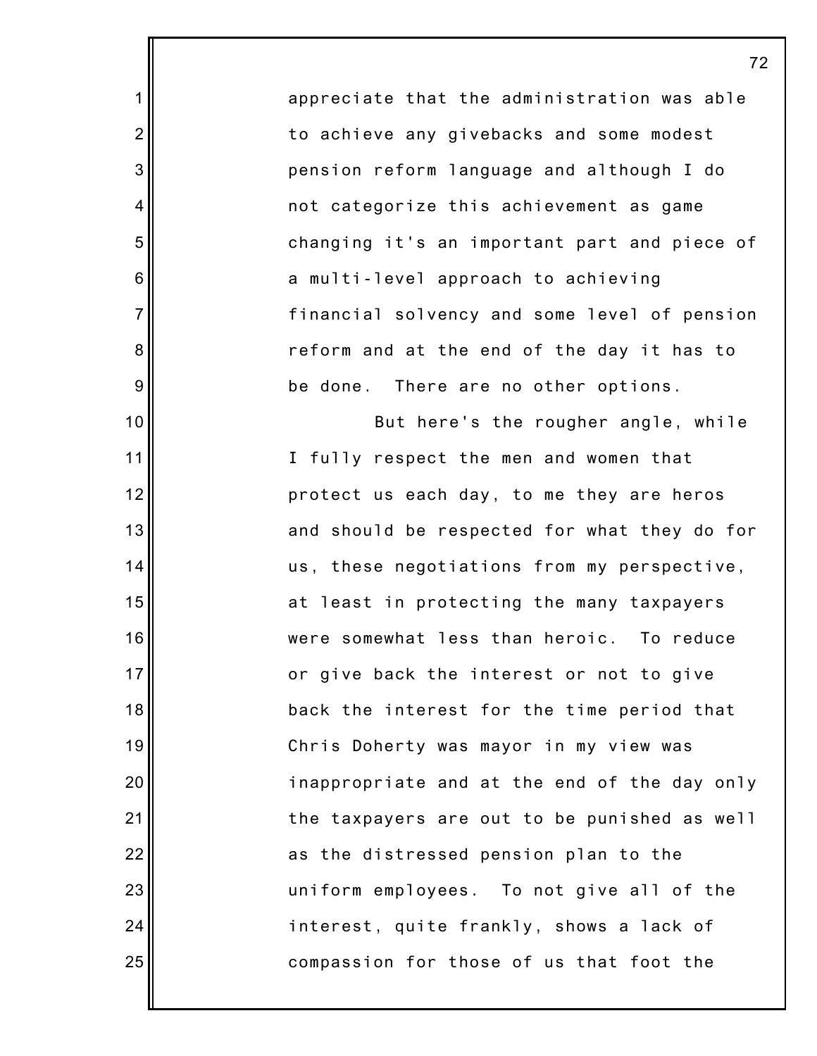appreciate that the administration was able to achieve any givebacks and some modest pension reform language and although I do not categorize this achievement as game changing it's an important part and piece of a multi-level approach to achieving financial solvency and some level of pension reform and at the end of the day it has to be done. There are no other options.

But here's the rougher angle, while I fully respect the men and women that protect us each day, to me they are heros and should be respected for what they do for us, these negotiations from my perspective, at least in protecting the many taxpayers were somewhat less than heroic. To reduce or give back the interest or not to give back the interest for the time period that Chris Doherty was mayor in my view was inappropriate and at the end of the day only the taxpayers are out to be punished as well as the distressed pension plan to the uniform employees. To not give all of the interest, quite frankly, shows a lack of compassion for those of us that foot the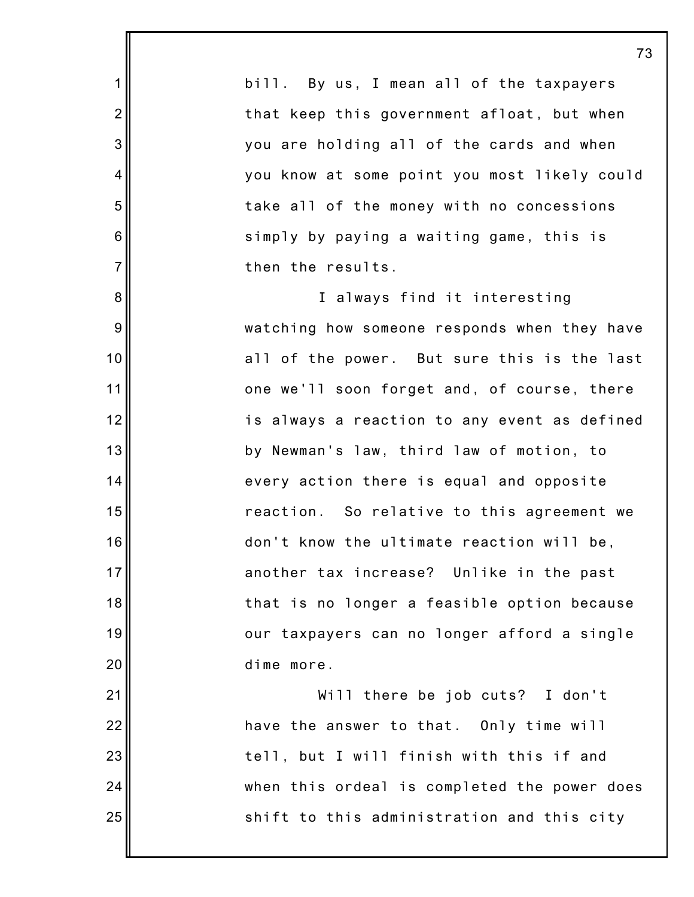bill. By us, I mean all of the taxpayers that keep this government afloat, but when you are holding all of the cards and when you know at some point you most likely could take all of the money with no concessions simply by paying a waiting game, this is then the results.

I always find it interesting watching how someone responds when they have all of the power. But sure this is the last one we'll soon forget and, of course, there is always a reaction to any event as defined by Newman's law, third law of motion, to every action there is equal and opposite reaction. So relative to this agreement we don't know the ultimate reaction will be, another tax increase? Unlike in the past that is no longer a feasible option because our taxpayers can no longer afford a single dime more.

Will there be job cuts? I don't have the answer to that. Only time will tell, but I will finish with this if and when this ordeal is completed the power does shift to this administration and this city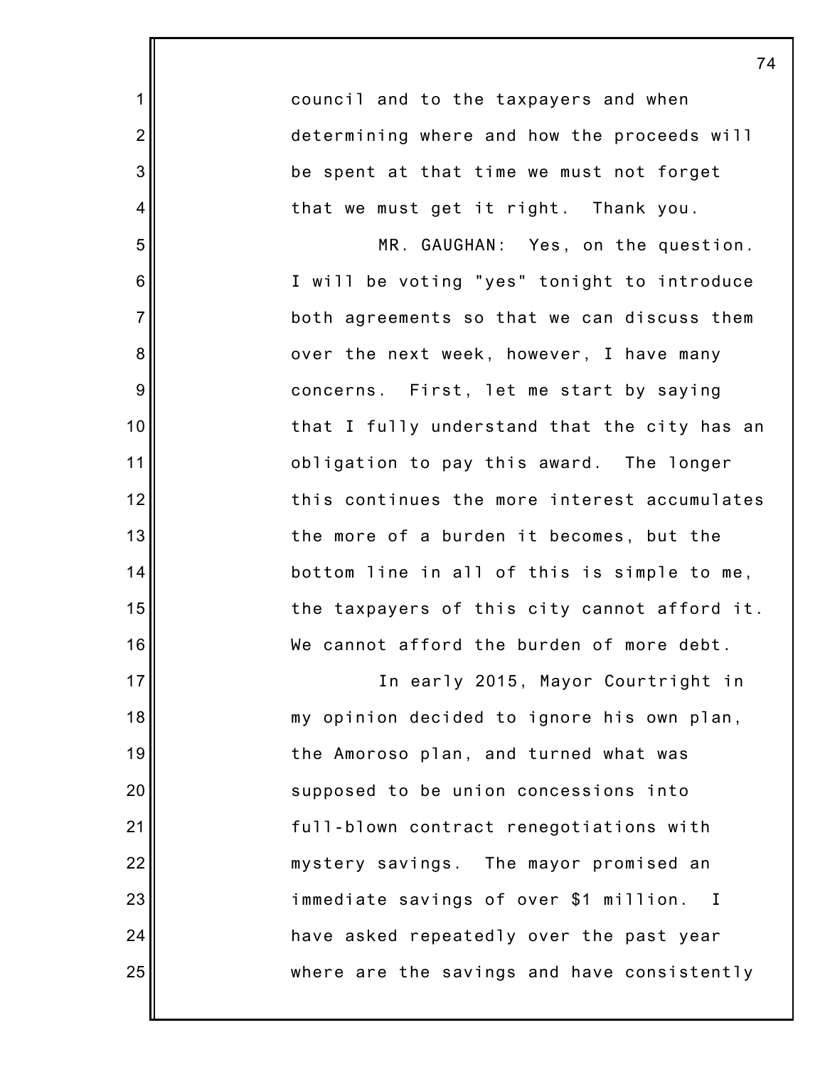council and to the taxpayers and when determining where and how the proceeds will be spent at that time we must not forget that we must get it right. Thank you.

MR. GAUGHAN: Yes, on the question. I will be voting "yes" tonight to introduce both agreements so that we can discuss them over the next week, however, I have many concerns. First, let me start by saying that I fully understand that the city has an obligation to pay this award. The longer this continues the more interest accumulates the more of a burden it becomes, but the bottom line in all of this is simple to me, the taxpayers of this city cannot afford it. We cannot afford the burden of more debt.

In early 2015, Mayor Courtright in my opinion decided to ignore his own plan, the Amoroso plan, and turned what was supposed to be union concessions into full-blown contract renegotiations with mystery savings. The mayor promised an immediate savings of over $1 million. I have asked repeatedly over the past year where are the savings and have consistently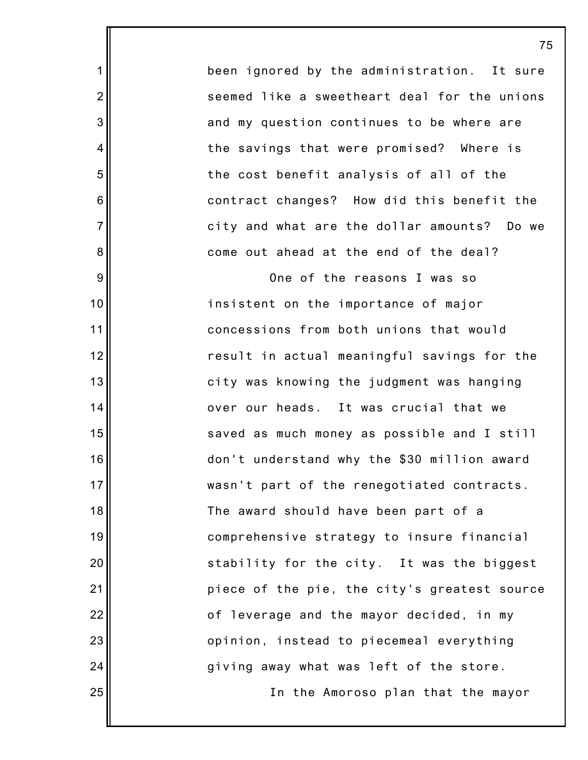been ignored by the administration. It sure seemed like a sweetheart deal for the unions and my question continues to be where are the savings that were promised? Where is the cost benefit analysis of all of the contract changes? How did this benefit the city and what are the dollar amounts? Do we come out ahead at the end of the deal?

One of the reasons I was so insistent on the importance of major concessions from both unions that would result in actual meaningful savings for the city was knowing the judgment was hanging over our heads. It was crucial that we saved as much money as possible and I still don't understand why the $30 million award wasn't part of the renegotiated contracts. The award should have been part of a comprehensive strategy to insure financial stability for the city. It was the biggest piece of the pie, the city's greatest source of leverage and the mayor decided, in my opinion, instead to piecemeal everything giving away what was left of the store.

In the Amoroso plan that the mayor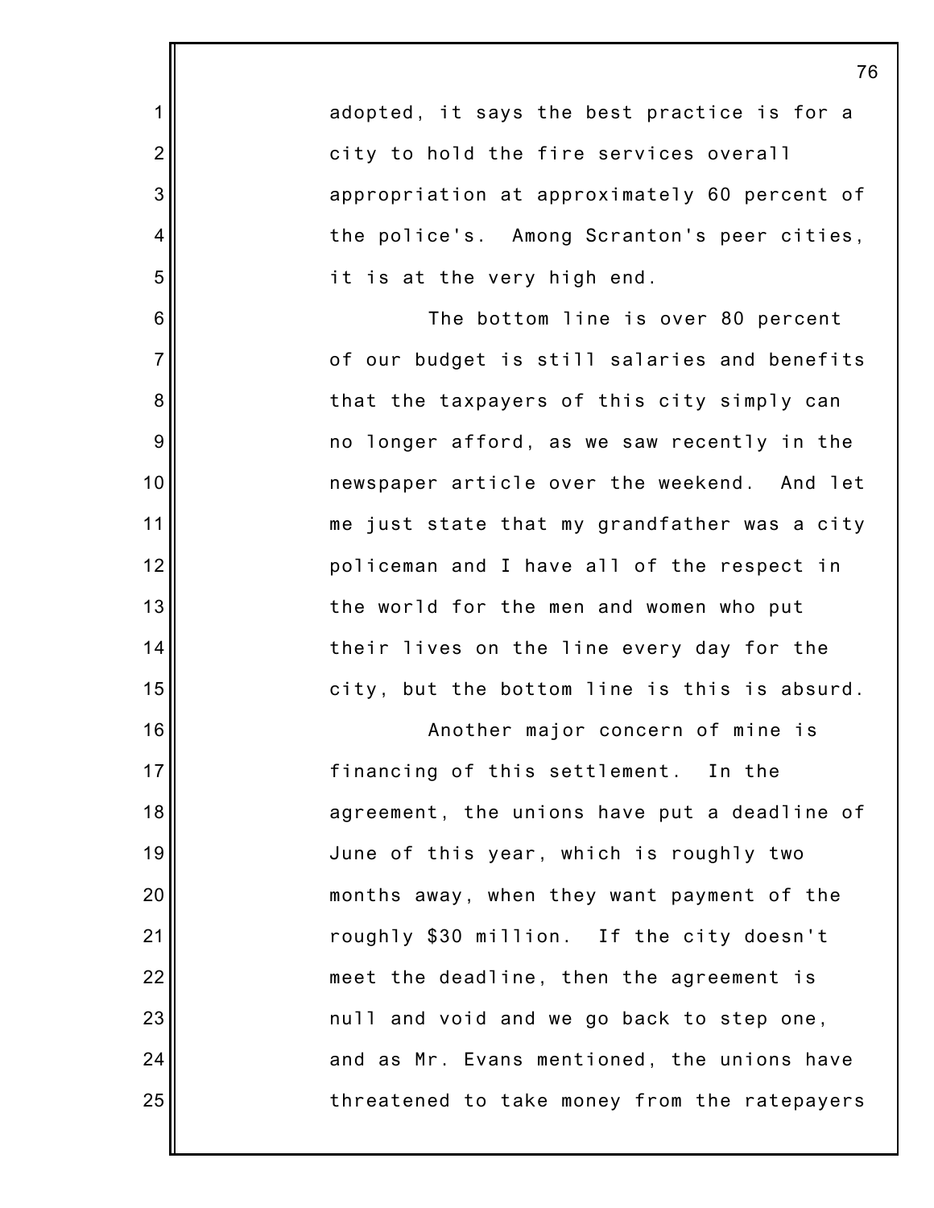adopted, it says the best practice is for a city to hold the fire services overall appropriation at approximately 60 percent of the police's. Among Scranton's peer cities, it is at the very high end.

The bottom line is over 80 percent of our budget is still salaries and benefits that the taxpayers of this city simply can no longer afford, as we saw recently in the newspaper article over the weekend. And let me just state that my grandfather was a city policeman and I have all of the respect in the world for the men and women who put their lives on the line every day for the city, but the bottom line is this is absurd.

Another major concern of mine is financing of this settlement. In the agreement, the unions have put a deadline of June of this year, which is roughly two months away, when they want payment of the roughly $30 million. If the city doesn't meet the deadline, then the agreement is null and void and we go back to step one, and as Mr. Evans mentioned, the unions have threatened to take money from the ratepayers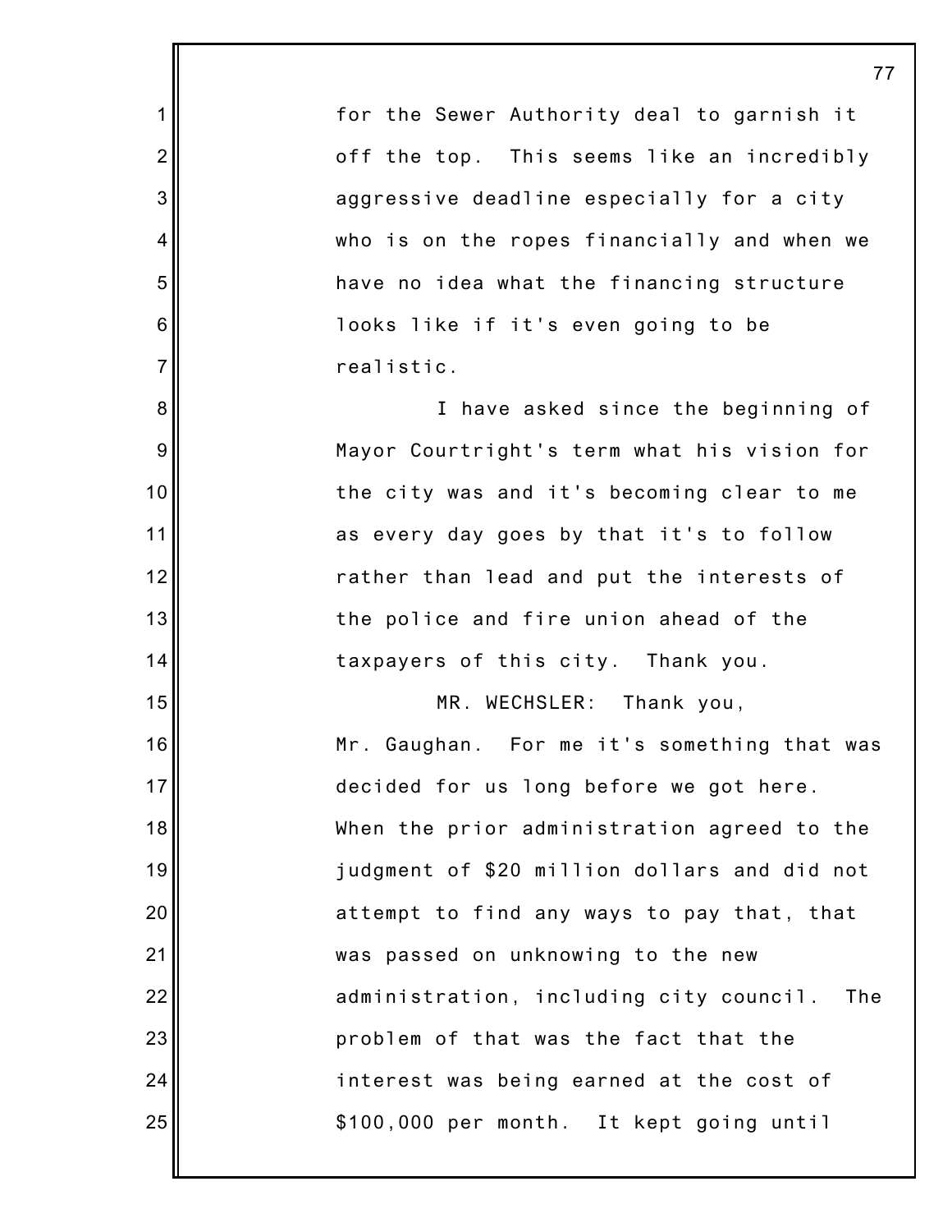for the Sewer Authority deal to garnish it off the top. This seems like an incredibly aggressive deadline especially for a city who is on the ropes financially and when we have no idea what the financing structure looks like if it's even going to be realistic.

I have asked since the beginning of Mayor Courtright's term what his vision for the city was and it's becoming clear to me as every day goes by that it's to follow rather than lead and put the interests of the police and fire union ahead of the taxpayers of this city. Thank you.

MR. WECHSLER: Thank you, Mr. Gaughan. For me it's something that was decided for us long before we got here. When the prior administration agreed to the judgment of $20 million dollars and did not attempt to find any ways to pay that, that was passed on unknowing to the new administration, including city council. The problem of that was the fact that the interest was being earned at the cost of $100,000 per month. It kept going until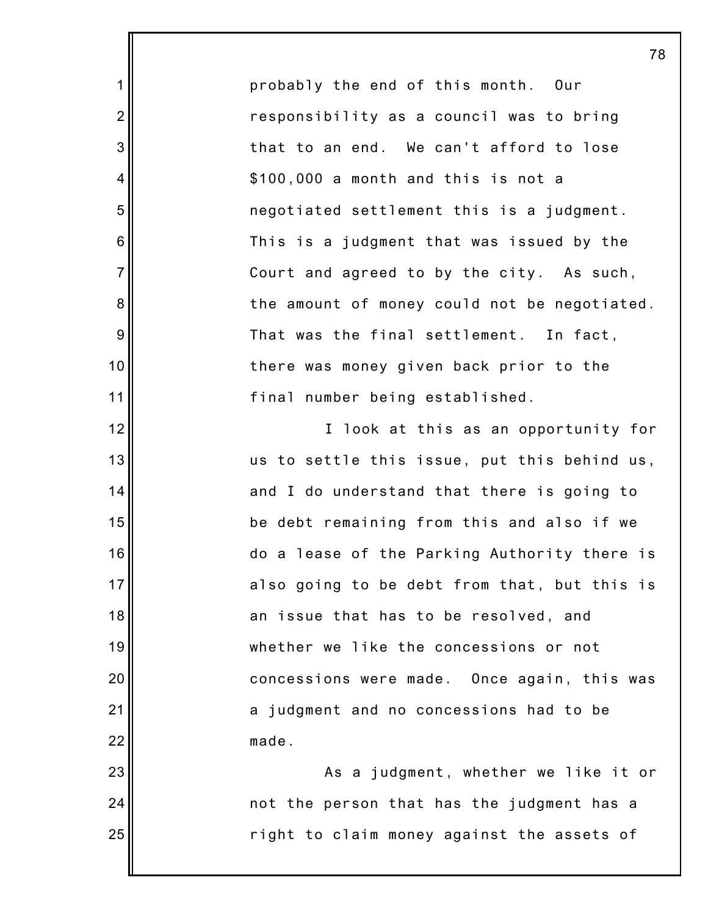probably the end of this month. Our responsibility as a council was to bring that to an end. We can't afford to lose $100,000 a month and this is not a negotiated settlement this is a judgment. This is a judgment that was issued by the Court and agreed to by the city. As such, the amount of money could not be negotiated. That was the final settlement. In fact, there was money given back prior to the final number being established.

I look at this as an opportunity for us to settle this issue, put this behind us, and I do understand that there is going to be debt remaining from this and also if we do a lease of the Parking Authority there is also going to be debt from that, but this is an issue that has to be resolved, and whether we like the concessions or not concessions were made. Once again, this was a judgment and no concessions had to be made.

As a judgment, whether we like it or not the person that has the judgment has a right to claim money against the assets of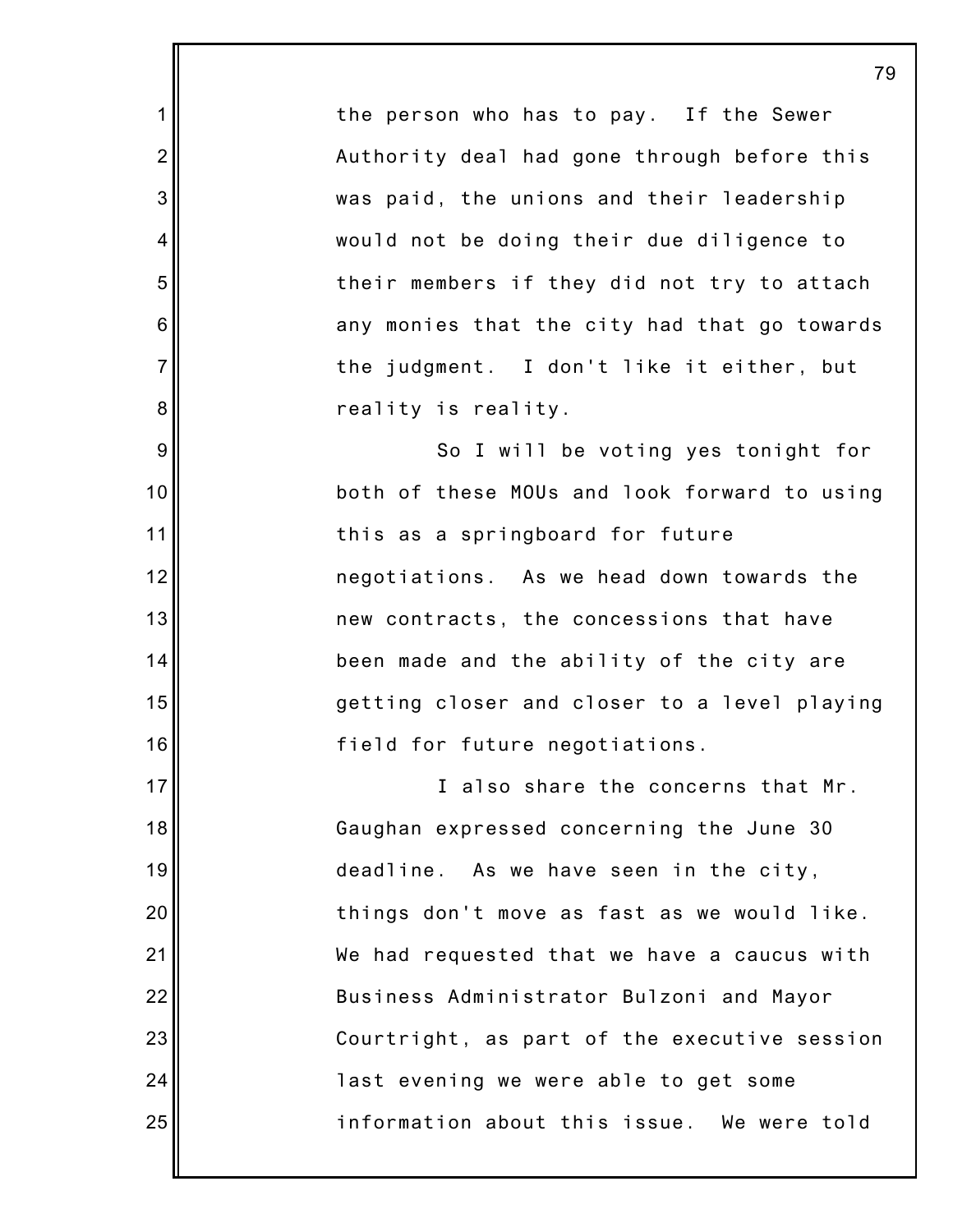the person who has to pay. If the Sewer Authority deal had gone through before this was paid, the unions and their leadership would not be doing their due diligence to their members if they did not try to attach any monies that the city had that go towards the judgment. I don't like it either, but reality is reality.

So I will be voting yes tonight for both of these MOUs and look forward to using this as a springboard for future negotiations. As we head down towards the new contracts, the concessions that have been made and the ability of the city are getting closer and closer to a level playing field for future negotiations.

I also share the concerns that Mr. Gaughan expressed concerning the June 30 deadline. As we have seen in the city, things don't move as fast as we would like. We had requested that we have a caucus with Business Administrator Bulzoni and Mayor Courtright, as part of the executive session last evening we were able to get some information about this issue. We were told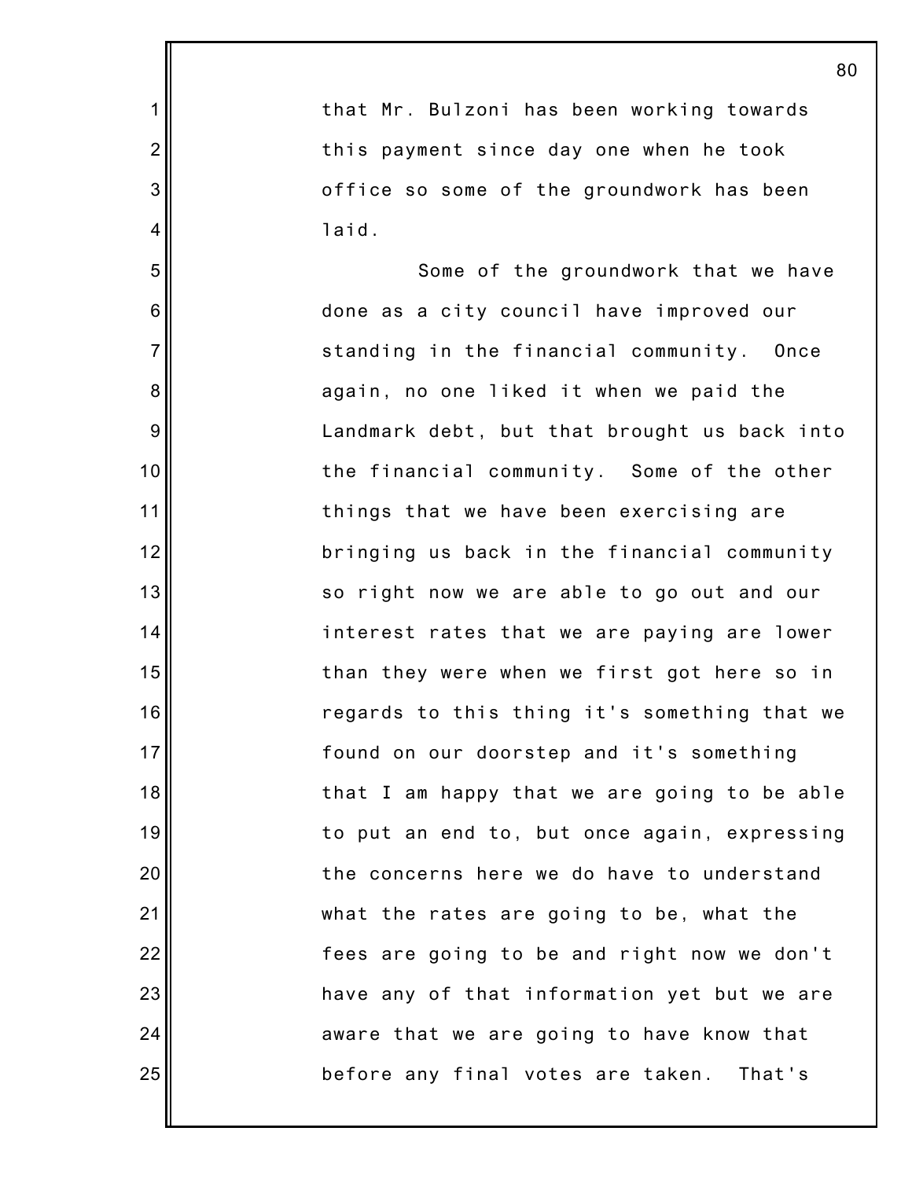that Mr. Bulzoni has been working towards this payment since day one when he took office so some of the groundwork has been laid.

Some of the groundwork that we have done as a city council have improved our standing in the financial community. Once again, no one liked it when we paid the Landmark debt, but that brought us back into the financial community. Some of the other things that we have been exercising are bringing us back in the financial community so right now we are able to go out and our interest rates that we are paying are lower than they were when we first got here so in regards to this thing it's something that we found on our doorstep and it's something that I am happy that we are going to be able to put an end to, but once again, expressing the concerns here we do have to understand what the rates are going to be, what the fees are going to be and right now we don't have any of that information yet but we are aware that we are going to have know that before any final votes are taken. That's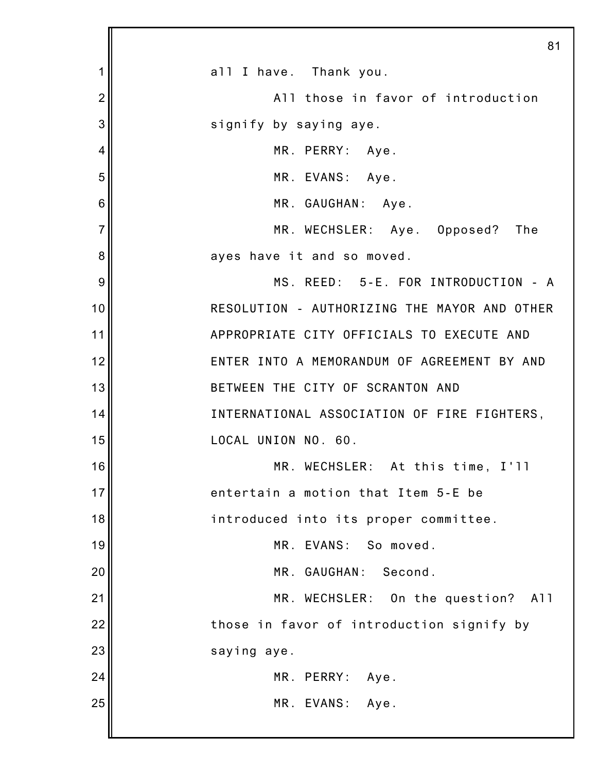all I have. Thank you.

All those in favor of introduction signify by saying aye.

MR. PERRY: Aye.

MR. EVANS: Aye.

MR. GAUGHAN: Aye.

MR. WECHSLER: Aye. Opposed? The ayes have it and so moved.

MS. REED: 5-E. FOR INTRODUCTION - A RESOLUTION - AUTHORIZING THE MAYOR AND OTHER APPROPRIATE CITY OFFICIALS TO EXECUTE AND ENTER INTO A MEMORANDUM OF AGREEMENT BY AND BETWEEN THE CITY OF SCRANTON AND INTERNATIONAL ASSOCIATION OF FIRE FIGHTERS, LOCAL UNION NO. 60.

MR. WECHSLER: At this time, I'll entertain a motion that Item 5-E be introduced into its proper committee.

MR. EVANS: So moved.

MR. GAUGHAN: Second.

MR. WECHSLER: On the question? All those in favor of introduction signify by saying aye.

MR. PERRY: Aye.

MR. EVANS: Aye.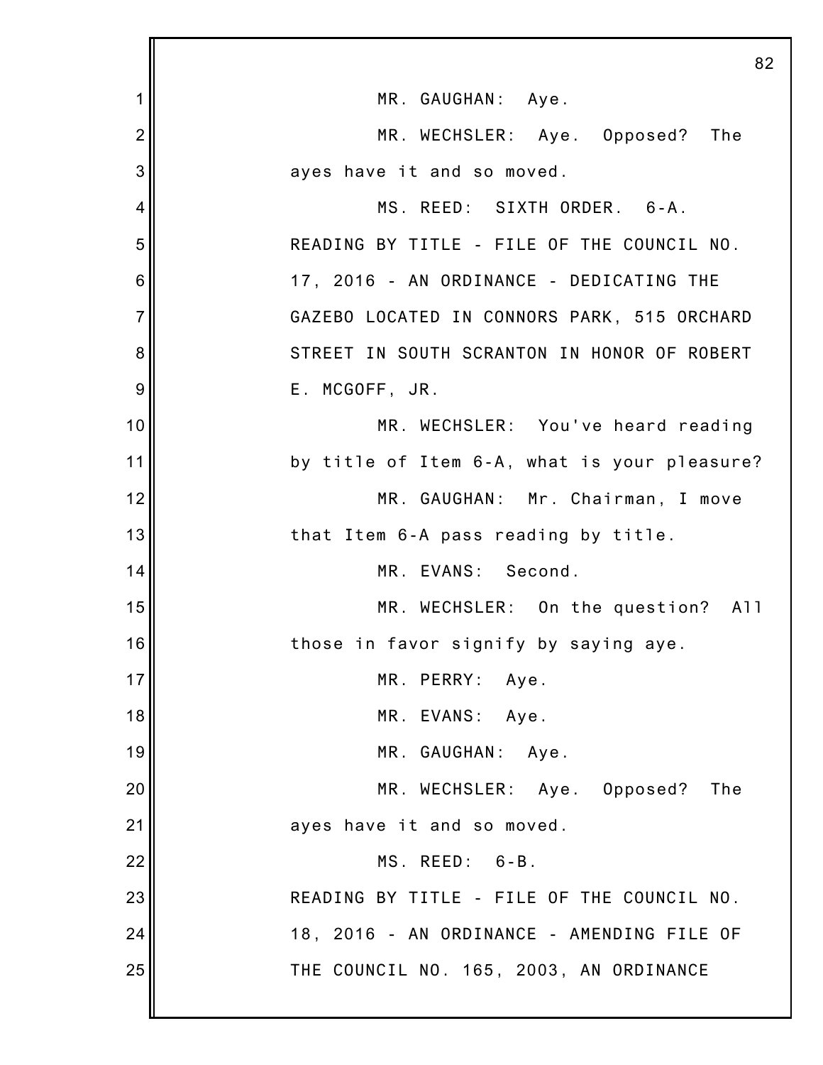MR. GAUGHAN: Aye.

MR. WECHSLER: Aye. Opposed? The ayes have it and so moved.

MS. REED: SIXTH ORDER. 6-A. READING BY TITLE - FILE OF THE COUNCIL NO. 17, 2016 - AN ORDINANCE - DEDICATING THE GAZEBO LOCATED IN CONNORS PARK, 515 ORCHARD STREET IN SOUTH SCRANTON IN HONOR OF ROBERT E. MCGOFF, JR.

MR. WECHSLER: You've heard reading by title of Item 6-A, what is your pleasure?

MR. GAUGHAN: Mr. Chairman, I move that Item 6-A pass reading by title.

MR. EVANS: Second.

MR. WECHSLER: On the question? All those in favor signify by saying aye.

MR. PERRY: Aye.

MR. EVANS: Aye.

MR. GAUGHAN: Aye.

MR. WECHSLER: Aye. Opposed? The ayes have it and so moved.

MS. REED: 6-B. READING BY TITLE - FILE OF THE COUNCIL NO. 18, 2016 - AN ORDINANCE - AMENDING FILE OF THE COUNCIL NO. 165, 2003, AN ORDINANCE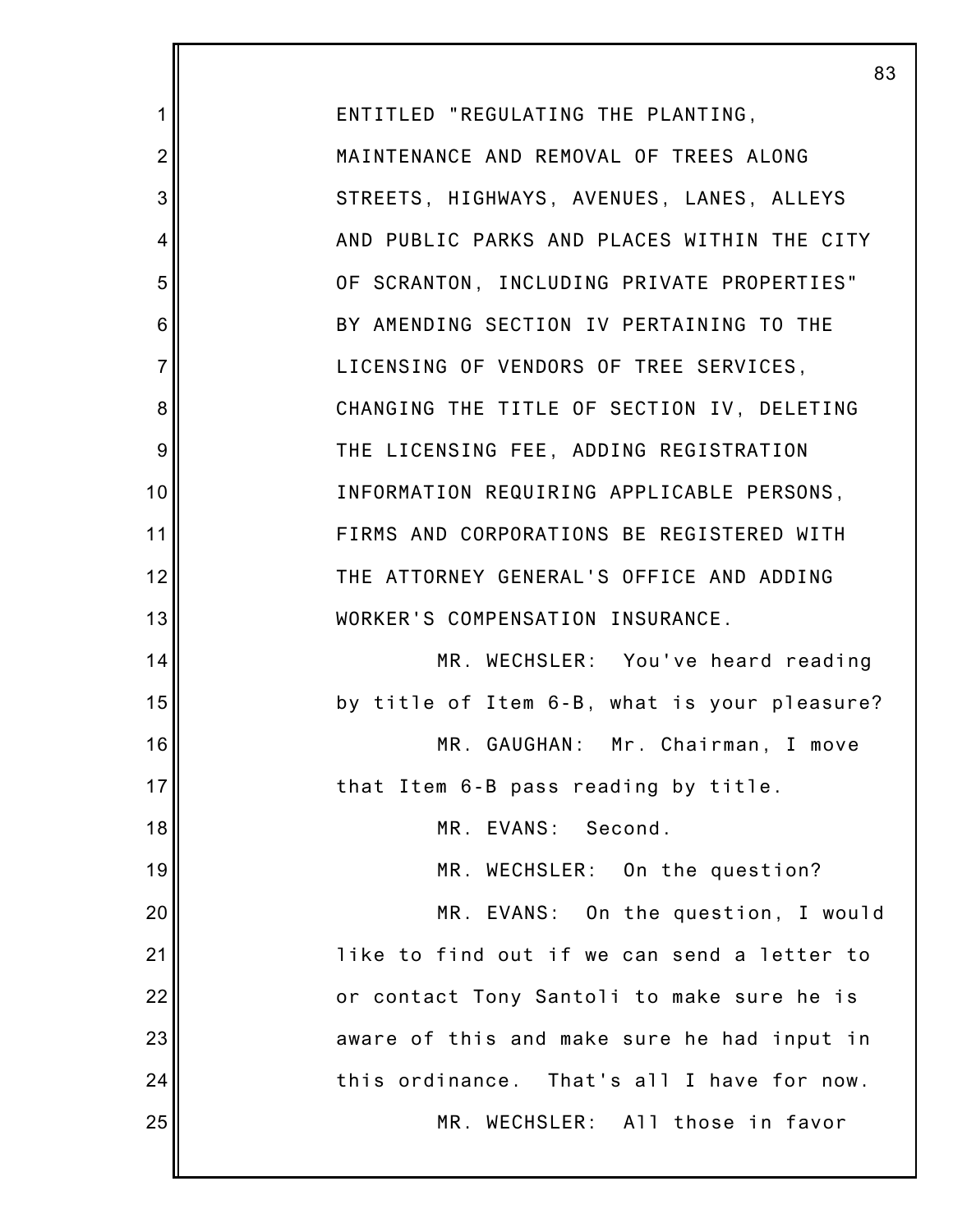ENTITLED "REGULATING THE PLANTING, MAINTENANCE AND REMOVAL OF TREES ALONG STREETS, HIGHWAYS, AVENUES, LANES, ALLEYS AND PUBLIC PARKS AND PLACES WITHIN THE CITY OF SCRANTON, INCLUDING PRIVATE PROPERTIES" BY AMENDING SECTION IV PERTAINING TO THE LICENSING OF VENDORS OF TREE SERVICES, CHANGING THE TITLE OF SECTION IV, DELETING THE LICENSING FEE, ADDING REGISTRATION INFORMATION REQUIRING APPLICABLE PERSONS, FIRMS AND CORPORATIONS BE REGISTERED WITH THE ATTORNEY GENERAL'S OFFICE AND ADDING WORKER'S COMPENSATION INSURANCE.

MR. WECHSLER: You've heard reading by title of Item 6-B, what is your pleasure?

MR. GAUGHAN: Mr. Chairman, I move that Item 6-B pass reading by title.

MR. EVANS: Second.

MR. WECHSLER: On the question?

MR. EVANS: On the question, I would like to find out if we can send a letter to or contact Tony Santoli to make sure he is aware of this and make sure he had input in this ordinance. That's all I have for now.

MR. WECHSLER: All those in favor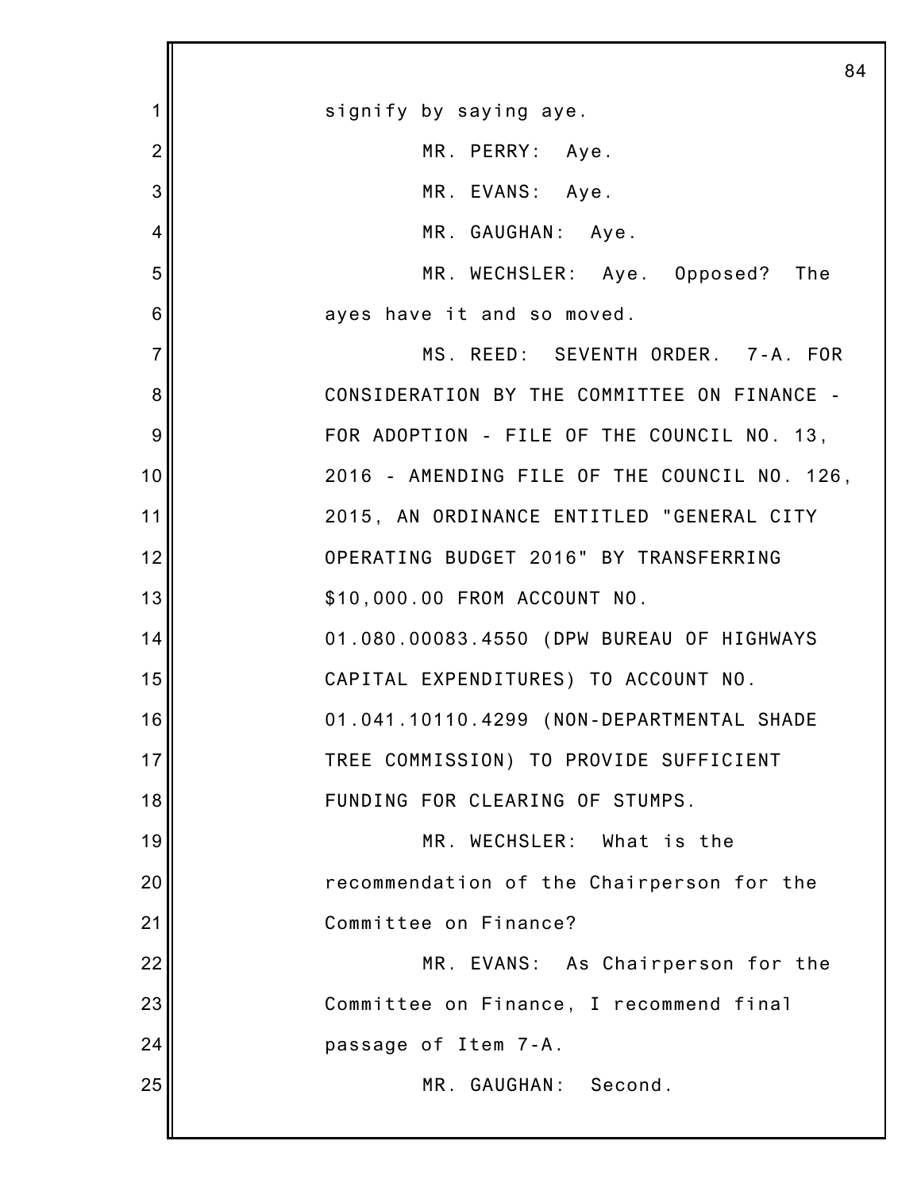signify by saying aye.

MR. PERRY: Aye.

MR. EVANS: Aye.

MR. GAUGHAN: Aye.

MR. WECHSLER: Aye. Opposed? The ayes have it and so moved.

MS. REED: SEVENTH ORDER. 7-A. FOR CONSIDERATION BY THE COMMITTEE ON FINANCE - FOR ADOPTION - FILE OF THE COUNCIL NO. 13, 2016 - AMENDING FILE OF THE COUNCIL NO. 126, 2015, AN ORDINANCE ENTITLED "GENERAL CITY OPERATING BUDGET 2016" BY TRANSFERRING $10,000.00 FROM ACCOUNT NO. 01.080.00083.4550 (DPW BUREAU OF HIGHWAYS CAPITAL EXPENDITURES) TO ACCOUNT NO. 01.041.10110.4299 (NON-DEPARTMENTAL SHADE TREE COMMISSION) TO PROVIDE SUFFICIENT FUNDING FOR CLEARING OF STUMPS.

MR. WECHSLER: What is the recommendation of the Chairperson for the Committee on Finance?

MR. EVANS: As Chairperson for the Committee on Finance, I recommend final passage of Item 7-A.

MR. GAUGHAN: Second.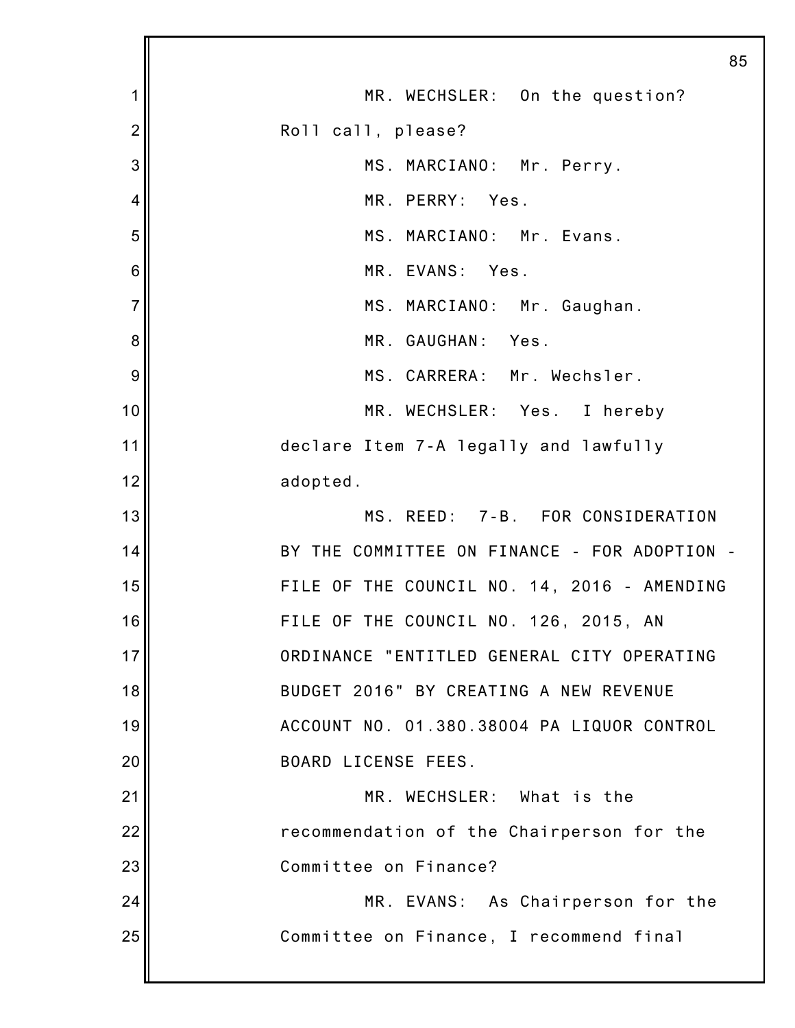MR. WECHSLER: On the question? Roll call, please?

MS. MARCIANO: Mr. Perry.

MR. PERRY: Yes.

MS. MARCIANO: Mr. Evans.

MR. EVANS: Yes.

MS. MARCIANO: Mr. Gaughan.

MR. GAUGHAN: Yes.

MS. CARRERA: Mr. Wechsler.

MR. WECHSLER: Yes. I hereby declare Item 7-A legally and lawfully adopted.

MS. REED: 7-B. FOR CONSIDERATION BY THE COMMITTEE ON FINANCE - FOR ADOPTION - FILE OF THE COUNCIL NO. 14, 2016 - AMENDING FILE OF THE COUNCIL NO. 126, 2015, AN ORDINANCE "ENTITLED GENERAL CITY OPERATING BUDGET 2016" BY CREATING A NEW REVENUE ACCOUNT NO. 01.380.38004 PA LIQUOR CONTROL BOARD LICENSE FEES.

MR. WECHSLER: What is the recommendation of the Chairperson for the Committee on Finance?

MR. EVANS: As Chairperson for the Committee on Finance, I recommend final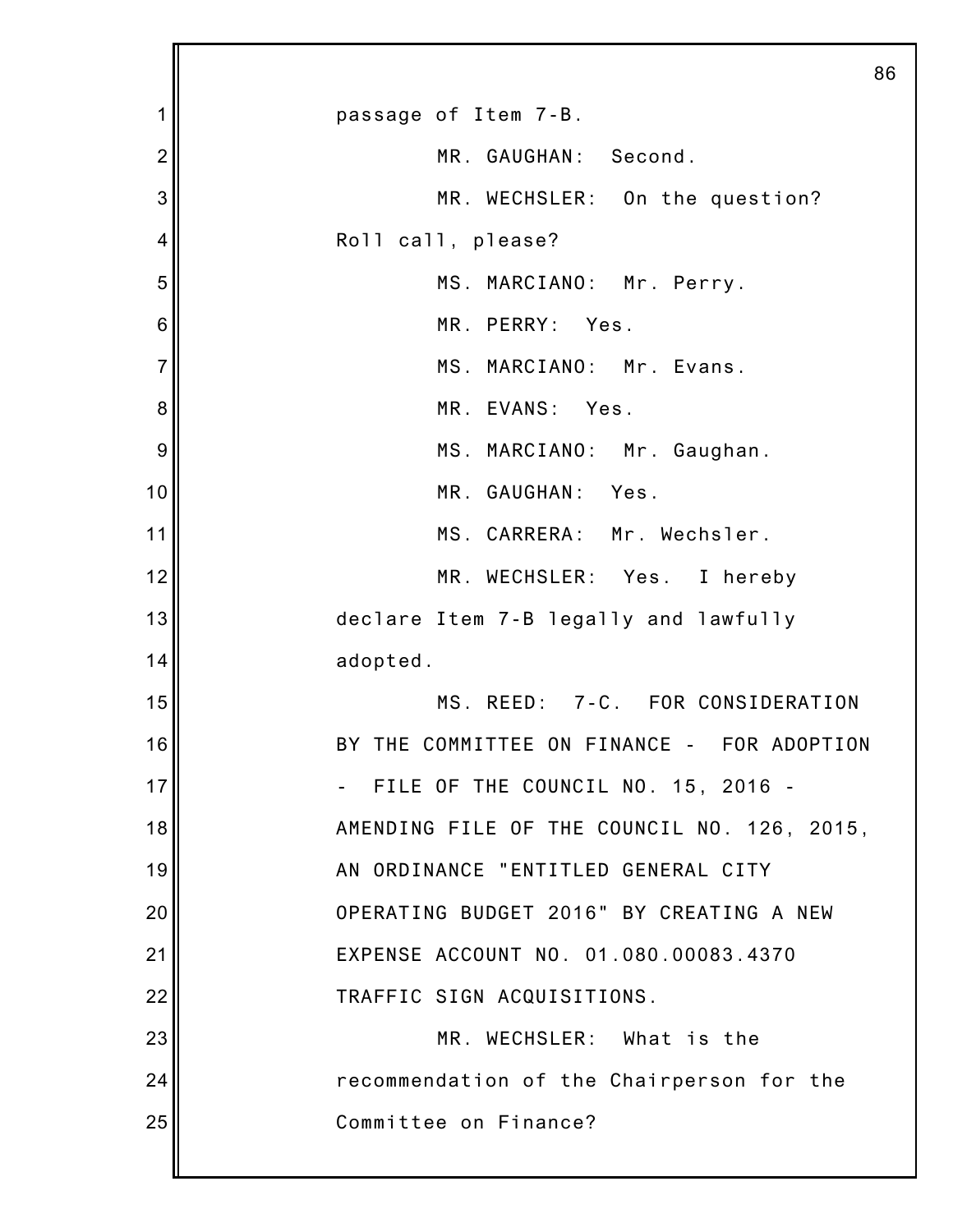passage of Item 7-B.

MR. GAUGHAN: Second.

MR. WECHSLER: On the question? Roll call, please?

MS. MARCIANO: Mr. Perry.

MR. PERRY: Yes.

MS. MARCIANO: Mr. Evans.

MR. EVANS: Yes.

MS. MARCIANO: Mr. Gaughan.

MR. GAUGHAN: Yes.

MS. CARRERA: Mr. Wechsler.

MR. WECHSLER: Yes. I hereby declare Item 7-B legally and lawfully adopted.

MS. REED: 7-C. FOR CONSIDERATION BY THE COMMITTEE ON FINANCE - FOR ADOPTION - FILE OF THE COUNCIL NO. 15, 2016 - AMENDING FILE OF THE COUNCIL NO. 126, 2015, AN ORDINANCE "ENTITLED GENERAL CITY OPERATING BUDGET 2016" BY CREATING A NEW EXPENSE ACCOUNT NO. 01.080.00083.4370 TRAFFIC SIGN ACQUISITIONS.

MR. WECHSLER: What is the recommendation of the Chairperson for the Committee on Finance?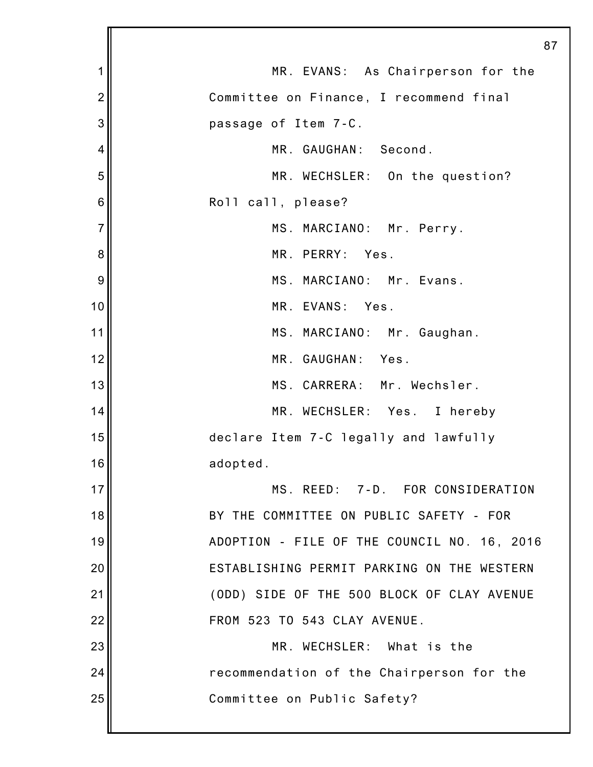MR. EVANS: As Chairperson for the Committee on Finance, I recommend final passage of Item 7-C.

MR. GAUGHAN: Second.

MR. WECHSLER: On the question? Roll call, please?

MS. MARCIANO: Mr. Perry.

MR. PERRY: Yes.

MS. MARCIANO: Mr. Evans.

MR. EVANS: Yes.

MS. MARCIANO: Mr. Gaughan.

MR. GAUGHAN: Yes.

MS. CARRERA: Mr. Wechsler.

MR. WECHSLER: Yes. I hereby declare Item 7-C legally and lawfully adopted.

MS. REED: 7-D. FOR CONSIDERATION BY THE COMMITTEE ON PUBLIC SAFETY - FOR ADOPTION - FILE OF THE COUNCIL NO. 16, 2016 ESTABLISHING PERMIT PARKING ON THE WESTERN (ODD) SIDE OF THE 500 BLOCK OF CLAY AVENUE FROM 523 TO 543 CLAY AVENUE.

MR. WECHSLER: What is the recommendation of the Chairperson for the Committee on Public Safety?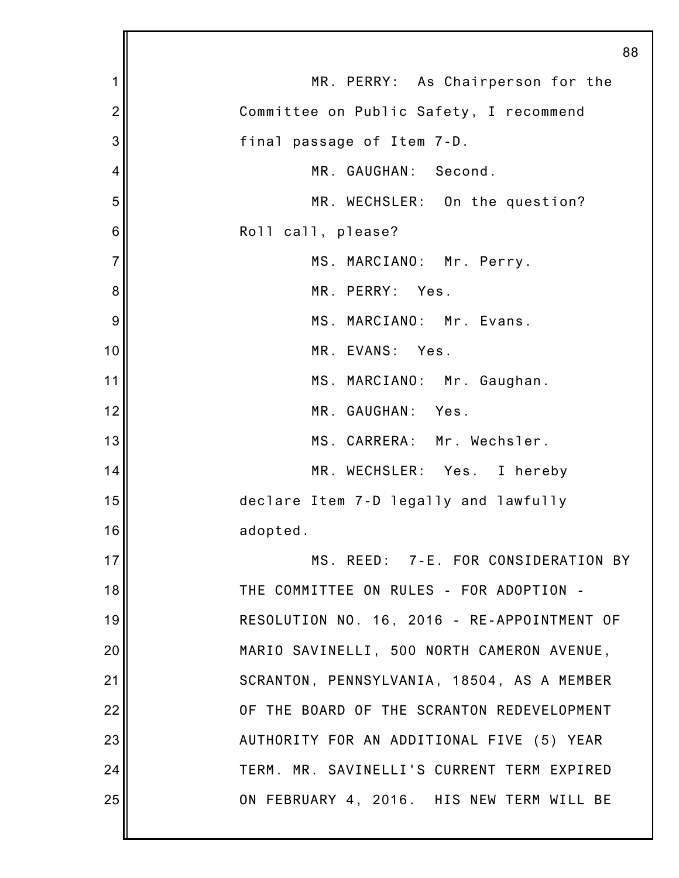MR. PERRY: As Chairperson for the Committee on Public Safety, I recommend final passage of Item 7-D.

MR. GAUGHAN: Second.

MR. WECHSLER: On the question? Roll call, please?

MS. MARCIANO: Mr. Perry.

MR. PERRY: Yes.

MS. MARCIANO: Mr. Evans.

MR. EVANS: Yes.

MS. MARCIANO: Mr. Gaughan.

MR. GAUGHAN: Yes.

MS. CARRERA: Mr. Wechsler.

MR. WECHSLER: Yes. I hereby declare Item 7-D legally and lawfully adopted.

MS. REED: 7-E. FOR CONSIDERATION BY THE COMMITTEE ON RULES - FOR ADOPTION - RESOLUTION NO. 16, 2016 - RE-APPOINTMENT OF MARIO SAVINELLI, 500 NORTH CAMERON AVENUE, SCRANTON, PENNSYLVANIA, 18504, AS A MEMBER OF THE BOARD OF THE SCRANTON REDEVELOPMENT AUTHORITY FOR AN ADDITIONAL FIVE (5) YEAR TERM. MR. SAVINELLI'S CURRENT TERM EXPIRED ON FEBRUARY 4, 2016. HIS NEW TERM WILL BE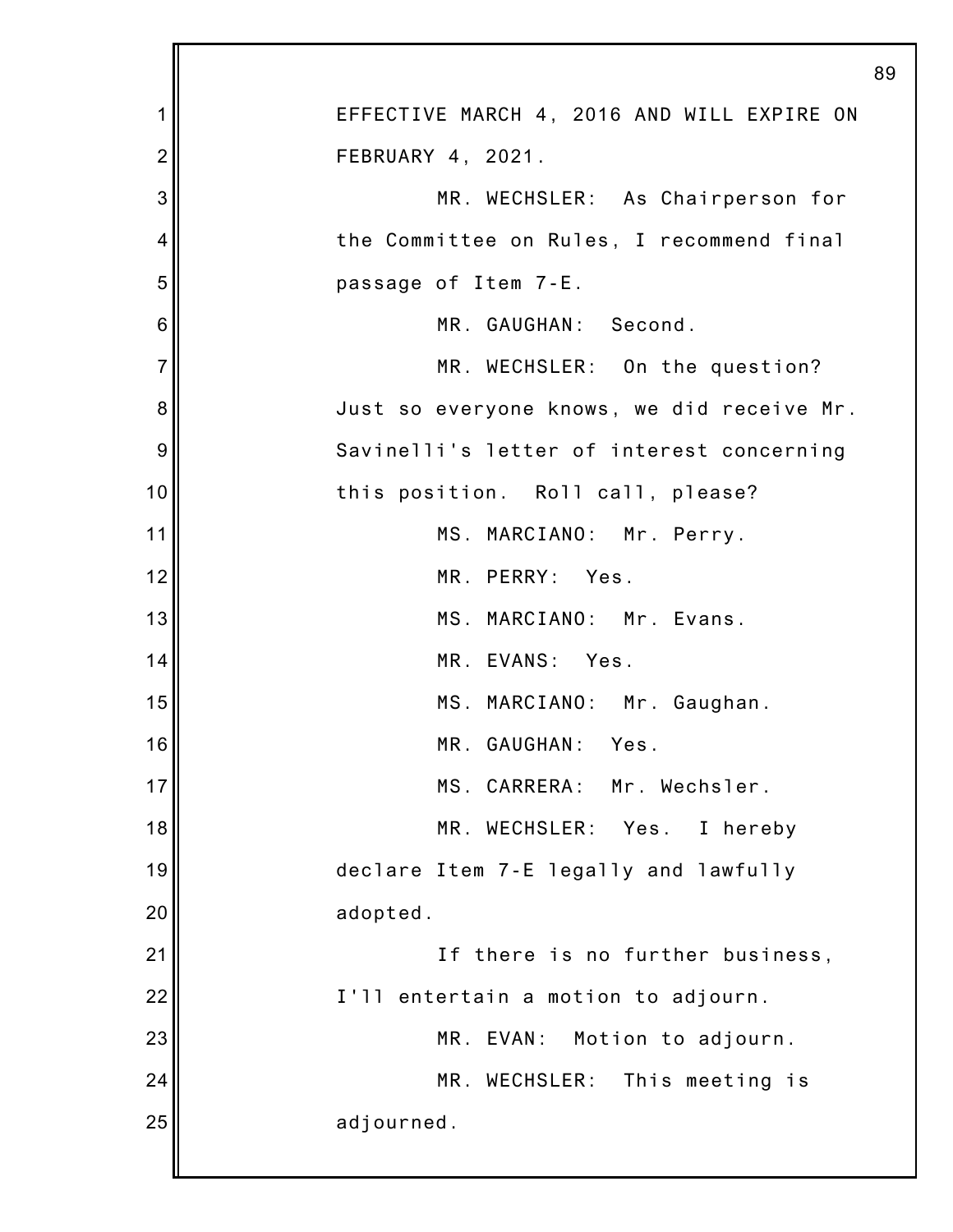EFFECTIVE MARCH 4, 2016 AND WILL EXPIRE ON FEBRUARY 4, 2021.

MR. WECHSLER: As Chairperson for the Committee on Rules, I recommend final passage of Item 7-E.

MR. GAUGHAN: Second.

MR. WECHSLER: On the question? Just so everyone knows, we did receive Mr. Savinelli's letter of interest concerning this position. Roll call, please?

MS. MARCIANO: Mr. Perry.

MR. PERRY: Yes.

MS. MARCIANO: Mr. Evans.

MR. EVANS: Yes.

MS. MARCIANO: Mr. Gaughan.

MR. GAUGHAN: Yes.

MS. CARRERA: Mr. Wechsler.

MR. WECHSLER: Yes. I hereby declare Item 7-E legally and lawfully adopted.

If there is no further business, I'll entertain a motion to adjourn.

MR. EVAN: Motion to adjourn.

MR. WECHSLER: This meeting is adjourned.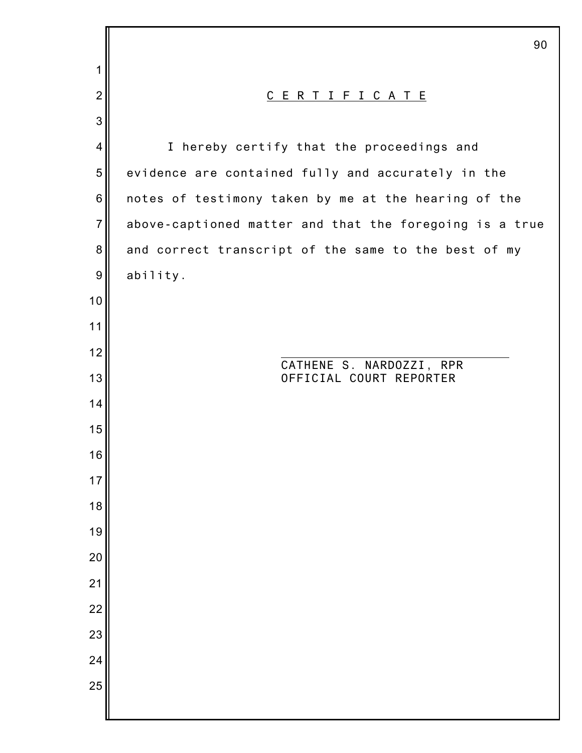## C E R T I F I C A T E

I hereby certify that the proceedings and evidence are contained fully and accurately in the notes of testimony taken by me at the hearing of the above-captioned matter and that the foregoing is a true and correct transcript of the same to the best of my ability.

\_\_\_\_\_\_\_\_\_\_\_\_\_\_\_\_\_\_\_\_\_\_\_\_\_\_\_\_\_\_

CATHENE S. NARDOZZI, RPR
OFFICIAL COURT REPORTER